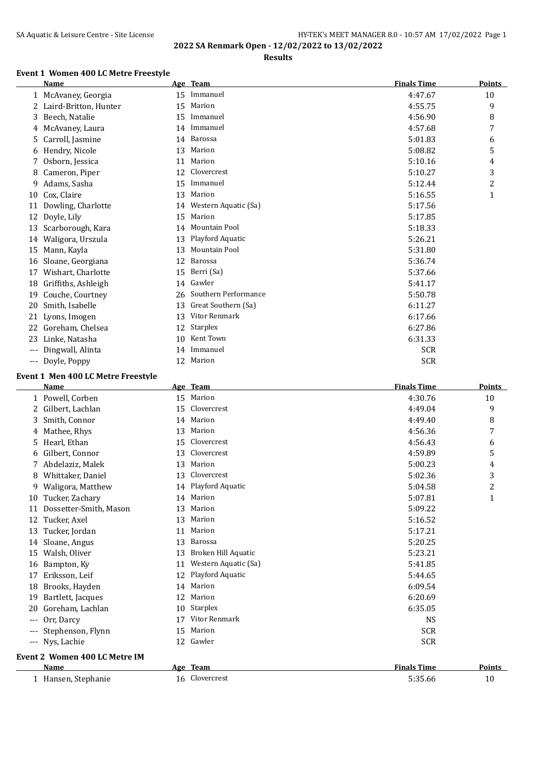## 2022 SA Renmark Open - 12/02/2022 to 13/02/2022

### Results

#### Event 1 Women 400 LC Metre Freestyle

| | Name | Age | Team | Finals Time | Points |
|---|---|---|---|---|---|
| 1 | McAvaney, Georgia | 15 | Immanuel | 4:47.67 | 10 |
| 2 | Laird-Britton, Hunter | 15 | Marion | 4:55.75 | 9 |
| 3 | Beech, Natalie | 15 | Immanuel | 4:56.90 | 8 |
| 4 | McAvaney, Laura | 14 | Immanuel | 4:57.68 | 7 |
| 5 | Carroll, Jasmine | 14 | Barossa | 5:01.83 | 6 |
| 6 | Hendry, Nicole | 13 | Marion | 5:08.82 | 5 |
| 7 | Osborn, Jessica | 11 | Marion | 5:10.16 | 4 |
| 8 | Cameron, Piper | 12 | Clovercrest | 5:10.27 | 3 |
| 9 | Adams, Sasha | 15 | Immanuel | 5:12.44 | 2 |
| 10 | Cox, Claire | 13 | Marion | 5:16.55 | 1 |
| 11 | Dowling, Charlotte | 14 | Western Aquatic (Sa) | 5:17.56 | |
| 12 | Doyle, Lily | 15 | Marion | 5:17.85 | |
| 13 | Scarborough, Kara | 14 | Mountain Pool | 5:18.33 | |
| 14 | Waligora, Urszula | 13 | Playford Aquatic | 5:26.21 | |
| 15 | Mann, Kayla | 13 | Mountain Pool | 5:31.80 | |
| 16 | Sloane, Georgiana | 12 | Barossa | 5:36.74 | |
| 17 | Wishart, Charlotte | 15 | Berri (Sa) | 5:37.66 | |
| 18 | Griffiths, Ashleigh | 14 | Gawler | 5:41.17 | |
| 19 | Couche, Courtney | 26 | Southern Performance | 5:50.78 | |
| 20 | Smith, Isabelle | 13 | Great Southern (Sa) | 6:11.27 | |
| 21 | Lyons, Imogen | 13 | Vitor Renmark | 6:17.66 | |
| 22 | Goreham, Chelsea | 12 | Starplex | 6:27.86 | |
| 23 | Linke, Natasha | 10 | Kent Town | 6:31.33 | |
| --- | Dingwall, Alinta | 14 | Immanuel | SCR | |
| --- | Doyle, Poppy | 12 | Marion | SCR | |

#### Event 1 Men 400 LC Metre Freestyle

| | Name | Age | Team | Finals Time | Points |
|---|---|---|---|---|---|
| 1 | Powell, Corben | 15 | Marion | 4:30.76 | 10 |
| 2 | Gilbert, Lachlan | 15 | Clovercrest | 4:49.04 | 9 |
| 3 | Smith, Connor | 14 | Marion | 4:49.40 | 8 |
| 4 | Mathee, Rhys | 13 | Marion | 4:56.36 | 7 |
| 5 | Hearl, Ethan | 15 | Clovercrest | 4:56.43 | 6 |
| 6 | Gilbert, Connor | 13 | Clovercrest | 4:59.89 | 5 |
| 7 | Abdelaziz, Malek | 13 | Marion | 5:00.23 | 4 |
| 8 | Whittaker, Daniel | 13 | Clovercrest | 5:02.36 | 3 |
| 9 | Waligora, Matthew | 14 | Playford Aquatic | 5:04.58 | 2 |
| 10 | Tucker, Zachary | 14 | Marion | 5:07.81 | 1 |
| 11 | Dossetter-Smith, Mason | 13 | Marion | 5:09.22 | |
| 12 | Tucker, Axel | 13 | Marion | 5:16.52 | |
| 13 | Tucker, Jordan | 11 | Marion | 5:17.21 | |
| 14 | Sloane, Angus | 13 | Barossa | 5:20.25 | |
| 15 | Walsh, Oliver | 13 | Broken Hill Aquatic | 5:23.21 | |
| 16 | Bampton, Ky | 11 | Western Aquatic (Sa) | 5:41.85 | |
| 17 | Eriksson, Leif | 12 | Playford Aquatic | 5:44.65 | |
| 18 | Brooks, Hayden | 14 | Marion | 6:09.54 | |
| 19 | Bartlett, Jacques | 12 | Marion | 6:20.69 | |
| 20 | Goreham, Lachlan | 10 | Starplex | 6:35.05 | |
| --- | Orr, Darcy | 17 | Vitor Renmark | NS | |
| --- | Stephenson, Flynn | 15 | Marion | SCR | |
| --- | Nys, Lachie | 12 | Gawler | SCR | |

#### Event 2 Women 400 LC Metre IM

| | Name | Age | Team | Finals Time | Points |
|---|---|---|---|---|---|
| 1 | Hansen, Stephanie | 16 | Clovercrest | 5:35.66 | 10 |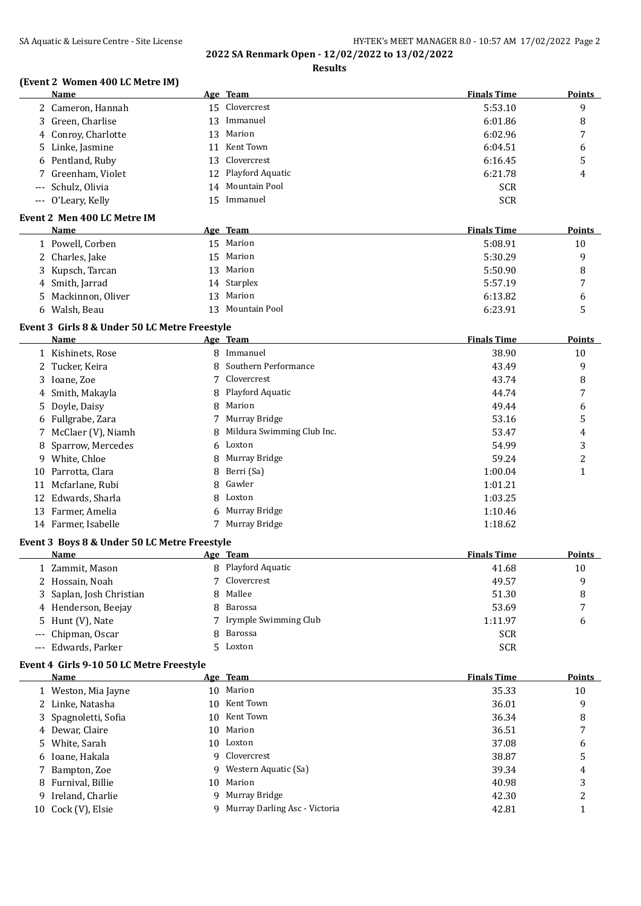# 2022 SA Renmark Open - 12/02/2022 to 13/02/2022

## Results

### (Event 2 Women 400 LC Metre IM)

| | Name | Age | Team | Finals Time | Points |
|---|---|---|---|---|---|
| 2 | Cameron, Hannah | 15 | Clovercrest | 5:53.10 | 9 |
| 3 | Green, Charlise | 13 | Immanuel | 6:01.86 | 8 |
| 4 | Conroy, Charlotte | 13 | Marion | 6:02.96 | 7 |
| 5 | Linke, Jasmine | 11 | Kent Town | 6:04.51 | 6 |
| 6 | Pentland, Ruby | 13 | Clovercrest | 6:16.45 | 5 |
| 7 | Greenham, Violet | 12 | Playford Aquatic | 6:21.78 | 4 |
| --- | Schulz, Olivia | 14 | Mountain Pool | SCR | |
| --- | O'Leary, Kelly | 15 | Immanuel | SCR | |

### Event 2 Men 400 LC Metre IM

| | Name | Age | Team | Finals Time | Points |
|---|---|---|---|---|---|
| 1 | Powell, Corben | 15 | Marion | 5:08.91 | 10 |
| 2 | Charles, Jake | 15 | Marion | 5:30.29 | 9 |
| 3 | Kupsch, Tarcan | 13 | Marion | 5:50.90 | 8 |
| 4 | Smith, Jarrad | 14 | Starplex | 5:57.19 | 7 |
| 5 | Mackinnon, Oliver | 13 | Marion | 6:13.82 | 6 |
| 6 | Walsh, Beau | 13 | Mountain Pool | 6:23.91 | 5 |

### Event 3 Girls 8 & Under 50 LC Metre Freestyle

| | Name | Age | Team | Finals Time | Points |
|---|---|---|---|---|---|
| 1 | Kishinets, Rose | 8 | Immanuel | 38.90 | 10 |
| 2 | Tucker, Keira | 8 | Southern Performance | 43.49 | 9 |
| 3 | Ioane, Zoe | 7 | Clovercrest | 43.74 | 8 |
| 4 | Smith, Makayla | 8 | Playford Aquatic | 44.74 | 7 |
| 5 | Doyle, Daisy | 8 | Marion | 49.44 | 6 |
| 6 | Fullgrabe, Zara | 7 | Murray Bridge | 53.16 | 5 |
| 7 | McClaer (V), Niamh | 8 | Mildura Swimming Club Inc. | 53.47 | 4 |
| 8 | Sparrow, Mercedes | 6 | Loxton | 54.99 | 3 |
| 9 | White, Chloe | 8 | Murray Bridge | 59.24 | 2 |
| 10 | Parrotta, Clara | 8 | Berri (Sa) | 1:00.04 | 1 |
| 11 | Mcfarlane, Rubi | 8 | Gawler | 1:01.21 | |
| 12 | Edwards, Sharla | 8 | Loxton | 1:03.25 | |
| 13 | Farmer, Amelia | 6 | Murray Bridge | 1:10.46 | |
| 14 | Farmer, Isabelle | 7 | Murray Bridge | 1:18.62 | |

### Event 3 Boys 8 & Under 50 LC Metre Freestyle

| | Name | Age | Team | Finals Time | Points |
|---|---|---|---|---|---|
| 1 | Zammit, Mason | 8 | Playford Aquatic | 41.68 | 10 |
| 2 | Hossain, Noah | 7 | Clovercrest | 49.57 | 9 |
| 3 | Saplan, Josh Christian | 8 | Mallee | 51.30 | 8 |
| 4 | Henderson, Beejay | 8 | Barossa | 53.69 | 7 |
| 5 | Hunt (V), Nate | 7 | Irymple Swimming Club | 1:11.97 | 6 |
| --- | Chipman, Oscar | 8 | Barossa | SCR | |
| --- | Edwards, Parker | 5 | Loxton | SCR | |

### Event 4 Girls 9-10 50 LC Metre Freestyle

| | Name | Age | Team | Finals Time | Points |
|---|---|---|---|---|---|
| 1 | Weston, Mia Jayne | 10 | Marion | 35.33 | 10 |
| 2 | Linke, Natasha | 10 | Kent Town | 36.01 | 9 |
| 3 | Spagnoletti, Sofia | 10 | Kent Town | 36.34 | 8 |
| 4 | Dewar, Claire | 10 | Marion | 36.51 | 7 |
| 5 | White, Sarah | 10 | Loxton | 37.08 | 6 |
| 6 | Ioane, Hakala | 9 | Clovercrest | 38.87 | 5 |
| 7 | Bampton, Zoe | 9 | Western Aquatic (Sa) | 39.34 | 4 |
| 8 | Furnival, Billie | 10 | Marion | 40.98 | 3 |
| 9 | Ireland, Charlie | 9 | Murray Bridge | 42.30 | 2 |
| 10 | Cock (V), Elsie | 9 | Murray Darling Asc - Victoria | 42.81 | 1 |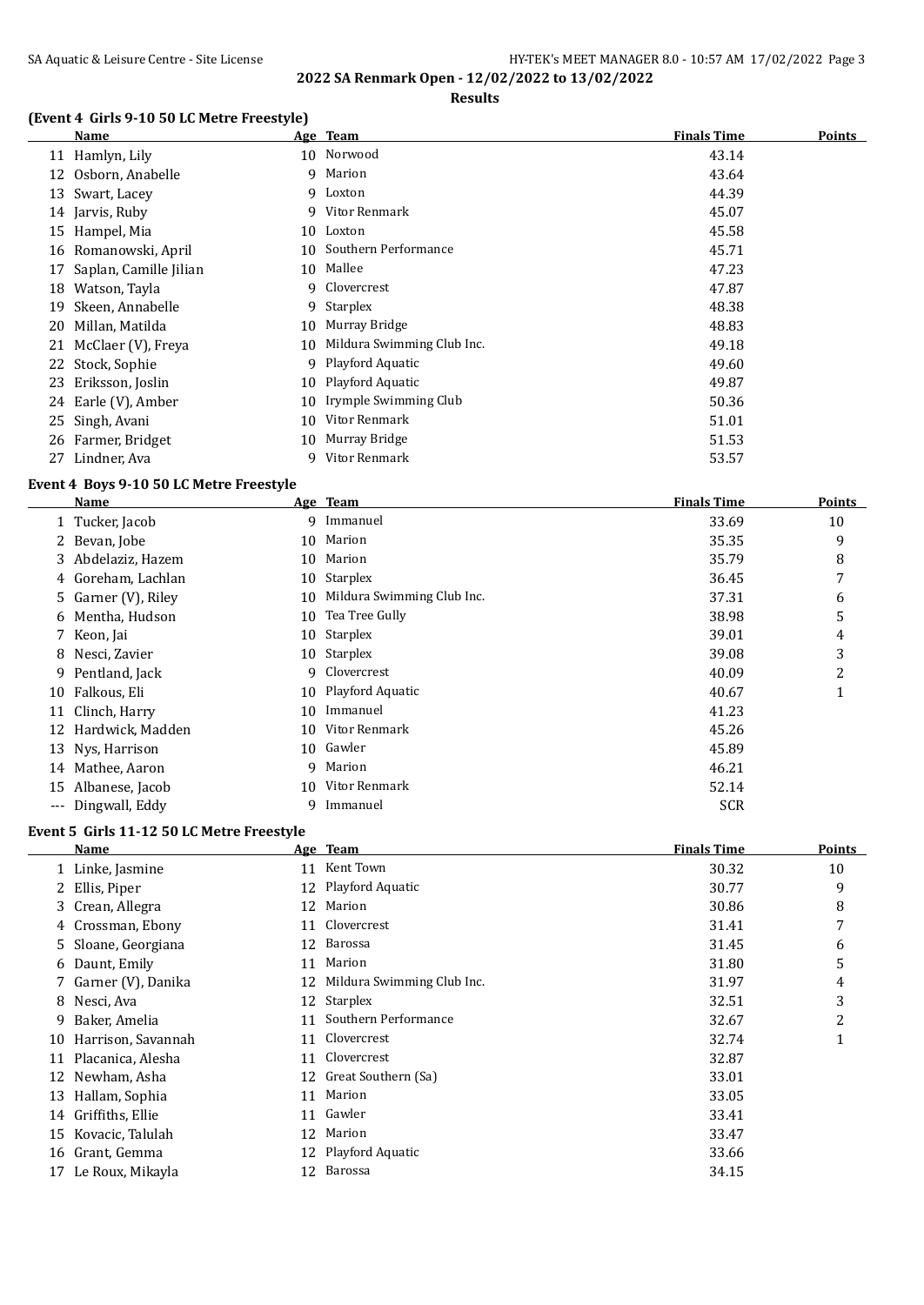## 2022 SA Renmark Open - 12/02/2022 to 13/02/2022

### Results

#### (Event 4 Girls 9-10 50 LC Metre Freestyle)

| | Name | Age | Team | Finals Time | Points |
|---|---|---|---|---|---|
| 11 | Hamlyn, Lily | 10 | Norwood | 43.14 | |
| 12 | Osborn, Anabelle | 9 | Marion | 43.64 | |
| 13 | Swart, Lacey | 9 | Loxton | 44.39 | |
| 14 | Jarvis, Ruby | 9 | Vitor Renmark | 45.07 | |
| 15 | Hampel, Mia | 10 | Loxton | 45.58 | |
| 16 | Romanowski, April | 10 | Southern Performance | 45.71 | |
| 17 | Saplan, Camille Jilian | 10 | Mallee | 47.23 | |
| 18 | Watson, Tayla | 9 | Clovercrest | 47.87 | |
| 19 | Skeen, Annabelle | 9 | Starplex | 48.38 | |
| 20 | Millan, Matilda | 10 | Murray Bridge | 48.83 | |
| 21 | McClaer (V), Freya | 10 | Mildura Swimming Club Inc. | 49.18 | |
| 22 | Stock, Sophie | 9 | Playford Aquatic | 49.60 | |
| 23 | Eriksson, Joslin | 10 | Playford Aquatic | 49.87 | |
| 24 | Earle (V), Amber | 10 | Irymple Swimming Club | 50.36 | |
| 25 | Singh, Avani | 10 | Vitor Renmark | 51.01 | |
| 26 | Farmer, Bridget | 10 | Murray Bridge | 51.53 | |
| 27 | Lindner, Ava | 9 | Vitor Renmark | 53.57 | |

#### Event 4 Boys 9-10 50 LC Metre Freestyle

| | Name | Age | Team | Finals Time | Points |
|---|---|---|---|---|---|
| 1 | Tucker, Jacob | 9 | Immanuel | 33.69 | 10 |
| 2 | Bevan, Jobe | 10 | Marion | 35.35 | 9 |
| 3 | Abdelaziz, Hazem | 10 | Marion | 35.79 | 8 |
| 4 | Goreham, Lachlan | 10 | Starplex | 36.45 | 7 |
| 5 | Garner (V), Riley | 10 | Mildura Swimming Club Inc. | 37.31 | 6 |
| 6 | Mentha, Hudson | 10 | Tea Tree Gully | 38.98 | 5 |
| 7 | Keon, Jai | 10 | Starplex | 39.01 | 4 |
| 8 | Nesci, Zavier | 10 | Starplex | 39.08 | 3 |
| 9 | Pentland, Jack | 9 | Clovercrest | 40.09 | 2 |
| 10 | Falkous, Eli | 10 | Playford Aquatic | 40.67 | 1 |
| 11 | Clinch, Harry | 10 | Immanuel | 41.23 | |
| 12 | Hardwick, Madden | 10 | Vitor Renmark | 45.26 | |
| 13 | Nys, Harrison | 10 | Gawler | 45.89 | |
| 14 | Mathee, Aaron | 9 | Marion | 46.21 | |
| 15 | Albanese, Jacob | 10 | Vitor Renmark | 52.14 | |
| --- | Dingwall, Eddy | 9 | Immanuel | SCR | |

#### Event 5 Girls 11-12 50 LC Metre Freestyle

| | Name | Age | Team | Finals Time | Points |
|---|---|---|---|---|---|
| 1 | Linke, Jasmine | 11 | Kent Town | 30.32 | 10 |
| 2 | Ellis, Piper | 12 | Playford Aquatic | 30.77 | 9 |
| 3 | Crean, Allegra | 12 | Marion | 30.86 | 8 |
| 4 | Crossman, Ebony | 11 | Clovercrest | 31.41 | 7 |
| 5 | Sloane, Georgiana | 12 | Barossa | 31.45 | 6 |
| 6 | Daunt, Emily | 11 | Marion | 31.80 | 5 |
| 7 | Garner (V), Danika | 12 | Mildura Swimming Club Inc. | 31.97 | 4 |
| 8 | Nesci, Ava | 12 | Starplex | 32.51 | 3 |
| 9 | Baker, Amelia | 11 | Southern Performance | 32.67 | 2 |
| 10 | Harrison, Savannah | 11 | Clovercrest | 32.74 | 1 |
| 11 | Placanica, Alesha | 11 | Clovercrest | 32.87 | |
| 12 | Newham, Asha | 12 | Great Southern (Sa) | 33.01 | |
| 13 | Hallam, Sophia | 11 | Marion | 33.05 | |
| 14 | Griffiths, Ellie | 11 | Gawler | 33.41 | |
| 15 | Kovacic, Talulah | 12 | Marion | 33.47 | |
| 16 | Grant, Gemma | 12 | Playford Aquatic | 33.66 | |
| 17 | Le Roux, Mikayla | 12 | Barossa | 34.15 | |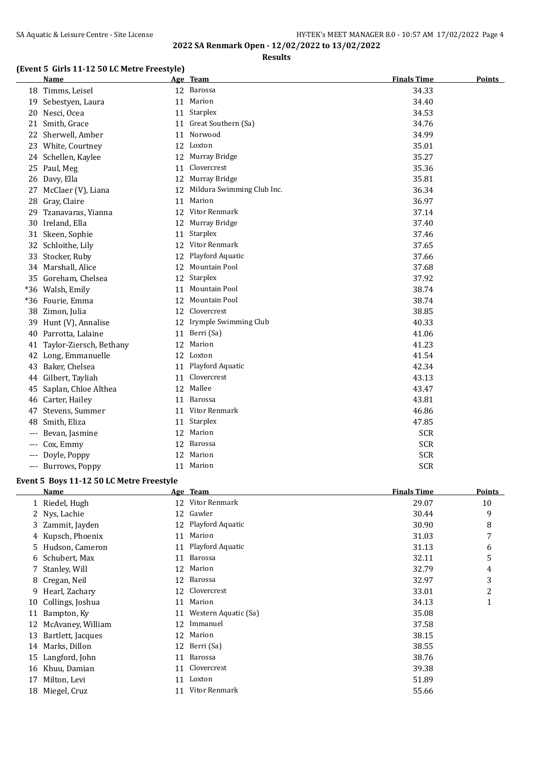**2022 SA Renmark Open - 12/02/2022 to 13/02/2022**

**Results**

## (Event 5 Girls 11-12 50 LC Metre Freestyle)

| | Name | Age | Team | Finals Time | Points |
|---|---|---|---|---|---|
| 18 | Timms, Leisel | 12 | Barossa | 34.33 | |
| 19 | Sebestyen, Laura | 11 | Marion | 34.40 | |
| 20 | Nesci, Ocea | 11 | Starplex | 34.53 | |
| 21 | Smith, Grace | 11 | Great Southern (Sa) | 34.76 | |
| 22 | Sherwell, Amber | 11 | Norwood | 34.99 | |
| 23 | White, Courtney | 12 | Loxton | 35.01 | |
| 24 | Schellen, Kaylee | 12 | Murray Bridge | 35.27 | |
| 25 | Paul, Meg | 11 | Clovercrest | 35.36 | |
| 26 | Davy, Ella | 12 | Murray Bridge | 35.81 | |
| 27 | McClaer (V), Liana | 12 | Mildura Swimming Club Inc. | 36.34 | |
| 28 | Gray, Claire | 11 | Marion | 36.97 | |
| 29 | Tzanavaras, Yianna | 12 | Vitor Renmark | 37.14 | |
| 30 | Ireland, Ella | 12 | Murray Bridge | 37.40 | |
| 31 | Skeen, Sophie | 11 | Starplex | 37.46 | |
| 32 | Schloithe, Lily | 12 | Vitor Renmark | 37.65 | |
| 33 | Stocker, Ruby | 12 | Playford Aquatic | 37.66 | |
| 34 | Marshall, Alice | 12 | Mountain Pool | 37.68 | |
| 35 | Goreham, Chelsea | 12 | Starplex | 37.92 | |
| *36 | Walsh, Emily | 11 | Mountain Pool | 38.74 | |
| *36 | Fourie, Emma | 12 | Mountain Pool | 38.74 | |
| 38 | Zimon, Julia | 12 | Clovercrest | 38.85 | |
| 39 | Hunt (V), Annalise | 12 | Irymple Swimming Club | 40.33 | |
| 40 | Parrotta, Lalaine | 11 | Berri (Sa) | 41.06 | |
| 41 | Taylor-Ziersch, Bethany | 12 | Marion | 41.23 | |
| 42 | Long, Emmanuelle | 12 | Loxton | 41.54 | |
| 43 | Baker, Chelsea | 11 | Playford Aquatic | 42.34 | |
| 44 | Gilbert, Tayliah | 11 | Clovercrest | 43.13 | |
| 45 | Saplan, Chloe Althea | 12 | Mallee | 43.47 | |
| 46 | Carter, Hailey | 11 | Barossa | 43.81 | |
| 47 | Stevens, Summer | 11 | Vitor Renmark | 46.86 | |
| 48 | Smith, Eliza | 11 | Starplex | 47.85 | |
| --- | Bevan, Jasmine | 12 | Marion | SCR | |
| --- | Cox, Emmy | 12 | Barossa | SCR | |
| --- | Doyle, Poppy | 12 | Marion | SCR | |
| --- | Burrows, Poppy | 11 | Marion | SCR | |

## Event 5 Boys 11-12 50 LC Metre Freestyle

| | Name | Age | Team | Finals Time | Points |
|---|---|---|---|---|---|
| 1 | Riedel, Hugh | 12 | Vitor Renmark | 29.07 | 10 |
| 2 | Nys, Lachie | 12 | Gawler | 30.44 | 9 |
| 3 | Zammit, Jayden | 12 | Playford Aquatic | 30.90 | 8 |
| 4 | Kupsch, Phoenix | 11 | Marion | 31.03 | 7 |
| 5 | Hudson, Cameron | 11 | Playford Aquatic | 31.13 | 6 |
| 6 | Schubert, Max | 11 | Barossa | 32.11 | 5 |
| 7 | Stanley, Will | 12 | Marion | 32.79 | 4 |
| 8 | Cregan, Neil | 12 | Barossa | 32.97 | 3 |
| 9 | Hearl, Zachary | 12 | Clovercrest | 33.01 | 2 |
| 10 | Collings, Joshua | 11 | Marion | 34.13 | 1 |
| 11 | Bampton, Ky | 11 | Western Aquatic (Sa) | 35.08 | |
| 12 | McAvaney, William | 12 | Immanuel | 37.58 | |
| 13 | Bartlett, Jacques | 12 | Marion | 38.15 | |
| 14 | Marks, Dillon | 12 | Berri (Sa) | 38.55 | |
| 15 | Langford, John | 11 | Barossa | 38.76 | |
| 16 | Khuu, Damian | 11 | Clovercrest | 39.38 | |
| 17 | Milton, Levi | 11 | Loxton | 51.89 | |
| 18 | Miegel, Cruz | 11 | Vitor Renmark | 55.66 | |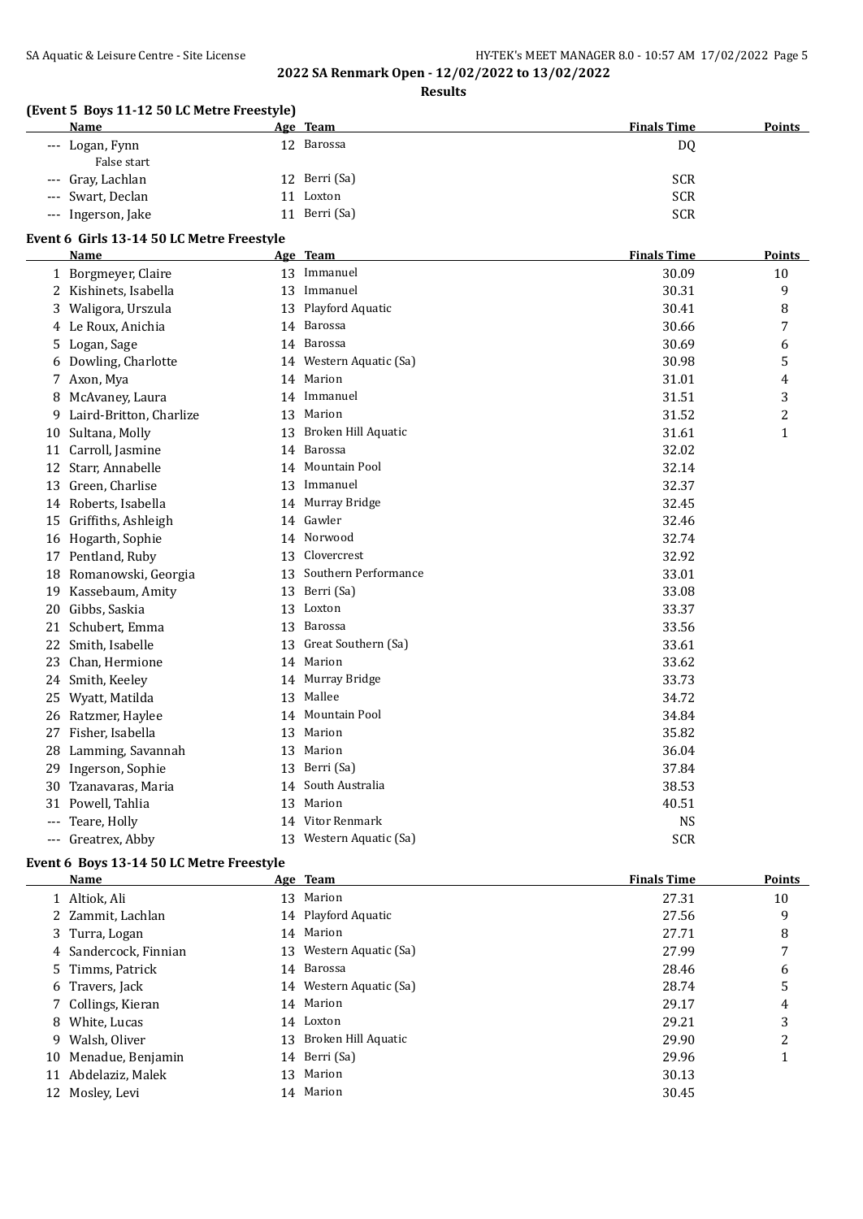**2022 SA Renmark Open - 12/02/2022 to 13/02/2022**

**Results**

### (Event 5 Boys 11-12 50 LC Metre Freestyle)

| | Name | Age | Team | Finals Time | Points |
|---|---|---|---|---|---|
| --- | Logan, Fynn | 12 | Barossa | DQ | |
| | False start | | | | |
| --- | Gray, Lachlan | 12 | Berri (Sa) | SCR | |
| --- | Swart, Declan | 11 | Loxton | SCR | |
| --- | Ingerson, Jake | 11 | Berri (Sa) | SCR | |

### Event 6 Girls 13-14 50 LC Metre Freestyle

| | Name | Age | Team | Finals Time | Points |
|---|---|---|---|---|---|
| 1 | Borgmeyer, Claire | 13 | Immanuel | 30.09 | 10 |
| 2 | Kishinets, Isabella | 13 | Immanuel | 30.31 | 9 |
| 3 | Waligora, Urszula | 13 | Playford Aquatic | 30.41 | 8 |
| 4 | Le Roux, Anichia | 14 | Barossa | 30.66 | 7 |
| 5 | Logan, Sage | 14 | Barossa | 30.69 | 6 |
| 6 | Dowling, Charlotte | 14 | Western Aquatic (Sa) | 30.98 | 5 |
| 7 | Axon, Mya | 14 | Marion | 31.01 | 4 |
| 8 | McAvaney, Laura | 14 | Immanuel | 31.51 | 3 |
| 9 | Laird-Britton, Charlize | 13 | Marion | 31.52 | 2 |
| 10 | Sultana, Molly | 13 | Broken Hill Aquatic | 31.61 | 1 |
| 11 | Carroll, Jasmine | 14 | Barossa | 32.02 | |
| 12 | Starr, Annabelle | 14 | Mountain Pool | 32.14 | |
| 13 | Green, Charlise | 13 | Immanuel | 32.37 | |
| 14 | Roberts, Isabella | 14 | Murray Bridge | 32.45 | |
| 15 | Griffiths, Ashleigh | 14 | Gawler | 32.46 | |
| 16 | Hogarth, Sophie | 14 | Norwood | 32.74 | |
| 17 | Pentland, Ruby | 13 | Clovercrest | 32.92 | |
| 18 | Romanowski, Georgia | 13 | Southern Performance | 33.01 | |
| 19 | Kassebaum, Amity | 13 | Berri (Sa) | 33.08 | |
| 20 | Gibbs, Saskia | 13 | Loxton | 33.37 | |
| 21 | Schubert, Emma | 13 | Barossa | 33.56 | |
| 22 | Smith, Isabelle | 13 | Great Southern (Sa) | 33.61 | |
| 23 | Chan, Hermione | 14 | Marion | 33.62 | |
| 24 | Smith, Keeley | 14 | Murray Bridge | 33.73 | |
| 25 | Wyatt, Matilda | 13 | Mallee | 34.72 | |
| 26 | Ratzmer, Haylee | 14 | Mountain Pool | 34.84 | |
| 27 | Fisher, Isabella | 13 | Marion | 35.82 | |
| 28 | Lamming, Savannah | 13 | Marion | 36.04 | |
| 29 | Ingerson, Sophie | 13 | Berri (Sa) | 37.84 | |
| 30 | Tzanavaras, Maria | 14 | South Australia | 38.53 | |
| 31 | Powell, Tahlia | 13 | Marion | 40.51 | |
| --- | Teare, Holly | 14 | Vitor Renmark | NS | |
| --- | Greatrex, Abby | 13 | Western Aquatic (Sa) | SCR | |

### Event 6 Boys 13-14 50 LC Metre Freestyle

| | Name | Age | Team | Finals Time | Points |
|---|---|---|---|---|---|
| 1 | Altiok, Ali | 13 | Marion | 27.31 | 10 |
| 2 | Zammit, Lachlan | 14 | Playford Aquatic | 27.56 | 9 |
| 3 | Turra, Logan | 14 | Marion | 27.71 | 8 |
| 4 | Sandercock, Finnian | 13 | Western Aquatic (Sa) | 27.99 | 7 |
| 5 | Timms, Patrick | 14 | Barossa | 28.46 | 6 |
| 6 | Travers, Jack | 14 | Western Aquatic (Sa) | 28.74 | 5 |
| 7 | Collings, Kieran | 14 | Marion | 29.17 | 4 |
| 8 | White, Lucas | 14 | Loxton | 29.21 | 3 |
| 9 | Walsh, Oliver | 13 | Broken Hill Aquatic | 29.90 | 2 |
| 10 | Menadue, Benjamin | 14 | Berri (Sa) | 29.96 | 1 |
| 11 | Abdelaziz, Malek | 13 | Marion | 30.13 | |
| 12 | Mosley, Levi | 14 | Marion | 30.45 | |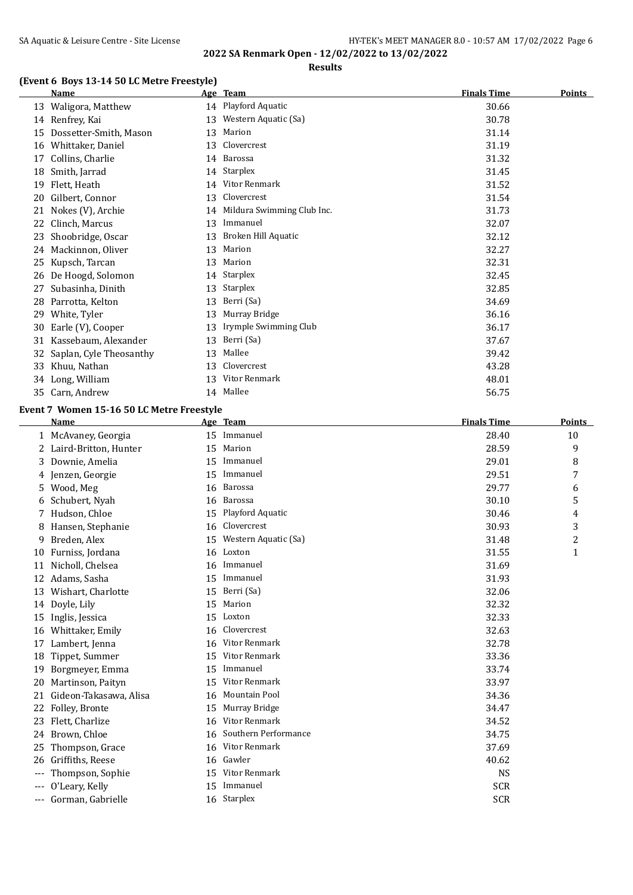**2022 SA Renmark Open - 12/02/2022 to 13/02/2022**

**Results**

### (Event 6 Boys 13-14 50 LC Metre Freestyle)

| | Name | Age | Team | Finals Time | Points |
|---|---|---|---|---|---|
| 13 | Waligora, Matthew | 14 | Playford Aquatic | 30.66 | |
| 14 | Renfrey, Kai | 13 | Western Aquatic (Sa) | 30.78 | |
| 15 | Dossetter-Smith, Mason | 13 | Marion | 31.14 | |
| 16 | Whittaker, Daniel | 13 | Clovercrest | 31.19 | |
| 17 | Collins, Charlie | 14 | Barossa | 31.32 | |
| 18 | Smith, Jarrad | 14 | Starplex | 31.45 | |
| 19 | Flett, Heath | 14 | Vitor Renmark | 31.52 | |
| 20 | Gilbert, Connor | 13 | Clovercrest | 31.54 | |
| 21 | Nokes (V), Archie | 14 | Mildura Swimming Club Inc. | 31.73 | |
| 22 | Clinch, Marcus | 13 | Immanuel | 32.07 | |
| 23 | Shoobridge, Oscar | 13 | Broken Hill Aquatic | 32.12 | |
| 24 | Mackinnon, Oliver | 13 | Marion | 32.27 | |
| 25 | Kupsch, Tarcan | 13 | Marion | 32.31 | |
| 26 | De Hoogd, Solomon | 14 | Starplex | 32.45 | |
| 27 | Subasinha, Dinith | 13 | Starplex | 32.85 | |
| 28 | Parrotta, Kelton | 13 | Berri (Sa) | 34.69 | |
| 29 | White, Tyler | 13 | Murray Bridge | 36.16 | |
| 30 | Earle (V), Cooper | 13 | Irymple Swimming Club | 36.17 | |
| 31 | Kassebaum, Alexander | 13 | Berri (Sa) | 37.67 | |
| 32 | Saplan, Cyle Theosanthy | 13 | Mallee | 39.42 | |
| 33 | Khuu, Nathan | 13 | Clovercrest | 43.28 | |
| 34 | Long, William | 13 | Vitor Renmark | 48.01 | |
| 35 | Carn, Andrew | 14 | Mallee | 56.75 | |

### Event 7 Women 15-16 50 LC Metre Freestyle

| | Name | Age | Team | Finals Time | Points |
|---|---|---|---|---|---|
| 1 | McAvaney, Georgia | 15 | Immanuel | 28.40 | 10 |
| 2 | Laird-Britton, Hunter | 15 | Marion | 28.59 | 9 |
| 3 | Downie, Amelia | 15 | Immanuel | 29.01 | 8 |
| 4 | Jenzen, Georgie | 15 | Immanuel | 29.51 | 7 |
| 5 | Wood, Meg | 16 | Barossa | 29.77 | 6 |
| 6 | Schubert, Nyah | 16 | Barossa | 30.10 | 5 |
| 7 | Hudson, Chloe | 15 | Playford Aquatic | 30.46 | 4 |
| 8 | Hansen, Stephanie | 16 | Clovercrest | 30.93 | 3 |
| 9 | Breden, Alex | 15 | Western Aquatic (Sa) | 31.48 | 2 |
| 10 | Furniss, Jordana | 16 | Loxton | 31.55 | 1 |
| 11 | Nicholl, Chelsea | 16 | Immanuel | 31.69 | |
| 12 | Adams, Sasha | 15 | Immanuel | 31.93 | |
| 13 | Wishart, Charlotte | 15 | Berri (Sa) | 32.06 | |
| 14 | Doyle, Lily | 15 | Marion | 32.32 | |
| 15 | Inglis, Jessica | 15 | Loxton | 32.33 | |
| 16 | Whittaker, Emily | 16 | Clovercrest | 32.63 | |
| 17 | Lambert, Jenna | 16 | Vitor Renmark | 32.78 | |
| 18 | Tippet, Summer | 15 | Vitor Renmark | 33.36 | |
| 19 | Borgmeyer, Emma | 15 | Immanuel | 33.74 | |
| 20 | Martinson, Paityn | 15 | Vitor Renmark | 33.97 | |
| 21 | Gideon-Takasawa, Alisa | 16 | Mountain Pool | 34.36 | |
| 22 | Folley, Bronte | 15 | Murray Bridge | 34.47 | |
| 23 | Flett, Charlize | 16 | Vitor Renmark | 34.52 | |
| 24 | Brown, Chloe | 16 | Southern Performance | 34.75 | |
| 25 | Thompson, Grace | 16 | Vitor Renmark | 37.69 | |
| 26 | Griffiths, Reese | 16 | Gawler | 40.62 | |
| --- | Thompson, Sophie | 15 | Vitor Renmark | NS | |
| --- | O'Leary, Kelly | 15 | Immanuel | SCR | |
| --- | Gorman, Gabrielle | 16 | Starplex | SCR | |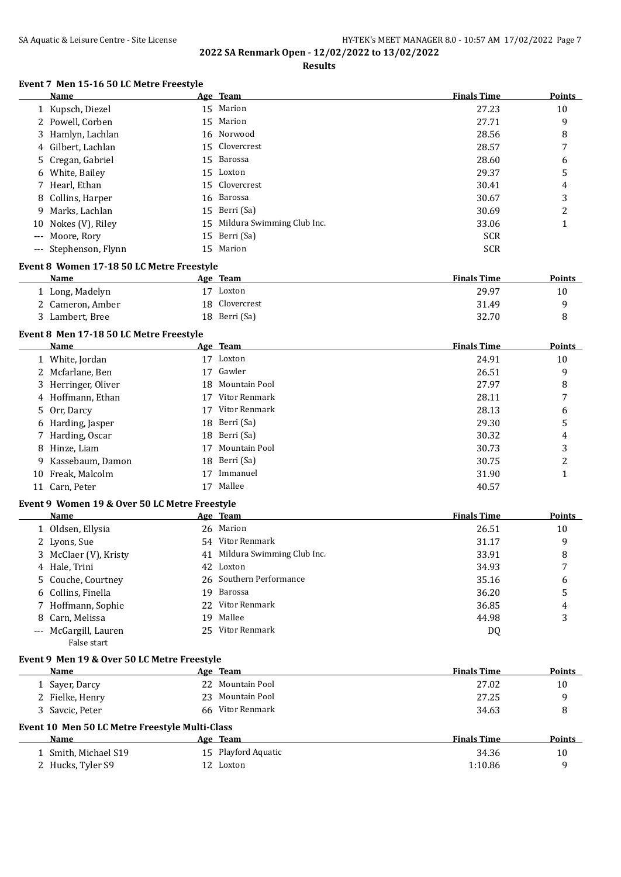## 2022 SA Renmark Open - 12/02/2022 to 13/02/2022

### Results

#### Event 7 Men 15-16 50 LC Metre Freestyle

| | Name | Age | Team | Finals Time | Points |
|---|---|---|---|---|---|
| 1 | Kupsch, Diezel | 15 | Marion | 27.23 | 10 |
| 2 | Powell, Corben | 15 | Marion | 27.71 | 9 |
| 3 | Hamlyn, Lachlan | 16 | Norwood | 28.56 | 8 |
| 4 | Gilbert, Lachlan | 15 | Clovercrest | 28.57 | 7 |
| 5 | Cregan, Gabriel | 15 | Barossa | 28.60 | 6 |
| 6 | White, Bailey | 15 | Loxton | 29.37 | 5 |
| 7 | Hearl, Ethan | 15 | Clovercrest | 30.41 | 4 |
| 8 | Collins, Harper | 16 | Barossa | 30.67 | 3 |
| 9 | Marks, Lachlan | 15 | Berri (Sa) | 30.69 | 2 |
| 10 | Nokes (V), Riley | 15 | Mildura Swimming Club Inc. | 33.06 | 1 |
| --- | Moore, Rory | 15 | Berri (Sa) | SCR | |
| --- | Stephenson, Flynn | 15 | Marion | SCR | |

#### Event 8 Women 17-18 50 LC Metre Freestyle

| | Name | Age | Team | Finals Time | Points |
|---|---|---|---|---|---|
| 1 | Long, Madelyn | 17 | Loxton | 29.97 | 10 |
| 2 | Cameron, Amber | 18 | Clovercrest | 31.49 | 9 |
| 3 | Lambert, Bree | 18 | Berri (Sa) | 32.70 | 8 |

#### Event 8 Men 17-18 50 LC Metre Freestyle

| | Name | Age | Team | Finals Time | Points |
|---|---|---|---|---|---|
| 1 | White, Jordan | 17 | Loxton | 24.91 | 10 |
| 2 | Mcfarlane, Ben | 17 | Gawler | 26.51 | 9 |
| 3 | Herringer, Oliver | 18 | Mountain Pool | 27.97 | 8 |
| 4 | Hoffmann, Ethan | 17 | Vitor Renmark | 28.11 | 7 |
| 5 | Orr, Darcy | 17 | Vitor Renmark | 28.13 | 6 |
| 6 | Harding, Jasper | 18 | Berri (Sa) | 29.30 | 5 |
| 7 | Harding, Oscar | 18 | Berri (Sa) | 30.32 | 4 |
| 8 | Hinze, Liam | 17 | Mountain Pool | 30.73 | 3 |
| 9 | Kassebaum, Damon | 18 | Berri (Sa) | 30.75 | 2 |
| 10 | Freak, Malcolm | 17 | Immanuel | 31.90 | 1 |
| 11 | Carn, Peter | 17 | Mallee | 40.57 | |

#### Event 9 Women 19 & Over 50 LC Metre Freestyle

| | Name | Age | Team | Finals Time | Points |
|---|---|---|---|---|---|
| 1 | Oldsen, Ellysia | 26 | Marion | 26.51 | 10 |
| 2 | Lyons, Sue | 54 | Vitor Renmark | 31.17 | 9 |
| 3 | McClaer (V), Kristy | 41 | Mildura Swimming Club Inc. | 33.91 | 8 |
| 4 | Hale, Trini | 42 | Loxton | 34.93 | 7 |
| 5 | Couche, Courtney | 26 | Southern Performance | 35.16 | 6 |
| 6 | Collins, Finella | 19 | Barossa | 36.20 | 5 |
| 7 | Hoffmann, Sophie | 22 | Vitor Renmark | 36.85 | 4 |
| 8 | Carn, Melissa | 19 | Mallee | 44.98 | 3 |
| --- | McGargill, Lauren | 25 | Vitor Renmark | DQ | |
| | False start | | | | |

#### Event 9 Men 19 & Over 50 LC Metre Freestyle

| | Name | Age | Team | Finals Time | Points |
|---|---|---|---|---|---|
| 1 | Sayer, Darcy | 22 | Mountain Pool | 27.02 | 10 |
| 2 | Fielke, Henry | 23 | Mountain Pool | 27.25 | 9 |
| 3 | Savcic, Peter | 66 | Vitor Renmark | 34.63 | 8 |

#### Event 10 Men 50 LC Metre Freestyle Multi-Class

| | Name | Age | Team | Finals Time | Points |
|---|---|---|---|---|---|
| 1 | Smith, Michael S19 | 15 | Playford Aquatic | 34.36 | 10 |
| 2 | Hucks, Tyler S9 | 12 | Loxton | 1:10.86 | 9 |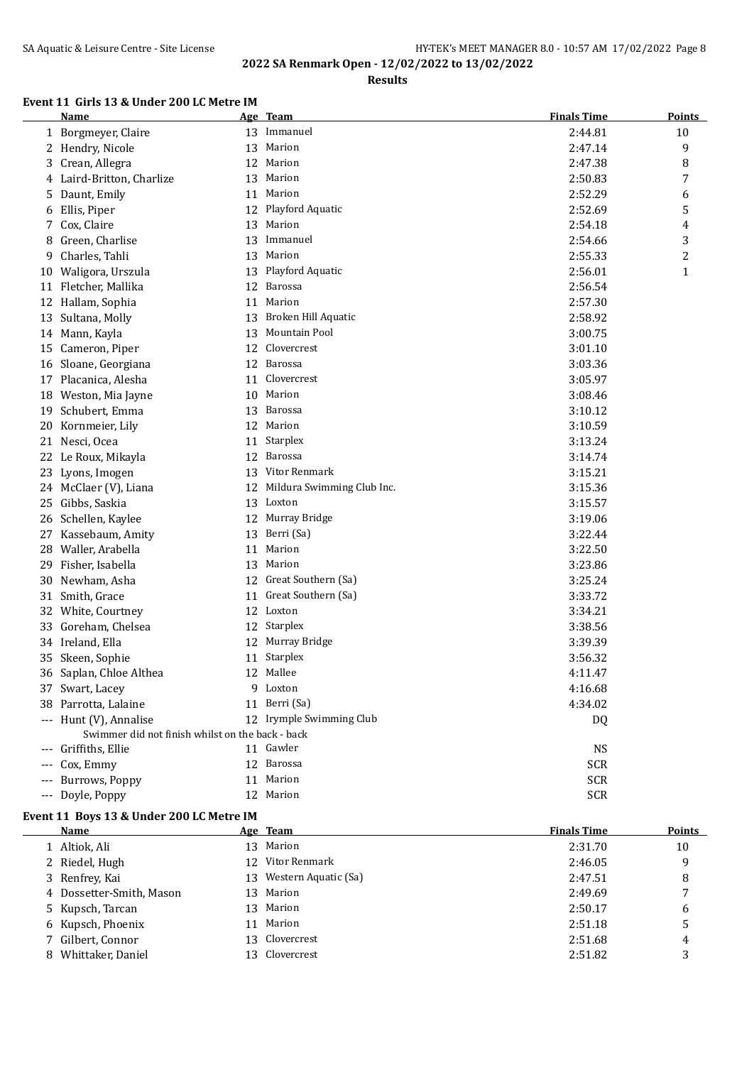# 2022 SA Renmark Open - 12/02/2022 to 13/02/2022

## Results

### Event 11 Girls 13 & Under 200 LC Metre IM

| | Name | Age | Team | Finals Time | Points |
|---|---|---|---|---|---|
| 1 | Borgmeyer, Claire | 13 | Immanuel | 2:44.81 | 10 |
| 2 | Hendry, Nicole | 13 | Marion | 2:47.14 | 9 |
| 3 | Crean, Allegra | 12 | Marion | 2:47.38 | 8 |
| 4 | Laird-Britton, Charlize | 13 | Marion | 2:50.83 | 7 |
| 5 | Daunt, Emily | 11 | Marion | 2:52.29 | 6 |
| 6 | Ellis, Piper | 12 | Playford Aquatic | 2:52.69 | 5 |
| 7 | Cox, Claire | 13 | Marion | 2:54.18 | 4 |
| 8 | Green, Charlise | 13 | Immanuel | 2:54.66 | 3 |
| 9 | Charles, Tahli | 13 | Marion | 2:55.33 | 2 |
| 10 | Waligora, Urszula | 13 | Playford Aquatic | 2:56.01 | 1 |
| 11 | Fletcher, Mallika | 12 | Barossa | 2:56.54 | |
| 12 | Hallam, Sophia | 11 | Marion | 2:57.30 | |
| 13 | Sultana, Molly | 13 | Broken Hill Aquatic | 2:58.92 | |
| 14 | Mann, Kayla | 13 | Mountain Pool | 3:00.75 | |
| 15 | Cameron, Piper | 12 | Clovercrest | 3:01.10 | |
| 16 | Sloane, Georgiana | 12 | Barossa | 3:03.36 | |
| 17 | Placanica, Alesha | 11 | Clovercrest | 3:05.97 | |
| 18 | Weston, Mia Jayne | 10 | Marion | 3:08.46 | |
| 19 | Schubert, Emma | 13 | Barossa | 3:10.12 | |
| 20 | Kornmeier, Lily | 12 | Marion | 3:10.59 | |
| 21 | Nesci, Ocea | 11 | Starplex | 3:13.24 | |
| 22 | Le Roux, Mikayla | 12 | Barossa | 3:14.74 | |
| 23 | Lyons, Imogen | 13 | Vitor Renmark | 3:15.21 | |
| 24 | McClaer (V), Liana | 12 | Mildura Swimming Club Inc. | 3:15.36 | |
| 25 | Gibbs, Saskia | 13 | Loxton | 3:15.57 | |
| 26 | Schellen, Kaylee | 12 | Murray Bridge | 3:19.06 | |
| 27 | Kassebaum, Amity | 13 | Berri (Sa) | 3:22.44 | |
| 28 | Waller, Arabella | 11 | Marion | 3:22.50 | |
| 29 | Fisher, Isabella | 13 | Marion | 3:23.86 | |
| 30 | Newham, Asha | 12 | Great Southern (Sa) | 3:25.24 | |
| 31 | Smith, Grace | 11 | Great Southern (Sa) | 3:33.72 | |
| 32 | White, Courtney | 12 | Loxton | 3:34.21 | |
| 33 | Goreham, Chelsea | 12 | Starplex | 3:38.56 | |
| 34 | Ireland, Ella | 12 | Murray Bridge | 3:39.39 | |
| 35 | Skeen, Sophie | 11 | Starplex | 3:56.32 | |
| 36 | Saplan, Chloe Althea | 12 | Mallee | 4:11.47 | |
| 37 | Swart, Lacey | 9 | Loxton | 4:16.68 | |
| 38 | Parrotta, Lalaine | 11 | Berri (Sa) | 4:34.02 | |
| --- | Hunt (V), Annalise | 12 | Irymple Swimming Club | DQ | |
| | Swimmer did not finish whilst on the back - back | | | | |
| --- | Griffiths, Ellie | 11 | Gawler | NS | |
| --- | Cox, Emmy | 12 | Barossa | SCR | |
| --- | Burrows, Poppy | 11 | Marion | SCR | |
| --- | Doyle, Poppy | 12 | Marion | SCR | |

### Event 11 Boys 13 & Under 200 LC Metre IM

| | Name | Age | Team | Finals Time | Points |
|---|---|---|---|---|---|
| 1 | Altiok, Ali | 13 | Marion | 2:31.70 | 10 |
| 2 | Riedel, Hugh | 12 | Vitor Renmark | 2:46.05 | 9 |
| 3 | Renfrey, Kai | 13 | Western Aquatic (Sa) | 2:47.51 | 8 |
| 4 | Dossetter-Smith, Mason | 13 | Marion | 2:49.69 | 7 |
| 5 | Kupsch, Tarcan | 13 | Marion | 2:50.17 | 6 |
| 6 | Kupsch, Phoenix | 11 | Marion | 2:51.18 | 5 |
| 7 | Gilbert, Connor | 13 | Clovercrest | 2:51.68 | 4 |
| 8 | Whittaker, Daniel | 13 | Clovercrest | 2:51.82 | 3 |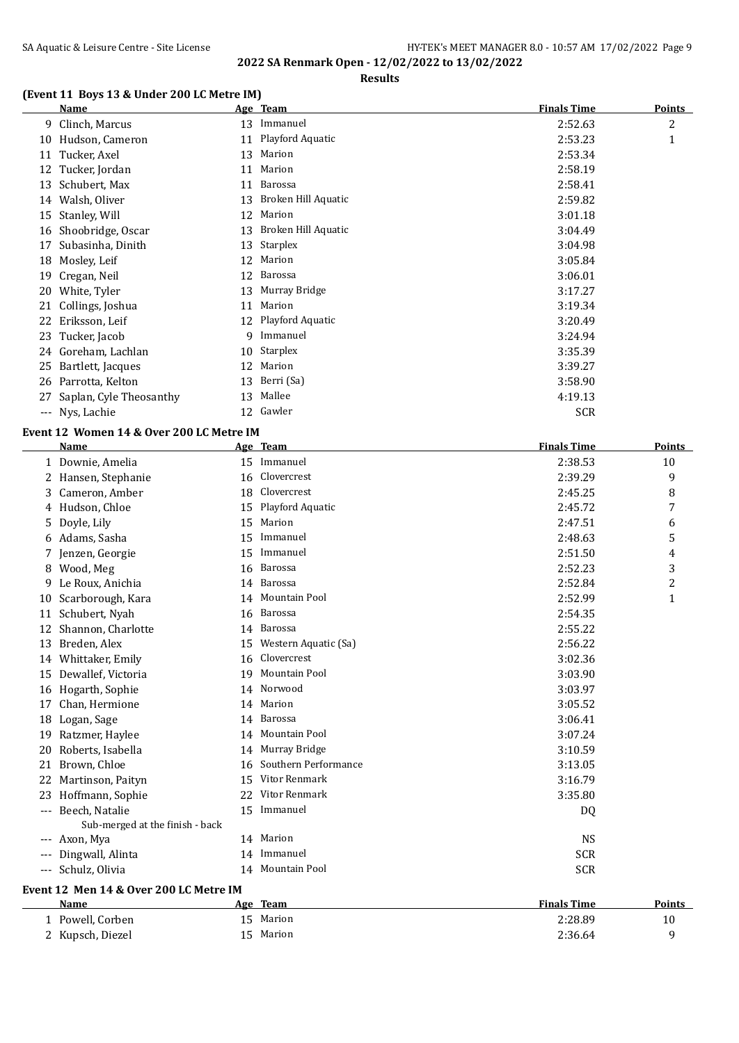## 2022 SA Renmark Open - 12/02/2022 to 13/02/2022

**Results**

### (Event 11 Boys 13 & Under 200 LC Metre IM)

| | Name | Age | Team | Finals Time | Points |
|---|---|---|---|---|---|
| 9 | Clinch, Marcus | 13 | Immanuel | 2:52.63 | 2 |
| 10 | Hudson, Cameron | 11 | Playford Aquatic | 2:53.23 | 1 |
| 11 | Tucker, Axel | 13 | Marion | 2:53.34 | |
| 12 | Tucker, Jordan | 11 | Marion | 2:58.19 | |
| 13 | Schubert, Max | 11 | Barossa | 2:58.41 | |
| 14 | Walsh, Oliver | 13 | Broken Hill Aquatic | 2:59.82 | |
| 15 | Stanley, Will | 12 | Marion | 3:01.18 | |
| 16 | Shoobridge, Oscar | 13 | Broken Hill Aquatic | 3:04.49 | |
| 17 | Subasinha, Dinith | 13 | Starplex | 3:04.98 | |
| 18 | Mosley, Leif | 12 | Marion | 3:05.84 | |
| 19 | Cregan, Neil | 12 | Barossa | 3:06.01 | |
| 20 | White, Tyler | 13 | Murray Bridge | 3:17.27 | |
| 21 | Collings, Joshua | 11 | Marion | 3:19.34 | |
| 22 | Eriksson, Leif | 12 | Playford Aquatic | 3:20.49 | |
| 23 | Tucker, Jacob | 9 | Immanuel | 3:24.94 | |
| 24 | Goreham, Lachlan | 10 | Starplex | 3:35.39 | |
| 25 | Bartlett, Jacques | 12 | Marion | 3:39.27 | |
| 26 | Parrotta, Kelton | 13 | Berri (Sa) | 3:58.90 | |
| 27 | Saplan, Cyle Theosanthy | 13 | Mallee | 4:19.13 | |
| --- | Nys, Lachie | 12 | Gawler | SCR | |

### Event 12 Women 14 & Over 200 LC Metre IM

| | Name | Age | Team | Finals Time | Points |
|---|---|---|---|---|---|
| 1 | Downie, Amelia | 15 | Immanuel | 2:38.53 | 10 |
| 2 | Hansen, Stephanie | 16 | Clovercrest | 2:39.29 | 9 |
| 3 | Cameron, Amber | 18 | Clovercrest | 2:45.25 | 8 |
| 4 | Hudson, Chloe | 15 | Playford Aquatic | 2:45.72 | 7 |
| 5 | Doyle, Lily | 15 | Marion | 2:47.51 | 6 |
| 6 | Adams, Sasha | 15 | Immanuel | 2:48.63 | 5 |
| 7 | Jenzen, Georgie | 15 | Immanuel | 2:51.50 | 4 |
| 8 | Wood, Meg | 16 | Barossa | 2:52.23 | 3 |
| 9 | Le Roux, Anichia | 14 | Barossa | 2:52.84 | 2 |
| 10 | Scarborough, Kara | 14 | Mountain Pool | 2:52.99 | 1 |
| 11 | Schubert, Nyah | 16 | Barossa | 2:54.35 | |
| 12 | Shannon, Charlotte | 14 | Barossa | 2:55.22 | |
| 13 | Breden, Alex | 15 | Western Aquatic (Sa) | 2:56.22 | |
| 14 | Whittaker, Emily | 16 | Clovercrest | 3:02.36 | |
| 15 | Dewallef, Victoria | 19 | Mountain Pool | 3:03.90 | |
| 16 | Hogarth, Sophie | 14 | Norwood | 3:03.97 | |
| 17 | Chan, Hermione | 14 | Marion | 3:05.52 | |
| 18 | Logan, Sage | 14 | Barossa | 3:06.41 | |
| 19 | Ratzmer, Haylee | 14 | Mountain Pool | 3:07.24 | |
| 20 | Roberts, Isabella | 14 | Murray Bridge | 3:10.59 | |
| 21 | Brown, Chloe | 16 | Southern Performance | 3:13.05 | |
| 22 | Martinson, Paityn | 15 | Vitor Renmark | 3:16.79 | |
| 23 | Hoffmann, Sophie | 22 | Vitor Renmark | 3:35.80 | |
| --- | Beech, Natalie | 15 | Immanuel | DQ | |
| | Sub-merged at the finish - back | | | | |
| --- | Axon, Mya | 14 | Marion | NS | |
| --- | Dingwall, Alinta | 14 | Immanuel | SCR | |
| --- | Schulz, Olivia | 14 | Mountain Pool | SCR | |

### Event 12 Men 14 & Over 200 LC Metre IM

| | Name | Age | Team | Finals Time | Points |
|---|---|---|---|---|---|
| 1 | Powell, Corben | 15 | Marion | 2:28.89 | 10 |
| 2 | Kupsch, Diezel | 15 | Marion | 2:36.64 | 9 |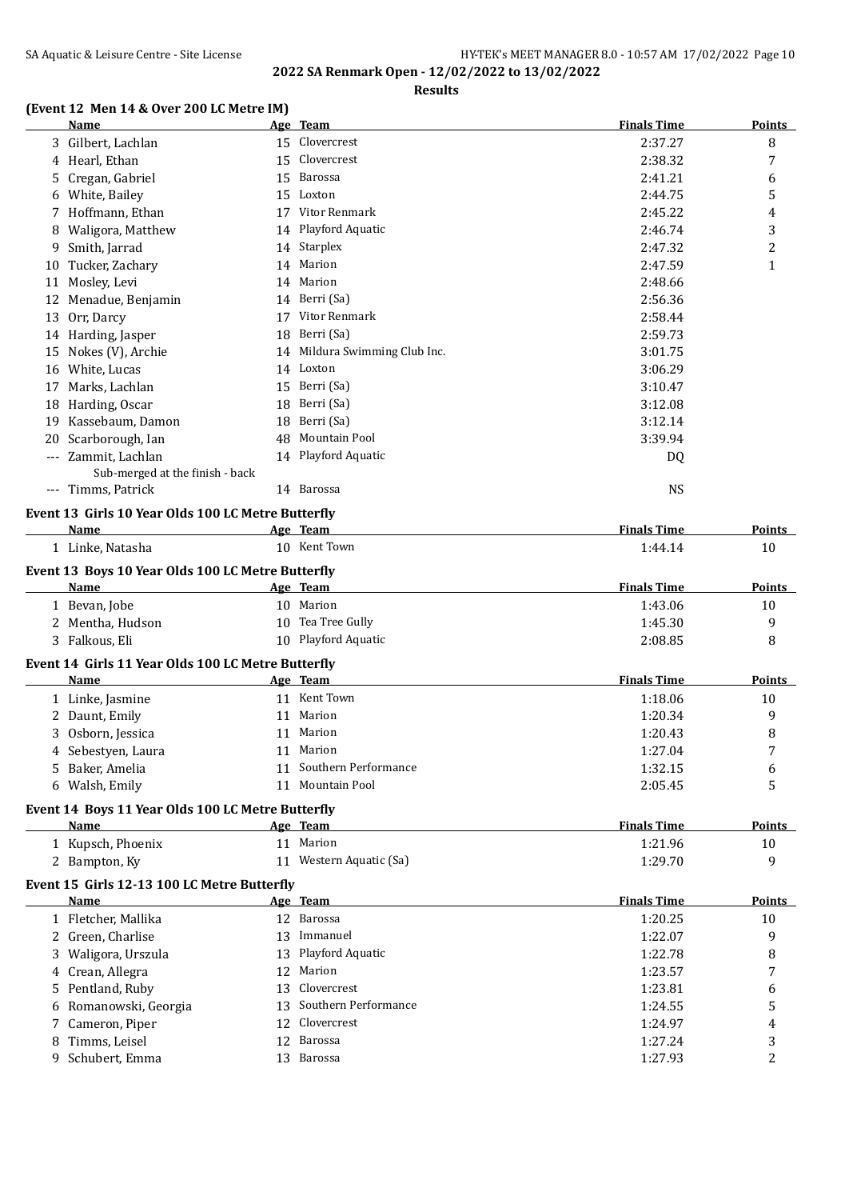**2022 SA Renmark Open - 12/02/2022 to 13/02/2022**

**Results**

### (Event 12 Men 14 & Over 200 LC Metre IM)

| | Name | Age | Team | Finals Time | Points |
|---|---|---|---|---|---|
| 3 | Gilbert, Lachlan | 15 | Clovercrest | 2:37.27 | 8 |
| 4 | Hearl, Ethan | 15 | Clovercrest | 2:38.32 | 7 |
| 5 | Cregan, Gabriel | 15 | Barossa | 2:41.21 | 6 |
| 6 | White, Bailey | 15 | Loxton | 2:44.75 | 5 |
| 7 | Hoffmann, Ethan | 17 | Vitor Renmark | 2:45.22 | 4 |
| 8 | Waligora, Matthew | 14 | Playford Aquatic | 2:46.74 | 3 |
| 9 | Smith, Jarrad | 14 | Starplex | 2:47.32 | 2 |
| 10 | Tucker, Zachary | 14 | Marion | 2:47.59 | 1 |
| 11 | Mosley, Levi | 14 | Marion | 2:48.66 | |
| 12 | Menadue, Benjamin | 14 | Berri (Sa) | 2:56.36 | |
| 13 | Orr, Darcy | 17 | Vitor Renmark | 2:58.44 | |
| 14 | Harding, Jasper | 18 | Berri (Sa) | 2:59.73 | |
| 15 | Nokes (V), Archie | 14 | Mildura Swimming Club Inc. | 3:01.75 | |
| 16 | White, Lucas | 14 | Loxton | 3:06.29 | |
| 17 | Marks, Lachlan | 15 | Berri (Sa) | 3:10.47 | |
| 18 | Harding, Oscar | 18 | Berri (Sa) | 3:12.08 | |
| 19 | Kassebaum, Damon | 18 | Berri (Sa) | 3:12.14 | |
| 20 | Scarborough, Ian | 48 | Mountain Pool | 3:39.94 | |
| --- | Zammit, Lachlan | 14 | Playford Aquatic | DQ | |
| | Sub-merged at the finish - back | | | | |
| --- | Timms, Patrick | 14 | Barossa | NS | |

### Event 13 Girls 10 Year Olds 100 LC Metre Butterfly

| | Name | Age | Team | Finals Time | Points |
|---|---|---|---|---|---|
| 1 | Linke, Natasha | 10 | Kent Town | 1:44.14 | 10 |

### Event 13 Boys 10 Year Olds 100 LC Metre Butterfly

| | Name | Age | Team | Finals Time | Points |
|---|---|---|---|---|---|
| 1 | Bevan, Jobe | 10 | Marion | 1:43.06 | 10 |
| 2 | Mentha, Hudson | 10 | Tea Tree Gully | 1:45.30 | 9 |
| 3 | Falkous, Eli | 10 | Playford Aquatic | 2:08.85 | 8 |

### Event 14 Girls 11 Year Olds 100 LC Metre Butterfly

| | Name | Age | Team | Finals Time | Points |
|---|---|---|---|---|---|
| 1 | Linke, Jasmine | 11 | Kent Town | 1:18.06 | 10 |
| 2 | Daunt, Emily | 11 | Marion | 1:20.34 | 9 |
| 3 | Osborn, Jessica | 11 | Marion | 1:20.43 | 8 |
| 4 | Sebestyen, Laura | 11 | Marion | 1:27.04 | 7 |
| 5 | Baker, Amelia | 11 | Southern Performance | 1:32.15 | 6 |
| 6 | Walsh, Emily | 11 | Mountain Pool | 2:05.45 | 5 |

### Event 14 Boys 11 Year Olds 100 LC Metre Butterfly

| | Name | Age | Team | Finals Time | Points |
|---|---|---|---|---|---|
| 1 | Kupsch, Phoenix | 11 | Marion | 1:21.96 | 10 |
| 2 | Bampton, Ky | 11 | Western Aquatic (Sa) | 1:29.70 | 9 |

### Event 15 Girls 12-13 100 LC Metre Butterfly

| | Name | Age | Team | Finals Time | Points |
|---|---|---|---|---|---|
| 1 | Fletcher, Mallika | 12 | Barossa | 1:20.25 | 10 |
| 2 | Green, Charlise | 13 | Immanuel | 1:22.07 | 9 |
| 3 | Waligora, Urszula | 13 | Playford Aquatic | 1:22.78 | 8 |
| 4 | Crean, Allegra | 12 | Marion | 1:23.57 | 7 |
| 5 | Pentland, Ruby | 13 | Clovercrest | 1:23.81 | 6 |
| 6 | Romanowski, Georgia | 13 | Southern Performance | 1:24.55 | 5 |
| 7 | Cameron, Piper | 12 | Clovercrest | 1:24.97 | 4 |
| 8 | Timms, Leisel | 12 | Barossa | 1:27.24 | 3 |
| 9 | Schubert, Emma | 13 | Barossa | 1:27.93 | 2 |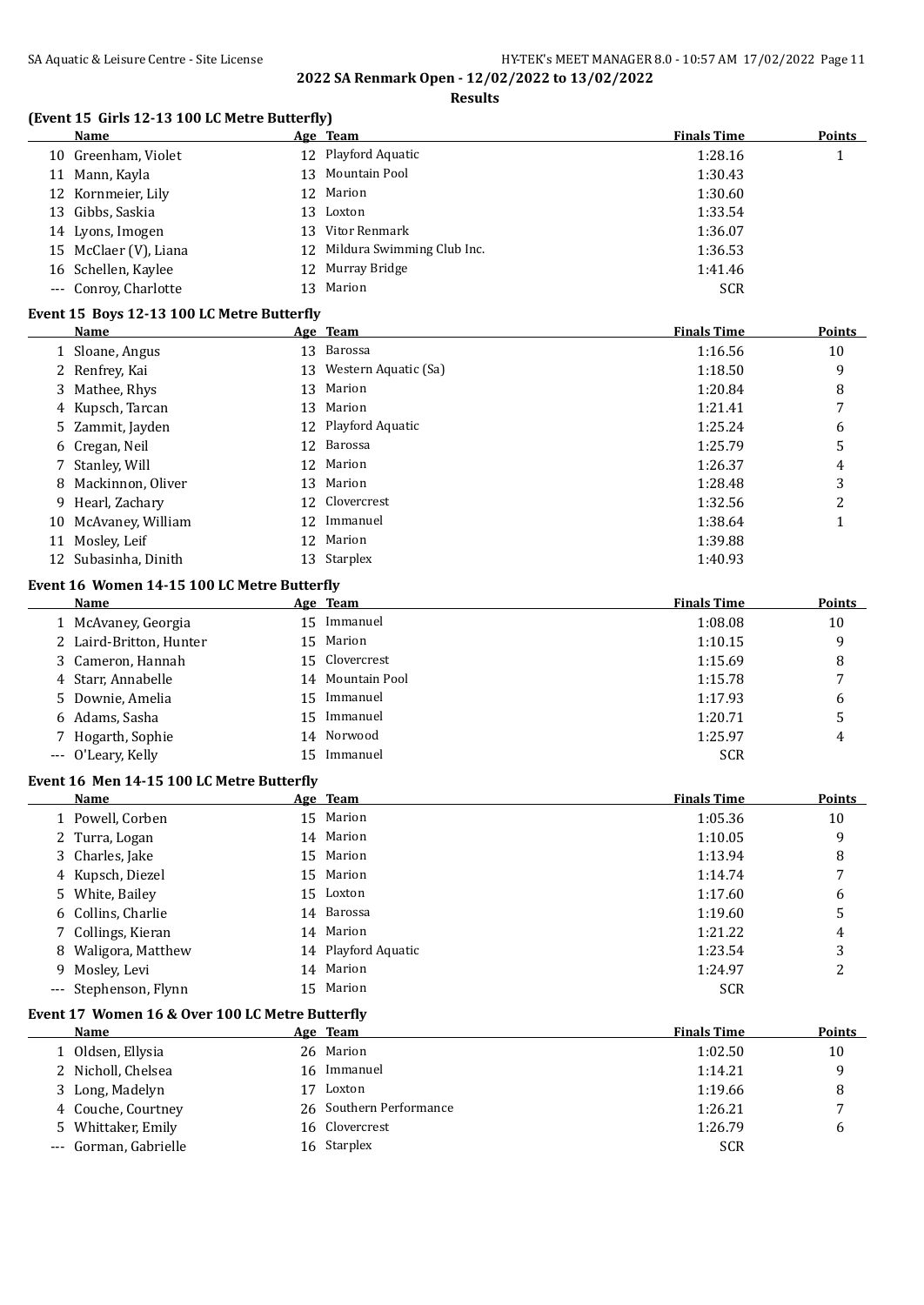**2022 SA Renmark Open - 12/02/2022 to 13/02/2022**

**Results**

### (Event 15 Girls 12-13 100 LC Metre Butterfly)

| | Name | Age | Team | Finals Time | Points |
|---|---|---|---|---|---|
| 10 | Greenham, Violet | 12 | Playford Aquatic | 1:28.16 | 1 |
| 11 | Mann, Kayla | 13 | Mountain Pool | 1:30.43 | |
| 12 | Kornmeier, Lily | 12 | Marion | 1:30.60 | |
| 13 | Gibbs, Saskia | 13 | Loxton | 1:33.54 | |
| 14 | Lyons, Imogen | 13 | Vitor Renmark | 1:36.07 | |
| 15 | McClaer (V), Liana | 12 | Mildura Swimming Club Inc. | 1:36.53 | |
| 16 | Schellen, Kaylee | 12 | Murray Bridge | 1:41.46 | |
| --- | Conroy, Charlotte | 13 | Marion | SCR | |

### Event 15 Boys 12-13 100 LC Metre Butterfly

| | Name | Age | Team | Finals Time | Points |
|---|---|---|---|---|---|
| 1 | Sloane, Angus | 13 | Barossa | 1:16.56 | 10 |
| 2 | Renfrey, Kai | 13 | Western Aquatic (Sa) | 1:18.50 | 9 |
| 3 | Mathee, Rhys | 13 | Marion | 1:20.84 | 8 |
| 4 | Kupsch, Tarcan | 13 | Marion | 1:21.41 | 7 |
| 5 | Zammit, Jayden | 12 | Playford Aquatic | 1:25.24 | 6 |
| 6 | Cregan, Neil | 12 | Barossa | 1:25.79 | 5 |
| 7 | Stanley, Will | 12 | Marion | 1:26.37 | 4 |
| 8 | Mackinnon, Oliver | 13 | Marion | 1:28.48 | 3 |
| 9 | Hearl, Zachary | 12 | Clovercrest | 1:32.56 | 2 |
| 10 | McAvaney, William | 12 | Immanuel | 1:38.64 | 1 |
| 11 | Mosley, Leif | 12 | Marion | 1:39.88 | |
| 12 | Subasinha, Dinith | 13 | Starplex | 1:40.93 | |

### Event 16 Women 14-15 100 LC Metre Butterfly

| | Name | Age | Team | Finals Time | Points |
|---|---|---|---|---|---|
| 1 | McAvaney, Georgia | 15 | Immanuel | 1:08.08 | 10 |
| 2 | Laird-Britton, Hunter | 15 | Marion | 1:10.15 | 9 |
| 3 | Cameron, Hannah | 15 | Clovercrest | 1:15.69 | 8 |
| 4 | Starr, Annabelle | 14 | Mountain Pool | 1:15.78 | 7 |
| 5 | Downie, Amelia | 15 | Immanuel | 1:17.93 | 6 |
| 6 | Adams, Sasha | 15 | Immanuel | 1:20.71 | 5 |
| 7 | Hogarth, Sophie | 14 | Norwood | 1:25.97 | 4 |
| --- | O'Leary, Kelly | 15 | Immanuel | SCR | |

### Event 16 Men 14-15 100 LC Metre Butterfly

| | Name | Age | Team | Finals Time | Points |
|---|---|---|---|---|---|
| 1 | Powell, Corben | 15 | Marion | 1:05.36 | 10 |
| 2 | Turra, Logan | 14 | Marion | 1:10.05 | 9 |
| 3 | Charles, Jake | 15 | Marion | 1:13.94 | 8 |
| 4 | Kupsch, Diezel | 15 | Marion | 1:14.74 | 7 |
| 5 | White, Bailey | 15 | Loxton | 1:17.60 | 6 |
| 6 | Collins, Charlie | 14 | Barossa | 1:19.60 | 5 |
| 7 | Collings, Kieran | 14 | Marion | 1:21.22 | 4 |
| 8 | Waligora, Matthew | 14 | Playford Aquatic | 1:23.54 | 3 |
| 9 | Mosley, Levi | 14 | Marion | 1:24.97 | 2 |
| --- | Stephenson, Flynn | 15 | Marion | SCR | |

### Event 17 Women 16 & Over 100 LC Metre Butterfly

| | Name | Age | Team | Finals Time | Points |
|---|---|---|---|---|---|
| 1 | Oldsen, Ellysia | 26 | Marion | 1:02.50 | 10 |
| 2 | Nicholl, Chelsea | 16 | Immanuel | 1:14.21 | 9 |
| 3 | Long, Madelyn | 17 | Loxton | 1:19.66 | 8 |
| 4 | Couche, Courtney | 26 | Southern Performance | 1:26.21 | 7 |
| 5 | Whittaker, Emily | 16 | Clovercrest | 1:26.79 | 6 |
| --- | Gorman, Gabrielle | 16 | Starplex | SCR | |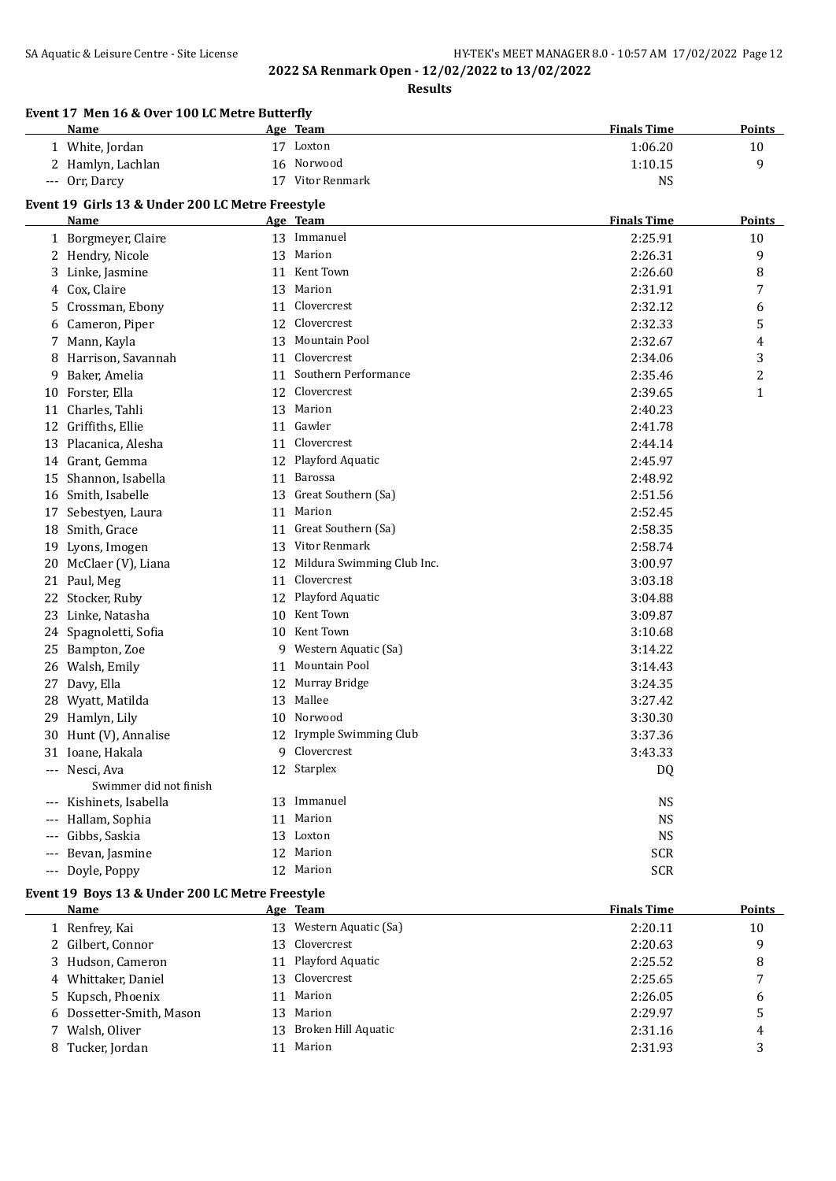**2022 SA Renmark Open - 12/02/2022 to 13/02/2022**

**Results**

### Event 17 Men 16 & Over 100 LC Metre Butterfly

| | Name | Age | Team | Finals Time | Points |
|---|---|---|---|---|---|
| 1 | White, Jordan | 17 | Loxton | 1:06.20 | 10 |
| 2 | Hamlyn, Lachlan | 16 | Norwood | 1:10.15 | 9 |
| --- | Orr, Darcy | 17 | Vitor Renmark | NS | |

### Event 19 Girls 13 & Under 200 LC Metre Freestyle

| | Name | Age | Team | Finals Time | Points |
|---|---|---|---|---|---|
| 1 | Borgmeyer, Claire | 13 | Immanuel | 2:25.91 | 10 |
| 2 | Hendry, Nicole | 13 | Marion | 2:26.31 | 9 |
| 3 | Linke, Jasmine | 11 | Kent Town | 2:26.60 | 8 |
| 4 | Cox, Claire | 13 | Marion | 2:31.91 | 7 |
| 5 | Crossman, Ebony | 11 | Clovercrest | 2:32.12 | 6 |
| 6 | Cameron, Piper | 12 | Clovercrest | 2:32.33 | 5 |
| 7 | Mann, Kayla | 13 | Mountain Pool | 2:32.67 | 4 |
| 8 | Harrison, Savannah | 11 | Clovercrest | 2:34.06 | 3 |
| 9 | Baker, Amelia | 11 | Southern Performance | 2:35.46 | 2 |
| 10 | Forster, Ella | 12 | Clovercrest | 2:39.65 | 1 |
| 11 | Charles, Tahli | 13 | Marion | 2:40.23 | |
| 12 | Griffiths, Ellie | 11 | Gawler | 2:41.78 | |
| 13 | Placanica, Alesha | 11 | Clovercrest | 2:44.14 | |
| 14 | Grant, Gemma | 12 | Playford Aquatic | 2:45.97 | |
| 15 | Shannon, Isabella | 11 | Barossa | 2:48.92 | |
| 16 | Smith, Isabelle | 13 | Great Southern (Sa) | 2:51.56 | |
| 17 | Sebestyen, Laura | 11 | Marion | 2:52.45 | |
| 18 | Smith, Grace | 11 | Great Southern (Sa) | 2:58.35 | |
| 19 | Lyons, Imogen | 13 | Vitor Renmark | 2:58.74 | |
| 20 | McClaer (V), Liana | 12 | Mildura Swimming Club Inc. | 3:00.97 | |
| 21 | Paul, Meg | 11 | Clovercrest | 3:03.18 | |
| 22 | Stocker, Ruby | 12 | Playford Aquatic | 3:04.88 | |
| 23 | Linke, Natasha | 10 | Kent Town | 3:09.87 | |
| 24 | Spagnoletti, Sofia | 10 | Kent Town | 3:10.68 | |
| 25 | Bampton, Zoe | 9 | Western Aquatic (Sa) | 3:14.22 | |
| 26 | Walsh, Emily | 11 | Mountain Pool | 3:14.43 | |
| 27 | Davy, Ella | 12 | Murray Bridge | 3:24.35 | |
| 28 | Wyatt, Matilda | 13 | Mallee | 3:27.42 | |
| 29 | Hamlyn, Lily | 10 | Norwood | 3:30.30 | |
| 30 | Hunt (V), Annalise | 12 | Irymple Swimming Club | 3:37.36 | |
| 31 | Ioane, Hakala | 9 | Clovercrest | 3:43.33 | |
| --- | Nesci, Ava | 12 | Starplex | DQ | |
| | Swimmer did not finish | | | | |
| --- | Kishinets, Isabella | 13 | Immanuel | NS | |
| --- | Hallam, Sophia | 11 | Marion | NS | |
| --- | Gibbs, Saskia | 13 | Loxton | NS | |
| --- | Bevan, Jasmine | 12 | Marion | SCR | |
| --- | Doyle, Poppy | 12 | Marion | SCR | |

### Event 19 Boys 13 & Under 200 LC Metre Freestyle

| | Name | Age | Team | Finals Time | Points |
|---|---|---|---|---|---|
| 1 | Renfrey, Kai | 13 | Western Aquatic (Sa) | 2:20.11 | 10 |
| 2 | Gilbert, Connor | 13 | Clovercrest | 2:20.63 | 9 |
| 3 | Hudson, Cameron | 11 | Playford Aquatic | 2:25.52 | 8 |
| 4 | Whittaker, Daniel | 13 | Clovercrest | 2:25.65 | 7 |
| 5 | Kupsch, Phoenix | 11 | Marion | 2:26.05 | 6 |
| 6 | Dossetter-Smith, Mason | 13 | Marion | 2:29.97 | 5 |
| 7 | Walsh, Oliver | 13 | Broken Hill Aquatic | 2:31.16 | 4 |
| 8 | Tucker, Jordan | 11 | Marion | 2:31.93 | 3 |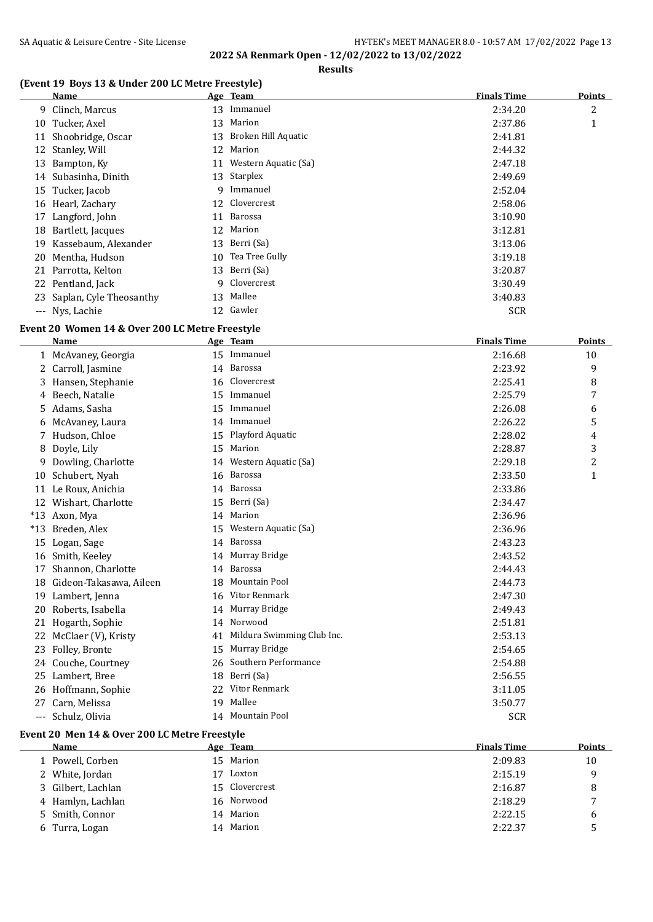**2022 SA Renmark Open - 12/02/2022 to 13/02/2022**

**Results**

### (Event 19 Boys 13 & Under 200 LC Metre Freestyle)

| | Name | Age | Team | Finals Time | Points |
|---|---|---|---|---|---|
| 9 | Clinch, Marcus | 13 | Immanuel | 2:34.20 | 2 |
| 10 | Tucker, Axel | 13 | Marion | 2:37.86 | 1 |
| 11 | Shoobridge, Oscar | 13 | Broken Hill Aquatic | 2:41.81 | |
| 12 | Stanley, Will | 12 | Marion | 2:44.32 | |
| 13 | Bampton, Ky | 11 | Western Aquatic (Sa) | 2:47.18 | |
| 14 | Subasinha, Dinith | 13 | Starplex | 2:49.69 | |
| 15 | Tucker, Jacob | 9 | Immanuel | 2:52.04 | |
| 16 | Hearl, Zachary | 12 | Clovercrest | 2:58.06 | |
| 17 | Langford, John | 11 | Barossa | 3:10.90 | |
| 18 | Bartlett, Jacques | 12 | Marion | 3:12.81 | |
| 19 | Kassebaum, Alexander | 13 | Berri (Sa) | 3:13.06 | |
| 20 | Mentha, Hudson | 10 | Tea Tree Gully | 3:19.18 | |
| 21 | Parrotta, Kelton | 13 | Berri (Sa) | 3:20.87 | |
| 22 | Pentland, Jack | 9 | Clovercrest | 3:30.49 | |
| 23 | Saplan, Cyle Theosanthy | 13 | Mallee | 3:40.83 | |
| --- | Nys, Lachie | 12 | Gawler | SCR | |

### Event 20 Women 14 & Over 200 LC Metre Freestyle

| | Name | Age | Team | Finals Time | Points |
|---|---|---|---|---|---|
| 1 | McAvaney, Georgia | 15 | Immanuel | 2:16.68 | 10 |
| 2 | Carroll, Jasmine | 14 | Barossa | 2:23.92 | 9 |
| 3 | Hansen, Stephanie | 16 | Clovercrest | 2:25.41 | 8 |
| 4 | Beech, Natalie | 15 | Immanuel | 2:25.79 | 7 |
| 5 | Adams, Sasha | 15 | Immanuel | 2:26.08 | 6 |
| 6 | McAvaney, Laura | 14 | Immanuel | 2:26.22 | 5 |
| 7 | Hudson, Chloe | 15 | Playford Aquatic | 2:28.02 | 4 |
| 8 | Doyle, Lily | 15 | Marion | 2:28.87 | 3 |
| 9 | Dowling, Charlotte | 14 | Western Aquatic (Sa) | 2:29.18 | 2 |
| 10 | Schubert, Nyah | 16 | Barossa | 2:33.50 | 1 |
| 11 | Le Roux, Anichia | 14 | Barossa | 2:33.86 | |
| 12 | Wishart, Charlotte | 15 | Berri (Sa) | 2:34.47 | |
| *13 | Axon, Mya | 14 | Marion | 2:36.96 | |
| *13 | Breden, Alex | 15 | Western Aquatic (Sa) | 2:36.96 | |
| 15 | Logan, Sage | 14 | Barossa | 2:43.23 | |
| 16 | Smith, Keeley | 14 | Murray Bridge | 2:43.52 | |
| 17 | Shannon, Charlotte | 14 | Barossa | 2:44.43 | |
| 18 | Gideon-Takasawa, Aileen | 18 | Mountain Pool | 2:44.73 | |
| 19 | Lambert, Jenna | 16 | Vitor Renmark | 2:47.30 | |
| 20 | Roberts, Isabella | 14 | Murray Bridge | 2:49.43 | |
| 21 | Hogarth, Sophie | 14 | Norwood | 2:51.81 | |
| 22 | McClaer (V), Kristy | 41 | Mildura Swimming Club Inc. | 2:53.13 | |
| 23 | Folley, Bronte | 15 | Murray Bridge | 2:54.65 | |
| 24 | Couche, Courtney | 26 | Southern Performance | 2:54.88 | |
| 25 | Lambert, Bree | 18 | Berri (Sa) | 2:56.55 | |
| 26 | Hoffmann, Sophie | 22 | Vitor Renmark | 3:11.05 | |
| 27 | Carn, Melissa | 19 | Mallee | 3:50.77 | |
| --- | Schulz, Olivia | 14 | Mountain Pool | SCR | |

### Event 20 Men 14 & Over 200 LC Metre Freestyle

| | Name | Age | Team | Finals Time | Points |
|---|---|---|---|---|---|
| 1 | Powell, Corben | 15 | Marion | 2:09.83 | 10 |
| 2 | White, Jordan | 17 | Loxton | 2:15.19 | 9 |
| 3 | Gilbert, Lachlan | 15 | Clovercrest | 2:16.87 | 8 |
| 4 | Hamlyn, Lachlan | 16 | Norwood | 2:18.29 | 7 |
| 5 | Smith, Connor | 14 | Marion | 2:22.15 | 6 |
| 6 | Turra, Logan | 14 | Marion | 2:22.37 | 5 |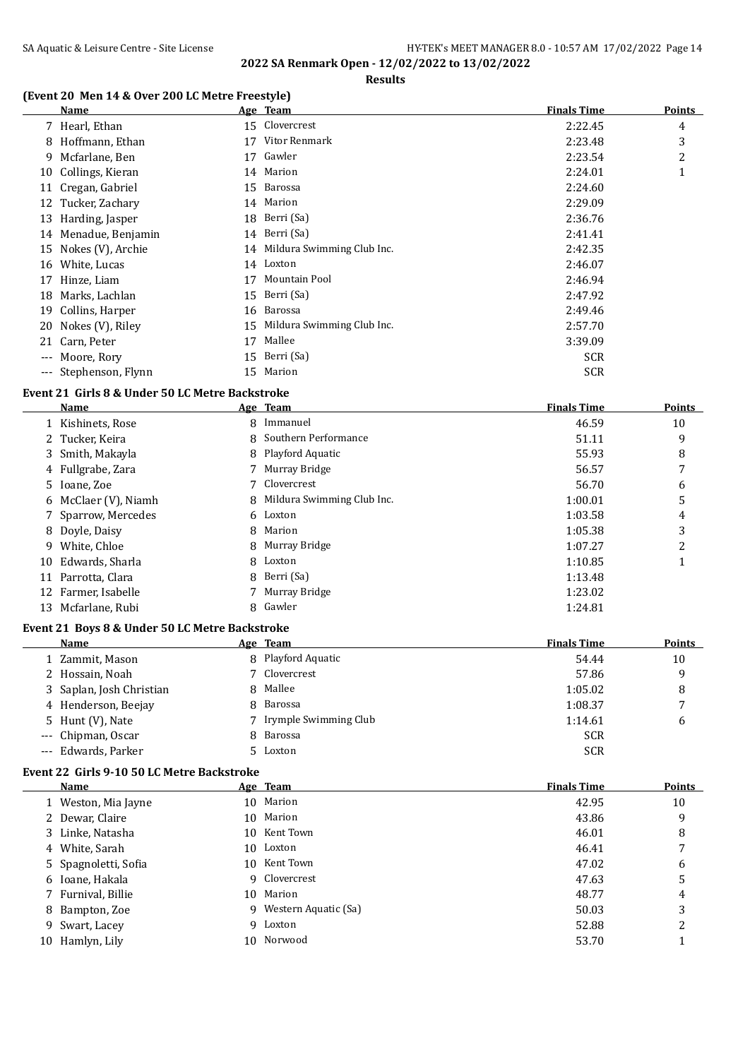**2022 SA Renmark Open - 12/02/2022 to 13/02/2022**

**Results**

### (Event 20 Men 14 & Over 200 LC Metre Freestyle)

| | Name | Age | Team | Finals Time | Points |
|---|---|---|---|---|---|
| 7 | Hearl, Ethan | 15 | Clovercrest | 2:22.45 | 4 |
| 8 | Hoffmann, Ethan | 17 | Vitor Renmark | 2:23.48 | 3 |
| 9 | Mcfarlane, Ben | 17 | Gawler | 2:23.54 | 2 |
| 10 | Collings, Kieran | 14 | Marion | 2:24.01 | 1 |
| 11 | Cregan, Gabriel | 15 | Barossa | 2:24.60 | |
| 12 | Tucker, Zachary | 14 | Marion | 2:29.09 | |
| 13 | Harding, Jasper | 18 | Berri (Sa) | 2:36.76 | |
| 14 | Menadue, Benjamin | 14 | Berri (Sa) | 2:41.41 | |
| 15 | Nokes (V), Archie | 14 | Mildura Swimming Club Inc. | 2:42.35 | |
| 16 | White, Lucas | 14 | Loxton | 2:46.07 | |
| 17 | Hinze, Liam | 17 | Mountain Pool | 2:46.94 | |
| 18 | Marks, Lachlan | 15 | Berri (Sa) | 2:47.92 | |
| 19 | Collins, Harper | 16 | Barossa | 2:49.46 | |
| 20 | Nokes (V), Riley | 15 | Mildura Swimming Club Inc. | 2:57.70 | |
| 21 | Carn, Peter | 17 | Mallee | 3:39.09 | |
| --- | Moore, Rory | 15 | Berri (Sa) | SCR | |
| --- | Stephenson, Flynn | 15 | Marion | SCR | |

### Event 21 Girls 8 & Under 50 LC Metre Backstroke

| | Name | Age | Team | Finals Time | Points |
|---|---|---|---|---|---|
| 1 | Kishinets, Rose | 8 | Immanuel | 46.59 | 10 |
| 2 | Tucker, Keira | 8 | Southern Performance | 51.11 | 9 |
| 3 | Smith, Makayla | 8 | Playford Aquatic | 55.93 | 8 |
| 4 | Fullgrabe, Zara | 7 | Murray Bridge | 56.57 | 7 |
| 5 | Ioane, Zoe | 7 | Clovercrest | 56.70 | 6 |
| 6 | McClaer (V), Niamh | 8 | Mildura Swimming Club Inc. | 1:00.01 | 5 |
| 7 | Sparrow, Mercedes | 6 | Loxton | 1:03.58 | 4 |
| 8 | Doyle, Daisy | 8 | Marion | 1:05.38 | 3 |
| 9 | White, Chloe | 8 | Murray Bridge | 1:07.27 | 2 |
| 10 | Edwards, Sharla | 8 | Loxton | 1:10.85 | 1 |
| 11 | Parrotta, Clara | 8 | Berri (Sa) | 1:13.48 | |
| 12 | Farmer, Isabelle | 7 | Murray Bridge | 1:23.02 | |
| 13 | Mcfarlane, Rubi | 8 | Gawler | 1:24.81 | |

### Event 21 Boys 8 & Under 50 LC Metre Backstroke

| | Name | Age | Team | Finals Time | Points |
|---|---|---|---|---|---|
| 1 | Zammit, Mason | 8 | Playford Aquatic | 54.44 | 10 |
| 2 | Hossain, Noah | 7 | Clovercrest | 57.86 | 9 |
| 3 | Saplan, Josh Christian | 8 | Mallee | 1:05.02 | 8 |
| 4 | Henderson, Beejay | 8 | Barossa | 1:08.37 | 7 |
| 5 | Hunt (V), Nate | 7 | Irymple Swimming Club | 1:14.61 | 6 |
| --- | Chipman, Oscar | 8 | Barossa | SCR | |
| --- | Edwards, Parker | 5 | Loxton | SCR | |

### Event 22 Girls 9-10 50 LC Metre Backstroke

| | Name | Age | Team | Finals Time | Points |
|---|---|---|---|---|---|
| 1 | Weston, Mia Jayne | 10 | Marion | 42.95 | 10 |
| 2 | Dewar, Claire | 10 | Marion | 43.86 | 9 |
| 3 | Linke, Natasha | 10 | Kent Town | 46.01 | 8 |
| 4 | White, Sarah | 10 | Loxton | 46.41 | 7 |
| 5 | Spagnoletti, Sofia | 10 | Kent Town | 47.02 | 6 |
| 6 | Ioane, Hakala | 9 | Clovercrest | 47.63 | 5 |
| 7 | Furnival, Billie | 10 | Marion | 48.77 | 4 |
| 8 | Bampton, Zoe | 9 | Western Aquatic (Sa) | 50.03 | 3 |
| 9 | Swart, Lacey | 9 | Loxton | 52.88 | 2 |
| 10 | Hamlyn, Lily | 10 | Norwood | 53.70 | 1 |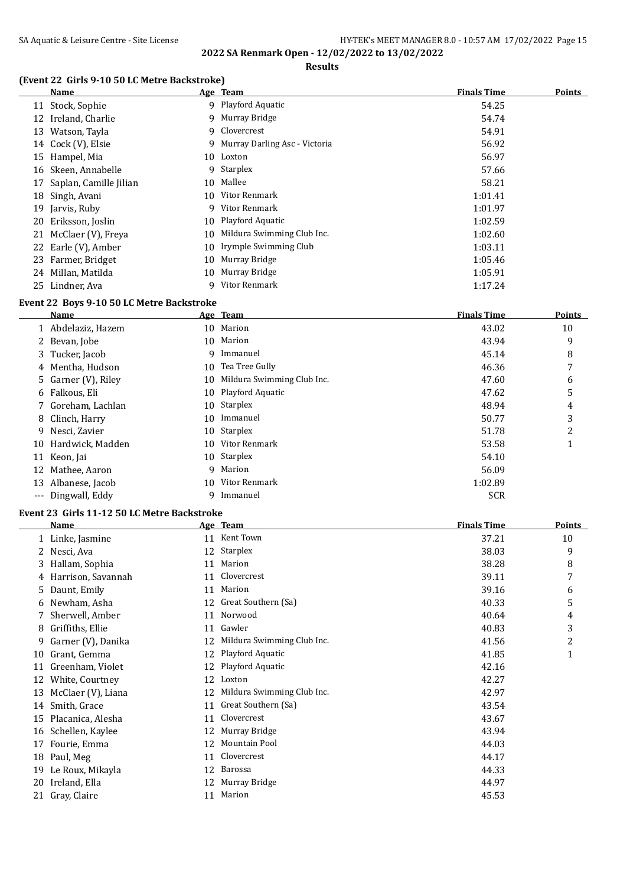**2022 SA Renmark Open - 12/02/2022 to 13/02/2022**

**Results**

### (Event 22 Girls 9-10 50 LC Metre Backstroke)

| | Name | Age | Team | Finals Time | Points |
|---|---|---|---|---|---|
| 11 | Stock, Sophie | 9 | Playford Aquatic | 54.25 | |
| 12 | Ireland, Charlie | 9 | Murray Bridge | 54.74 | |
| 13 | Watson, Tayla | 9 | Clovercrest | 54.91 | |
| 14 | Cock (V), Elsie | 9 | Murray Darling Asc - Victoria | 56.92 | |
| 15 | Hampel, Mia | 10 | Loxton | 56.97 | |
| 16 | Skeen, Annabelle | 9 | Starplex | 57.66 | |
| 17 | Saplan, Camille Jilian | 10 | Mallee | 58.21 | |
| 18 | Singh, Avani | 10 | Vitor Renmark | 1:01.41 | |
| 19 | Jarvis, Ruby | 9 | Vitor Renmark | 1:01.97 | |
| 20 | Eriksson, Joslin | 10 | Playford Aquatic | 1:02.59 | |
| 21 | McClaer (V), Freya | 10 | Mildura Swimming Club Inc. | 1:02.60 | |
| 22 | Earle (V), Amber | 10 | Irymple Swimming Club | 1:03.11 | |
| 23 | Farmer, Bridget | 10 | Murray Bridge | 1:05.46 | |
| 24 | Millan, Matilda | 10 | Murray Bridge | 1:05.91 | |
| 25 | Lindner, Ava | 9 | Vitor Renmark | 1:17.24 | |

### Event 22 Boys 9-10 50 LC Metre Backstroke

| | Name | Age | Team | Finals Time | Points |
|---|---|---|---|---|---|
| 1 | Abdelaziz, Hazem | 10 | Marion | 43.02 | 10 |
| 2 | Bevan, Jobe | 10 | Marion | 43.94 | 9 |
| 3 | Tucker, Jacob | 9 | Immanuel | 45.14 | 8 |
| 4 | Mentha, Hudson | 10 | Tea Tree Gully | 46.36 | 7 |
| 5 | Garner (V), Riley | 10 | Mildura Swimming Club Inc. | 47.60 | 6 |
| 6 | Falkous, Eli | 10 | Playford Aquatic | 47.62 | 5 |
| 7 | Goreham, Lachlan | 10 | Starplex | 48.94 | 4 |
| 8 | Clinch, Harry | 10 | Immanuel | 50.77 | 3 |
| 9 | Nesci, Zavier | 10 | Starplex | 51.78 | 2 |
| 10 | Hardwick, Madden | 10 | Vitor Renmark | 53.58 | 1 |
| 11 | Keon, Jai | 10 | Starplex | 54.10 | |
| 12 | Mathee, Aaron | 9 | Marion | 56.09 | |
| 13 | Albanese, Jacob | 10 | Vitor Renmark | 1:02.89 | |
| --- | Dingwall, Eddy | 9 | Immanuel | SCR | |

### Event 23 Girls 11-12 50 LC Metre Backstroke

| | Name | Age | Team | Finals Time | Points |
|---|---|---|---|---|---|
| 1 | Linke, Jasmine | 11 | Kent Town | 37.21 | 10 |
| 2 | Nesci, Ava | 12 | Starplex | 38.03 | 9 |
| 3 | Hallam, Sophia | 11 | Marion | 38.28 | 8 |
| 4 | Harrison, Savannah | 11 | Clovercrest | 39.11 | 7 |
| 5 | Daunt, Emily | 11 | Marion | 39.16 | 6 |
| 6 | Newham, Asha | 12 | Great Southern (Sa) | 40.33 | 5 |
| 7 | Sherwell, Amber | 11 | Norwood | 40.64 | 4 |
| 8 | Griffiths, Ellie | 11 | Gawler | 40.83 | 3 |
| 9 | Garner (V), Danika | 12 | Mildura Swimming Club Inc. | 41.56 | 2 |
| 10 | Grant, Gemma | 12 | Playford Aquatic | 41.85 | 1 |
| 11 | Greenham, Violet | 12 | Playford Aquatic | 42.16 | |
| 12 | White, Courtney | 12 | Loxton | 42.27 | |
| 13 | McClaer (V), Liana | 12 | Mildura Swimming Club Inc. | 42.97 | |
| 14 | Smith, Grace | 11 | Great Southern (Sa) | 43.54 | |
| 15 | Placanica, Alesha | 11 | Clovercrest | 43.67 | |
| 16 | Schellen, Kaylee | 12 | Murray Bridge | 43.94 | |
| 17 | Fourie, Emma | 12 | Mountain Pool | 44.03 | |
| 18 | Paul, Meg | 11 | Clovercrest | 44.17 | |
| 19 | Le Roux, Mikayla | 12 | Barossa | 44.33 | |
| 20 | Ireland, Ella | 12 | Murray Bridge | 44.97 | |
| 21 | Gray, Claire | 11 | Marion | 45.53 | |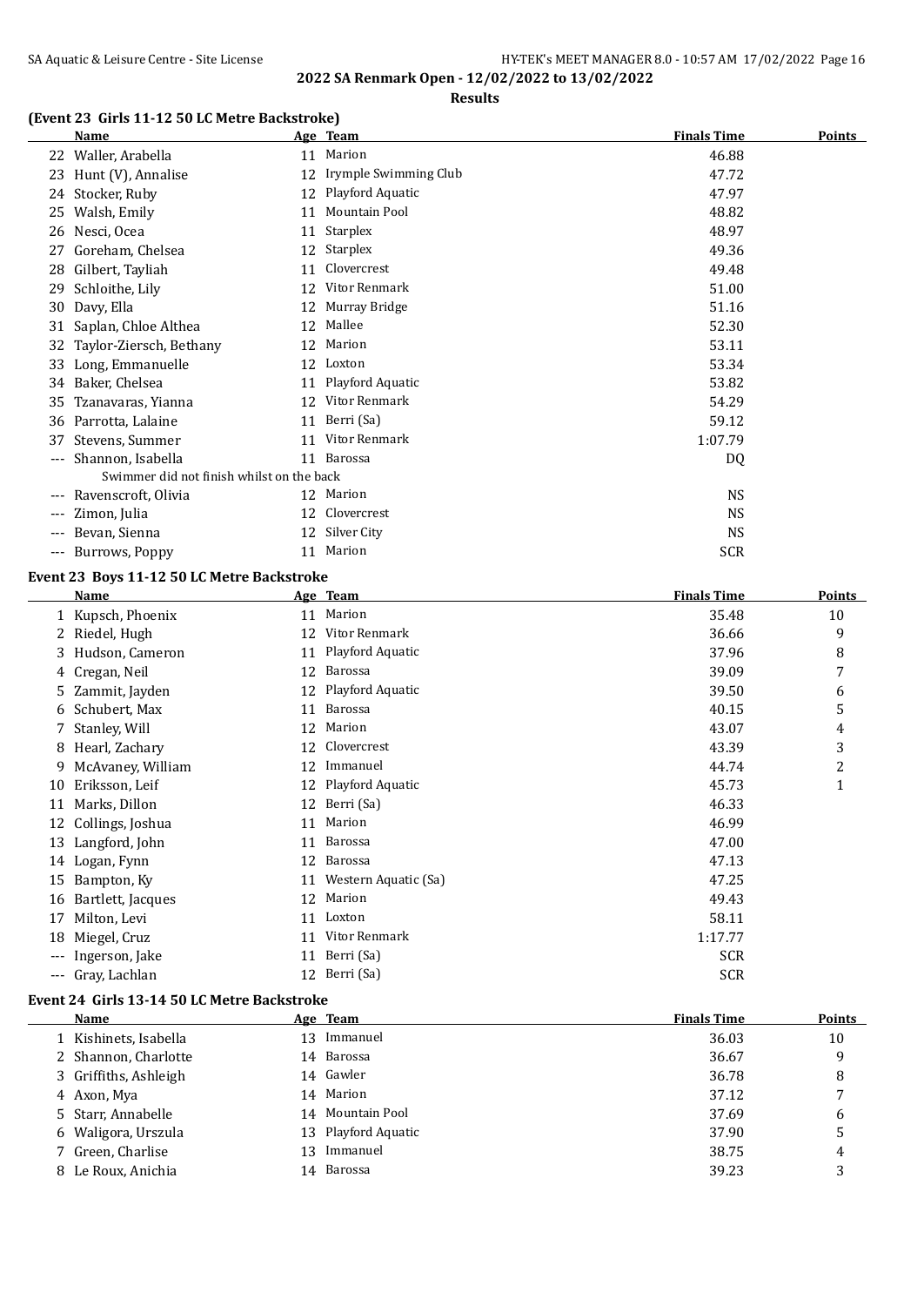**2022 SA Renmark Open - 12/02/2022 to 13/02/2022**

**Results**

### (Event 23 Girls 11-12 50 LC Metre Backstroke)

| | Name | Age | Team | Finals Time | Points |
|---|---|---|---|---|---|
| 22 | Waller, Arabella | 11 | Marion | 46.88 | |
| 23 | Hunt (V), Annalise | 12 | Irymple Swimming Club | 47.72 | |
| 24 | Stocker, Ruby | 12 | Playford Aquatic | 47.97 | |
| 25 | Walsh, Emily | 11 | Mountain Pool | 48.82 | |
| 26 | Nesci, Ocea | 11 | Starplex | 48.97 | |
| 27 | Goreham, Chelsea | 12 | Starplex | 49.36 | |
| 28 | Gilbert, Tayliah | 11 | Clovercrest | 49.48 | |
| 29 | Schloithe, Lily | 12 | Vitor Renmark | 51.00 | |
| 30 | Davy, Ella | 12 | Murray Bridge | 51.16 | |
| 31 | Saplan, Chloe Althea | 12 | Mallee | 52.30 | |
| 32 | Taylor-Ziersch, Bethany | 12 | Marion | 53.11 | |
| 33 | Long, Emmanuelle | 12 | Loxton | 53.34 | |
| 34 | Baker, Chelsea | 11 | Playford Aquatic | 53.82 | |
| 35 | Tzanavaras, Yianna | 12 | Vitor Renmark | 54.29 | |
| 36 | Parrotta, Lalaine | 11 | Berri (Sa) | 59.12 | |
| 37 | Stevens, Summer | 11 | Vitor Renmark | 1:07.79 | |
| --- | Shannon, Isabella | 11 | Barossa | DQ | |
| | Swimmer did not finish whilst on the back | | | | |
| --- | Ravenscroft, Olivia | 12 | Marion | NS | |
| --- | Zimon, Julia | 12 | Clovercrest | NS | |
| --- | Bevan, Sienna | 12 | Silver City | NS | |
| --- | Burrows, Poppy | 11 | Marion | SCR | |

### Event 23 Boys 11-12 50 LC Metre Backstroke

| | Name | Age | Team | Finals Time | Points |
|---|---|---|---|---|---|
| 1 | Kupsch, Phoenix | 11 | Marion | 35.48 | 10 |
| 2 | Riedel, Hugh | 12 | Vitor Renmark | 36.66 | 9 |
| 3 | Hudson, Cameron | 11 | Playford Aquatic | 37.96 | 8 |
| 4 | Cregan, Neil | 12 | Barossa | 39.09 | 7 |
| 5 | Zammit, Jayden | 12 | Playford Aquatic | 39.50 | 6 |
| 6 | Schubert, Max | 11 | Barossa | 40.15 | 5 |
| 7 | Stanley, Will | 12 | Marion | 43.07 | 4 |
| 8 | Hearl, Zachary | 12 | Clovercrest | 43.39 | 3 |
| 9 | McAvaney, William | 12 | Immanuel | 44.74 | 2 |
| 10 | Eriksson, Leif | 12 | Playford Aquatic | 45.73 | 1 |
| 11 | Marks, Dillon | 12 | Berri (Sa) | 46.33 | |
| 12 | Collings, Joshua | 11 | Marion | 46.99 | |
| 13 | Langford, John | 11 | Barossa | 47.00 | |
| 14 | Logan, Fynn | 12 | Barossa | 47.13 | |
| 15 | Bampton, Ky | 11 | Western Aquatic (Sa) | 47.25 | |
| 16 | Bartlett, Jacques | 12 | Marion | 49.43 | |
| 17 | Milton, Levi | 11 | Loxton | 58.11 | |
| 18 | Miegel, Cruz | 11 | Vitor Renmark | 1:17.77 | |
| --- | Ingerson, Jake | 11 | Berri (Sa) | SCR | |
| --- | Gray, Lachlan | 12 | Berri (Sa) | SCR | |

### Event 24 Girls 13-14 50 LC Metre Backstroke

| | Name | Age | Team | Finals Time | Points |
|---|---|---|---|---|---|
| 1 | Kishinets, Isabella | 13 | Immanuel | 36.03 | 10 |
| 2 | Shannon, Charlotte | 14 | Barossa | 36.67 | 9 |
| 3 | Griffiths, Ashleigh | 14 | Gawler | 36.78 | 8 |
| 4 | Axon, Mya | 14 | Marion | 37.12 | 7 |
| 5 | Starr, Annabelle | 14 | Mountain Pool | 37.69 | 6 |
| 6 | Waligora, Urszula | 13 | Playford Aquatic | 37.90 | 5 |
| 7 | Green, Charlise | 13 | Immanuel | 38.75 | 4 |
| 8 | Le Roux, Anichia | 14 | Barossa | 39.23 | 3 |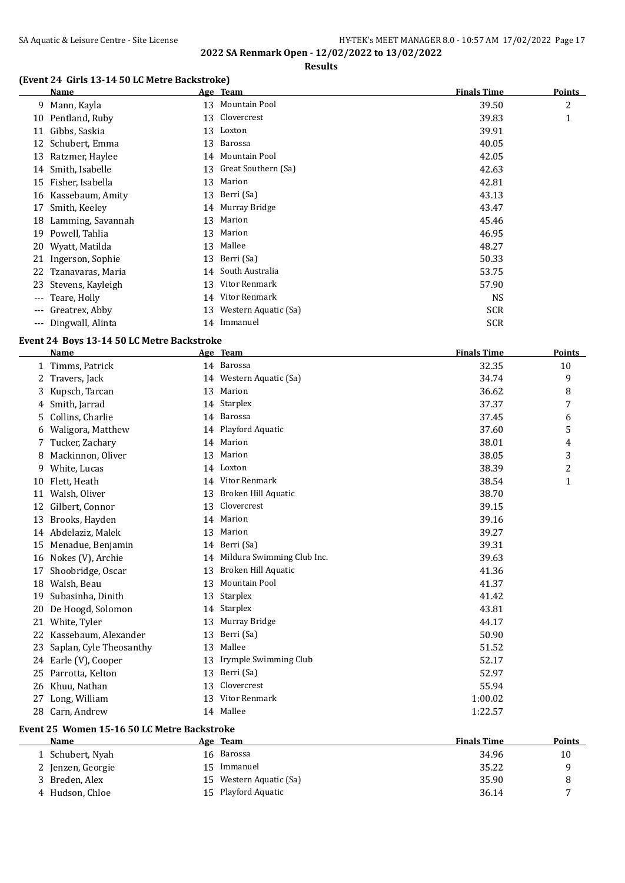**2022 SA Renmark Open - 12/02/2022 to 13/02/2022**

**Results**

## (Event 24 Girls 13-14 50 LC Metre Backstroke)

| | Name | Age | Team | Finals Time | Points |
|---|---|---|---|---|---|
| 9 | Mann, Kayla | 13 | Mountain Pool | 39.50 | 2 |
| 10 | Pentland, Ruby | 13 | Clovercrest | 39.83 | 1 |
| 11 | Gibbs, Saskia | 13 | Loxton | 39.91 | |
| 12 | Schubert, Emma | 13 | Barossa | 40.05 | |
| 13 | Ratzmer, Haylee | 14 | Mountain Pool | 42.05 | |
| 14 | Smith, Isabelle | 13 | Great Southern (Sa) | 42.63 | |
| 15 | Fisher, Isabella | 13 | Marion | 42.81 | |
| 16 | Kassebaum, Amity | 13 | Berri (Sa) | 43.13 | |
| 17 | Smith, Keeley | 14 | Murray Bridge | 43.47 | |
| 18 | Lamming, Savannah | 13 | Marion | 45.46 | |
| 19 | Powell, Tahlia | 13 | Marion | 46.95 | |
| 20 | Wyatt, Matilda | 13 | Mallee | 48.27 | |
| 21 | Ingerson, Sophie | 13 | Berri (Sa) | 50.33 | |
| 22 | Tzanavaras, Maria | 14 | South Australia | 53.75 | |
| 23 | Stevens, Kayleigh | 13 | Vitor Renmark | 57.90 | |
| --- | Teare, Holly | 14 | Vitor Renmark | NS | |
| --- | Greatrex, Abby | 13 | Western Aquatic (Sa) | SCR | |
| --- | Dingwall, Alinta | 14 | Immanuel | SCR | |

## Event 24 Boys 13-14 50 LC Metre Backstroke

| | Name | Age | Team | Finals Time | Points |
|---|---|---|---|---|---|
| 1 | Timms, Patrick | 14 | Barossa | 32.35 | 10 |
| 2 | Travers, Jack | 14 | Western Aquatic (Sa) | 34.74 | 9 |
| 3 | Kupsch, Tarcan | 13 | Marion | 36.62 | 8 |
| 4 | Smith, Jarrad | 14 | Starplex | 37.37 | 7 |
| 5 | Collins, Charlie | 14 | Barossa | 37.45 | 6 |
| 6 | Waligora, Matthew | 14 | Playford Aquatic | 37.60 | 5 |
| 7 | Tucker, Zachary | 14 | Marion | 38.01 | 4 |
| 8 | Mackinnon, Oliver | 13 | Marion | 38.05 | 3 |
| 9 | White, Lucas | 14 | Loxton | 38.39 | 2 |
| 10 | Flett, Heath | 14 | Vitor Renmark | 38.54 | 1 |
| 11 | Walsh, Oliver | 13 | Broken Hill Aquatic | 38.70 | |
| 12 | Gilbert, Connor | 13 | Clovercrest | 39.15 | |
| 13 | Brooks, Hayden | 14 | Marion | 39.16 | |
| 14 | Abdelaziz, Malek | 13 | Marion | 39.27 | |
| 15 | Menadue, Benjamin | 14 | Berri (Sa) | 39.31 | |
| 16 | Nokes (V), Archie | 14 | Mildura Swimming Club Inc. | 39.63 | |
| 17 | Shoobridge, Oscar | 13 | Broken Hill Aquatic | 41.36 | |
| 18 | Walsh, Beau | 13 | Mountain Pool | 41.37 | |
| 19 | Subasinha, Dinith | 13 | Starplex | 41.42 | |
| 20 | De Hoogd, Solomon | 14 | Starplex | 43.81 | |
| 21 | White, Tyler | 13 | Murray Bridge | 44.17 | |
| 22 | Kassebaum, Alexander | 13 | Berri (Sa) | 50.90 | |
| 23 | Saplan, Cyle Theosanthy | 13 | Mallee | 51.52 | |
| 24 | Earle (V), Cooper | 13 | Irymple Swimming Club | 52.17 | |
| 25 | Parrotta, Kelton | 13 | Berri (Sa) | 52.97 | |
| 26 | Khuu, Nathan | 13 | Clovercrest | 55.94 | |
| 27 | Long, William | 13 | Vitor Renmark | 1:00.02 | |
| 28 | Carn, Andrew | 14 | Mallee | 1:22.57 | |

## Event 25 Women 15-16 50 LC Metre Backstroke

| | Name | Age | Team | Finals Time | Points |
|---|---|---|---|---|---|
| 1 | Schubert, Nyah | 16 | Barossa | 34.96 | 10 |
| 2 | Jenzen, Georgie | 15 | Immanuel | 35.22 | 9 |
| 3 | Breden, Alex | 15 | Western Aquatic (Sa) | 35.90 | 8 |
| 4 | Hudson, Chloe | 15 | Playford Aquatic | 36.14 | 7 |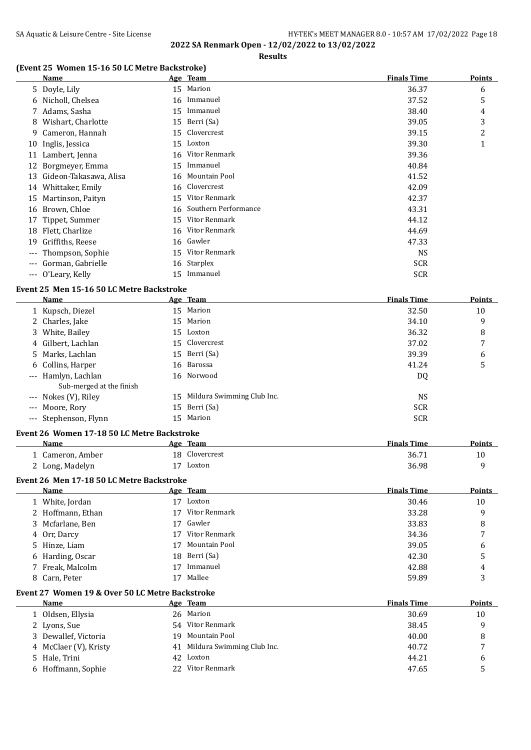## 2022 SA Renmark Open - 12/02/2022 to 13/02/2022

**Results**

### (Event 25 Women 15-16 50 LC Metre Backstroke)

| | Name | Age | Team | Finals Time | Points |
|---|---|---|---|---|---|
| 5 | Doyle, Lily | 15 | Marion | 36.37 | 6 |
| 6 | Nicholl, Chelsea | 16 | Immanuel | 37.52 | 5 |
| 7 | Adams, Sasha | 15 | Immanuel | 38.40 | 4 |
| 8 | Wishart, Charlotte | 15 | Berri (Sa) | 39.05 | 3 |
| 9 | Cameron, Hannah | 15 | Clovercrest | 39.15 | 2 |
| 10 | Inglis, Jessica | 15 | Loxton | 39.30 | 1 |
| 11 | Lambert, Jenna | 16 | Vitor Renmark | 39.36 | |
| 12 | Borgmeyer, Emma | 15 | Immanuel | 40.84 | |
| 13 | Gideon-Takasawa, Alisa | 16 | Mountain Pool | 41.52 | |
| 14 | Whittaker, Emily | 16 | Clovercrest | 42.09 | |
| 15 | Martinson, Paityn | 15 | Vitor Renmark | 42.37 | |
| 16 | Brown, Chloe | 16 | Southern Performance | 43.31 | |
| 17 | Tippet, Summer | 15 | Vitor Renmark | 44.12 | |
| 18 | Flett, Charlize | 16 | Vitor Renmark | 44.69 | |
| 19 | Griffiths, Reese | 16 | Gawler | 47.33 | |
| --- | Thompson, Sophie | 15 | Vitor Renmark | NS | |
| --- | Gorman, Gabrielle | 16 | Starplex | SCR | |
| --- | O'Leary, Kelly | 15 | Immanuel | SCR | |

### Event 25 Men 15-16 50 LC Metre Backstroke

| | Name | Age | Team | Finals Time | Points |
|---|---|---|---|---|---|
| 1 | Kupsch, Diezel | 15 | Marion | 32.50 | 10 |
| 2 | Charles, Jake | 15 | Marion | 34.10 | 9 |
| 3 | White, Bailey | 15 | Loxton | 36.32 | 8 |
| 4 | Gilbert, Lachlan | 15 | Clovercrest | 37.02 | 7 |
| 5 | Marks, Lachlan | 15 | Berri (Sa) | 39.39 | 6 |
| 6 | Collins, Harper | 16 | Barossa | 41.24 | 5 |
| --- | Hamlyn, Lachlan | 16 | Norwood | DQ | |
| | Sub-merged at the finish | | | | |
| --- | Nokes (V), Riley | 15 | Mildura Swimming Club Inc. | NS | |
| --- | Moore, Rory | 15 | Berri (Sa) | SCR | |
| --- | Stephenson, Flynn | 15 | Marion | SCR | |

### Event 26 Women 17-18 50 LC Metre Backstroke

| | Name | Age | Team | Finals Time | Points |
|---|---|---|---|---|---|
| 1 | Cameron, Amber | 18 | Clovercrest | 36.71 | 10 |
| 2 | Long, Madelyn | 17 | Loxton | 36.98 | 9 |

### Event 26 Men 17-18 50 LC Metre Backstroke

| | Name | Age | Team | Finals Time | Points |
|---|---|---|---|---|---|
| 1 | White, Jordan | 17 | Loxton | 30.46 | 10 |
| 2 | Hoffmann, Ethan | 17 | Vitor Renmark | 33.28 | 9 |
| 3 | Mcfarlane, Ben | 17 | Gawler | 33.83 | 8 |
| 4 | Orr, Darcy | 17 | Vitor Renmark | 34.36 | 7 |
| 5 | Hinze, Liam | 17 | Mountain Pool | 39.05 | 6 |
| 6 | Harding, Oscar | 18 | Berri (Sa) | 42.30 | 5 |
| 7 | Freak, Malcolm | 17 | Immanuel | 42.88 | 4 |
| 8 | Carn, Peter | 17 | Mallee | 59.89 | 3 |

### Event 27 Women 19 & Over 50 LC Metre Backstroke

| | Name | Age | Team | Finals Time | Points |
|---|---|---|---|---|---|
| 1 | Oldsen, Ellysia | 26 | Marion | 30.69 | 10 |
| 2 | Lyons, Sue | 54 | Vitor Renmark | 38.45 | 9 |
| 3 | Dewallef, Victoria | 19 | Mountain Pool | 40.00 | 8 |
| 4 | McClaer (V), Kristy | 41 | Mildura Swimming Club Inc. | 40.72 | 7 |
| 5 | Hale, Trini | 42 | Loxton | 44.21 | 6 |
| 6 | Hoffmann, Sophie | 22 | Vitor Renmark | 47.65 | 5 |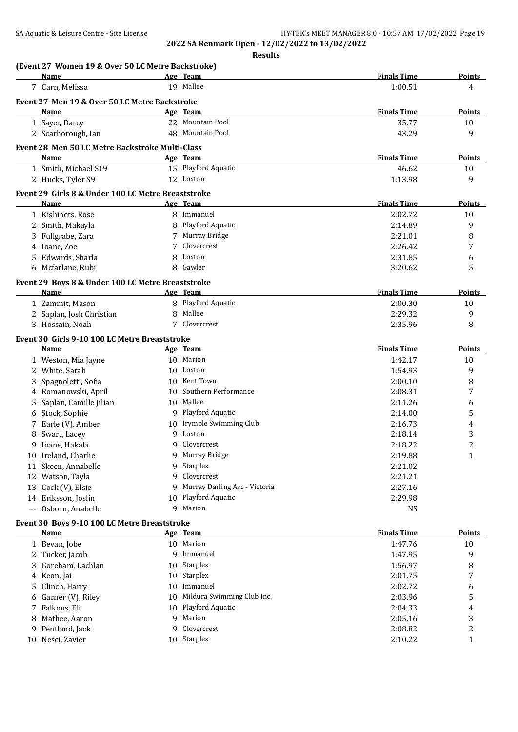**2022 SA Renmark Open - 12/02/2022 to 13/02/2022**

**Results**

### (Event 27 Women 19 & Over 50 LC Metre Backstroke)

| | Name | Age | Team | Finals Time | Points |
|---|---|---|---|---|---|
| 7 | Carn, Melissa | 19 | Mallee | 1:00.51 | 4 |

### Event 27 Men 19 & Over 50 LC Metre Backstroke

| | Name | Age | Team | Finals Time | Points |
|---|---|---|---|---|---|
| 1 | Sayer, Darcy | 22 | Mountain Pool | 35.77 | 10 |
| 2 | Scarborough, Ian | 48 | Mountain Pool | 43.29 | 9 |

### Event 28 Men 50 LC Metre Backstroke Multi-Class

| | Name | Age | Team | Finals Time | Points |
|---|---|---|---|---|---|
| 1 | Smith, Michael S19 | 15 | Playford Aquatic | 46.62 | 10 |
| 2 | Hucks, Tyler S9 | 12 | Loxton | 1:13.98 | 9 |

### Event 29 Girls 8 & Under 100 LC Metre Breaststroke

| | Name | Age | Team | Finals Time | Points |
|---|---|---|---|---|---|
| 1 | Kishinets, Rose | 8 | Immanuel | 2:02.72 | 10 |
| 2 | Smith, Makayla | 8 | Playford Aquatic | 2:14.89 | 9 |
| 3 | Fullgrabe, Zara | 7 | Murray Bridge | 2:21.01 | 8 |
| 4 | Ioane, Zoe | 7 | Clovercrest | 2:26.42 | 7 |
| 5 | Edwards, Sharla | 8 | Loxton | 2:31.85 | 6 |
| 6 | Mcfarlane, Rubi | 8 | Gawler | 3:20.62 | 5 |

### Event 29 Boys 8 & Under 100 LC Metre Breaststroke

| | Name | Age | Team | Finals Time | Points |
|---|---|---|---|---|---|
| 1 | Zammit, Mason | 8 | Playford Aquatic | 2:00.30 | 10 |
| 2 | Saplan, Josh Christian | 8 | Mallee | 2:29.32 | 9 |
| 3 | Hossain, Noah | 7 | Clovercrest | 2:35.96 | 8 |

### Event 30 Girls 9-10 100 LC Metre Breaststroke

| | Name | Age | Team | Finals Time | Points |
|---|---|---|---|---|---|
| 1 | Weston, Mia Jayne | 10 | Marion | 1:42.17 | 10 |
| 2 | White, Sarah | 10 | Loxton | 1:54.93 | 9 |
| 3 | Spagnoletti, Sofia | 10 | Kent Town | 2:00.10 | 8 |
| 4 | Romanowski, April | 10 | Southern Performance | 2:08.31 | 7 |
| 5 | Saplan, Camille Jilian | 10 | Mallee | 2:11.26 | 6 |
| 6 | Stock, Sophie | 9 | Playford Aquatic | 2:14.00 | 5 |
| 7 | Earle (V), Amber | 10 | Irymple Swimming Club | 2:16.73 | 4 |
| 8 | Swart, Lacey | 9 | Loxton | 2:18.14 | 3 |
| 9 | Ioane, Hakala | 9 | Clovercrest | 2:18.22 | 2 |
| 10 | Ireland, Charlie | 9 | Murray Bridge | 2:19.88 | 1 |
| 11 | Skeen, Annabelle | 9 | Starplex | 2:21.02 | |
| 12 | Watson, Tayla | 9 | Clovercrest | 2:21.21 | |
| 13 | Cock (V), Elsie | 9 | Murray Darling Asc - Victoria | 2:27.16 | |
| 14 | Eriksson, Joslin | 10 | Playford Aquatic | 2:29.98 | |
| --- | Osborn, Anabelle | 9 | Marion | NS | |

### Event 30 Boys 9-10 100 LC Metre Breaststroke

| | Name | Age | Team | Finals Time | Points |
|---|---|---|---|---|---|
| 1 | Bevan, Jobe | 10 | Marion | 1:47.76 | 10 |
| 2 | Tucker, Jacob | 9 | Immanuel | 1:47.95 | 9 |
| 3 | Goreham, Lachlan | 10 | Starplex | 1:56.97 | 8 |
| 4 | Keon, Jai | 10 | Starplex | 2:01.75 | 7 |
| 5 | Clinch, Harry | 10 | Immanuel | 2:02.72 | 6 |
| 6 | Garner (V), Riley | 10 | Mildura Swimming Club Inc. | 2:03.96 | 5 |
| 7 | Falkous, Eli | 10 | Playford Aquatic | 2:04.33 | 4 |
| 8 | Mathee, Aaron | 9 | Marion | 2:05.16 | 3 |
| 9 | Pentland, Jack | 9 | Clovercrest | 2:08.82 | 2 |
| 10 | Nesci, Zavier | 10 | Starplex | 2:10.22 | 1 |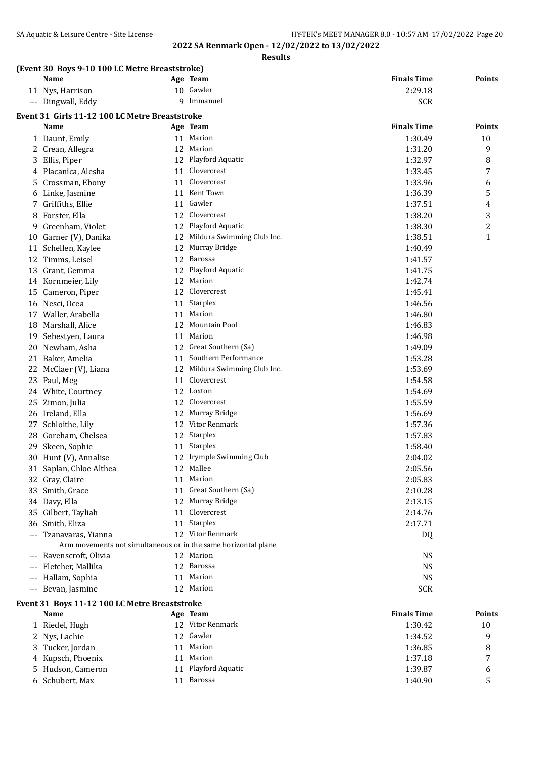## 2022 SA Renmark Open - 12/02/2022 to 13/02/2022

**Results**

### (Event 30 Boys 9-10 100 LC Metre Breaststroke)

| | Name | Age | Team | Finals Time | Points |
|---|---|---|---|---|---|
| 11 | Nys, Harrison | 10 | Gawler | 2:29.18 | |
| --- | Dingwall, Eddy | 9 | Immanuel | SCR | |

### Event 31 Girls 11-12 100 LC Metre Breaststroke

| | Name | Age | Team | Finals Time | Points |
|---|---|---|---|---|---|
| 1 | Daunt, Emily | 11 | Marion | 1:30.49 | 10 |
| 2 | Crean, Allegra | 12 | Marion | 1:31.20 | 9 |
| 3 | Ellis, Piper | 12 | Playford Aquatic | 1:32.97 | 8 |
| 4 | Placanica, Alesha | 11 | Clovercrest | 1:33.45 | 7 |
| 5 | Crossman, Ebony | 11 | Clovercrest | 1:33.96 | 6 |
| 6 | Linke, Jasmine | 11 | Kent Town | 1:36.39 | 5 |
| 7 | Griffiths, Ellie | 11 | Gawler | 1:37.51 | 4 |
| 8 | Forster, Ella | 12 | Clovercrest | 1:38.20 | 3 |
| 9 | Greenham, Violet | 12 | Playford Aquatic | 1:38.30 | 2 |
| 10 | Garner (V), Danika | 12 | Mildura Swimming Club Inc. | 1:38.51 | 1 |
| 11 | Schellen, Kaylee | 12 | Murray Bridge | 1:40.49 | |
| 12 | Timms, Leisel | 12 | Barossa | 1:41.57 | |
| 13 | Grant, Gemma | 12 | Playford Aquatic | 1:41.75 | |
| 14 | Kornmeier, Lily | 12 | Marion | 1:42.74 | |
| 15 | Cameron, Piper | 12 | Clovercrest | 1:45.41 | |
| 16 | Nesci, Ocea | 11 | Starplex | 1:46.56 | |
| 17 | Waller, Arabella | 11 | Marion | 1:46.80 | |
| 18 | Marshall, Alice | 12 | Mountain Pool | 1:46.83 | |
| 19 | Sebestyen, Laura | 11 | Marion | 1:46.98 | |
| 20 | Newham, Asha | 12 | Great Southern (Sa) | 1:49.09 | |
| 21 | Baker, Amelia | 11 | Southern Performance | 1:53.28 | |
| 22 | McClaer (V), Liana | 12 | Mildura Swimming Club Inc. | 1:53.69 | |
| 23 | Paul, Meg | 11 | Clovercrest | 1:54.58 | |
| 24 | White, Courtney | 12 | Loxton | 1:54.69 | |
| 25 | Zimon, Julia | 12 | Clovercrest | 1:55.59 | |
| 26 | Ireland, Ella | 12 | Murray Bridge | 1:56.69 | |
| 27 | Schloithe, Lily | 12 | Vitor Renmark | 1:57.36 | |
| 28 | Goreham, Chelsea | 12 | Starplex | 1:57.83 | |
| 29 | Skeen, Sophie | 11 | Starplex | 1:58.40 | |
| 30 | Hunt (V), Annalise | 12 | Irymple Swimming Club | 2:04.02 | |
| 31 | Saplan, Chloe Althea | 12 | Mallee | 2:05.56 | |
| 32 | Gray, Claire | 11 | Marion | 2:05.83 | |
| 33 | Smith, Grace | 11 | Great Southern (Sa) | 2:10.28 | |
| 34 | Davy, Ella | 12 | Murray Bridge | 2:13.15 | |
| 35 | Gilbert, Tayliah | 11 | Clovercrest | 2:14.76 | |
| 36 | Smith, Eliza | 11 | Starplex | 2:17.71 | |
| --- | Tzanavaras, Yianna | 12 | Vitor Renmark | DQ | |
| | Arm movements not simultaneous or in the same horizontal plane | | | | |
| --- | Ravenscroft, Olivia | 12 | Marion | NS | |
| --- | Fletcher, Mallika | 12 | Barossa | NS | |
| --- | Hallam, Sophia | 11 | Marion | NS | |
| --- | Bevan, Jasmine | 12 | Marion | SCR | |

### Event 31 Boys 11-12 100 LC Metre Breaststroke

| | Name | Age | Team | Finals Time | Points |
|---|---|---|---|---|---|
| 1 | Riedel, Hugh | 12 | Vitor Renmark | 1:30.42 | 10 |
| 2 | Nys, Lachie | 12 | Gawler | 1:34.52 | 9 |
| 3 | Tucker, Jordan | 11 | Marion | 1:36.85 | 8 |
| 4 | Kupsch, Phoenix | 11 | Marion | 1:37.18 | 7 |
| 5 | Hudson, Cameron | 11 | Playford Aquatic | 1:39.87 | 6 |
| 6 | Schubert, Max | 11 | Barossa | 1:40.90 | 5 |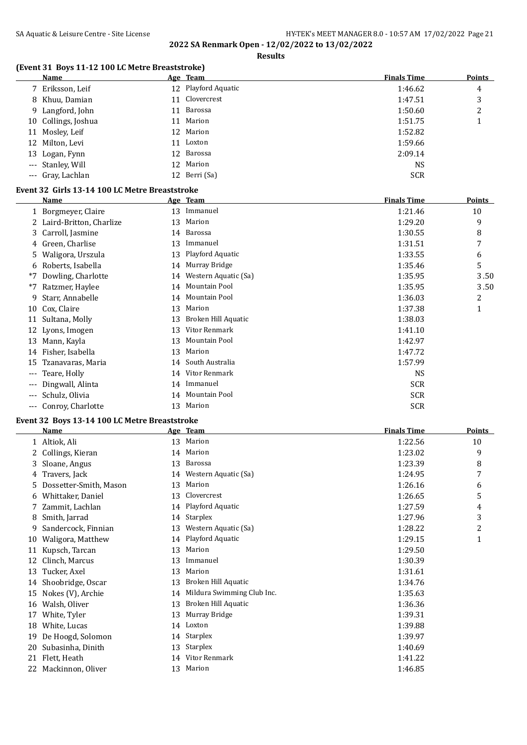**2022 SA Renmark Open - 12/02/2022 to 13/02/2022**

**Results**

### (Event 31 Boys 11-12 100 LC Metre Breaststroke)

| | Name | Age | Team | Finals Time | Points |
|---|---|---|---|---|---|
| 7 | Eriksson, Leif | 12 | Playford Aquatic | 1:46.62 | 4 |
| 8 | Khuu, Damian | 11 | Clovercrest | 1:47.51 | 3 |
| 9 | Langford, John | 11 | Barossa | 1:50.60 | 2 |
| 10 | Collings, Joshua | 11 | Marion | 1:51.75 | 1 |
| 11 | Mosley, Leif | 12 | Marion | 1:52.82 | |
| 12 | Milton, Levi | 11 | Loxton | 1:59.66 | |
| 13 | Logan, Fynn | 12 | Barossa | 2:09.14 | |
| --- | Stanley, Will | 12 | Marion | NS | |
| --- | Gray, Lachlan | 12 | Berri (Sa) | SCR | |

### Event 32 Girls 13-14 100 LC Metre Breaststroke

| | Name | Age | Team | Finals Time | Points |
|---|---|---|---|---|---|
| 1 | Borgmeyer, Claire | 13 | Immanuel | 1:21.46 | 10 |
| 2 | Laird-Britton, Charlize | 13 | Marion | 1:29.20 | 9 |
| 3 | Carroll, Jasmine | 14 | Barossa | 1:30.55 | 8 |
| 4 | Green, Charlise | 13 | Immanuel | 1:31.51 | 7 |
| 5 | Waligora, Urszula | 13 | Playford Aquatic | 1:33.55 | 6 |
| 6 | Roberts, Isabella | 14 | Murray Bridge | 1:35.46 | 5 |
| *7 | Dowling, Charlotte | 14 | Western Aquatic (Sa) | 1:35.95 | 3.50 |
| *7 | Ratzmer, Haylee | 14 | Mountain Pool | 1:35.95 | 3.50 |
| 9 | Starr, Annabelle | 14 | Mountain Pool | 1:36.03 | 2 |
| 10 | Cox, Claire | 13 | Marion | 1:37.38 | 1 |
| 11 | Sultana, Molly | 13 | Broken Hill Aquatic | 1:38.03 | |
| 12 | Lyons, Imogen | 13 | Vitor Renmark | 1:41.10 | |
| 13 | Mann, Kayla | 13 | Mountain Pool | 1:42.97 | |
| 14 | Fisher, Isabella | 13 | Marion | 1:47.72 | |
| 15 | Tzanavaras, Maria | 14 | South Australia | 1:57.99 | |
| --- | Teare, Holly | 14 | Vitor Renmark | NS | |
| --- | Dingwall, Alinta | 14 | Immanuel | SCR | |
| --- | Schulz, Olivia | 14 | Mountain Pool | SCR | |
| --- | Conroy, Charlotte | 13 | Marion | SCR | |

### Event 32 Boys 13-14 100 LC Metre Breaststroke

| | Name | Age | Team | Finals Time | Points |
|---|---|---|---|---|---|
| 1 | Altiok, Ali | 13 | Marion | 1:22.56 | 10 |
| 2 | Collings, Kieran | 14 | Marion | 1:23.02 | 9 |
| 3 | Sloane, Angus | 13 | Barossa | 1:23.39 | 8 |
| 4 | Travers, Jack | 14 | Western Aquatic (Sa) | 1:24.95 | 7 |
| 5 | Dossetter-Smith, Mason | 13 | Marion | 1:26.16 | 6 |
| 6 | Whittaker, Daniel | 13 | Clovercrest | 1:26.65 | 5 |
| 7 | Zammit, Lachlan | 14 | Playford Aquatic | 1:27.59 | 4 |
| 8 | Smith, Jarrad | 14 | Starplex | 1:27.96 | 3 |
| 9 | Sandercock, Finnian | 13 | Western Aquatic (Sa) | 1:28.22 | 2 |
| 10 | Waligora, Matthew | 14 | Playford Aquatic | 1:29.15 | 1 |
| 11 | Kupsch, Tarcan | 13 | Marion | 1:29.50 | |
| 12 | Clinch, Marcus | 13 | Immanuel | 1:30.39 | |
| 13 | Tucker, Axel | 13 | Marion | 1:31.61 | |
| 14 | Shoobridge, Oscar | 13 | Broken Hill Aquatic | 1:34.76 | |
| 15 | Nokes (V), Archie | 14 | Mildura Swimming Club Inc. | 1:35.63 | |
| 16 | Walsh, Oliver | 13 | Broken Hill Aquatic | 1:36.36 | |
| 17 | White, Tyler | 13 | Murray Bridge | 1:39.31 | |
| 18 | White, Lucas | 14 | Loxton | 1:39.88 | |
| 19 | De Hoogd, Solomon | 14 | Starplex | 1:39.97 | |
| 20 | Subasinha, Dinith | 13 | Starplex | 1:40.69 | |
| 21 | Flett, Heath | 14 | Vitor Renmark | 1:41.22 | |
| 22 | Mackinnon, Oliver | 13 | Marion | 1:46.85 | |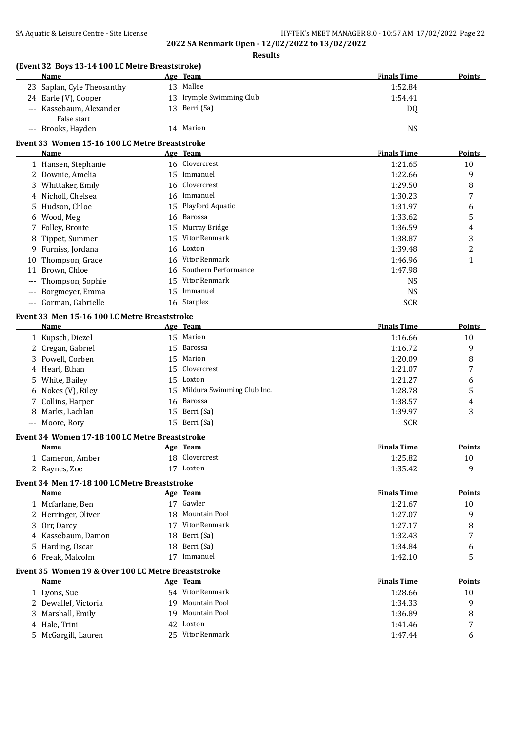**2022 SA Renmark Open - 12/02/2022 to 13/02/2022**

**Results**

### (Event 32 Boys 13-14 100 LC Metre Breaststroke)

| | Name | Age | Team | Finals Time | Points |
|---|---|---|---|---|---|
| 23 | Saplan, Cyle Theosanthy | 13 | Mallee | 1:52.84 | |
| 24 | Earle (V), Cooper | 13 | Irymple Swimming Club | 1:54.41 | |
| --- | Kassebaum, Alexander<br>False start | 13 | Berri (Sa) | DQ | |
| --- | Brooks, Hayden | 14 | Marion | NS | |

### Event 33 Women 15-16 100 LC Metre Breaststroke

| | Name | Age | Team | Finals Time | Points |
|---|---|---|---|---|---|
| 1 | Hansen, Stephanie | 16 | Clovercrest | 1:21.65 | 10 |
| 2 | Downie, Amelia | 15 | Immanuel | 1:22.66 | 9 |
| 3 | Whittaker, Emily | 16 | Clovercrest | 1:29.50 | 8 |
| 4 | Nicholl, Chelsea | 16 | Immanuel | 1:30.23 | 7 |
| 5 | Hudson, Chloe | 15 | Playford Aquatic | 1:31.97 | 6 |
| 6 | Wood, Meg | 16 | Barossa | 1:33.62 | 5 |
| 7 | Folley, Bronte | 15 | Murray Bridge | 1:36.59 | 4 |
| 8 | Tippet, Summer | 15 | Vitor Renmark | 1:38.87 | 3 |
| 9 | Furniss, Jordana | 16 | Loxton | 1:39.48 | 2 |
| 10 | Thompson, Grace | 16 | Vitor Renmark | 1:46.96 | 1 |
| 11 | Brown, Chloe | 16 | Southern Performance | 1:47.98 | |
| --- | Thompson, Sophie | 15 | Vitor Renmark | NS | |
| --- | Borgmeyer, Emma | 15 | Immanuel | NS | |
| --- | Gorman, Gabrielle | 16 | Starplex | SCR | |

### Event 33 Men 15-16 100 LC Metre Breaststroke

| | Name | Age | Team | Finals Time | Points |
|---|---|---|---|---|---|
| 1 | Kupsch, Diezel | 15 | Marion | 1:16.66 | 10 |
| 2 | Cregan, Gabriel | 15 | Barossa | 1:16.72 | 9 |
| 3 | Powell, Corben | 15 | Marion | 1:20.09 | 8 |
| 4 | Hearl, Ethan | 15 | Clovercrest | 1:21.07 | 7 |
| 5 | White, Bailey | 15 | Loxton | 1:21.27 | 6 |
| 6 | Nokes (V), Riley | 15 | Mildura Swimming Club Inc. | 1:28.78 | 5 |
| 7 | Collins, Harper | 16 | Barossa | 1:38.57 | 4 |
| 8 | Marks, Lachlan | 15 | Berri (Sa) | 1:39.97 | 3 |
| --- | Moore, Rory | 15 | Berri (Sa) | SCR | |

### Event 34 Women 17-18 100 LC Metre Breaststroke

| | Name | Age | Team | Finals Time | Points |
|---|---|---|---|---|---|
| 1 | Cameron, Amber | 18 | Clovercrest | 1:25.82 | 10 |
| 2 | Raynes, Zoe | 17 | Loxton | 1:35.42 | 9 |

### Event 34 Men 17-18 100 LC Metre Breaststroke

| | Name | Age | Team | Finals Time | Points |
|---|---|---|---|---|---|
| 1 | Mcfarlane, Ben | 17 | Gawler | 1:21.67 | 10 |
| 2 | Herringer, Oliver | 18 | Mountain Pool | 1:27.07 | 9 |
| 3 | Orr, Darcy | 17 | Vitor Renmark | 1:27.17 | 8 |
| 4 | Kassebaum, Damon | 18 | Berri (Sa) | 1:32.43 | 7 |
| 5 | Harding, Oscar | 18 | Berri (Sa) | 1:34.84 | 6 |
| 6 | Freak, Malcolm | 17 | Immanuel | 1:42.10 | 5 |

### Event 35 Women 19 & Over 100 LC Metre Breaststroke

| | Name | Age | Team | Finals Time | Points |
|---|---|---|---|---|---|
| 1 | Lyons, Sue | 54 | Vitor Renmark | 1:28.66 | 10 |
| 2 | Dewallef, Victoria | 19 | Mountain Pool | 1:34.33 | 9 |
| 3 | Marshall, Emily | 19 | Mountain Pool | 1:36.89 | 8 |
| 4 | Hale, Trini | 42 | Loxton | 1:41.46 | 7 |
| 5 | McGargill, Lauren | 25 | Vitor Renmark | 1:47.44 | 6 |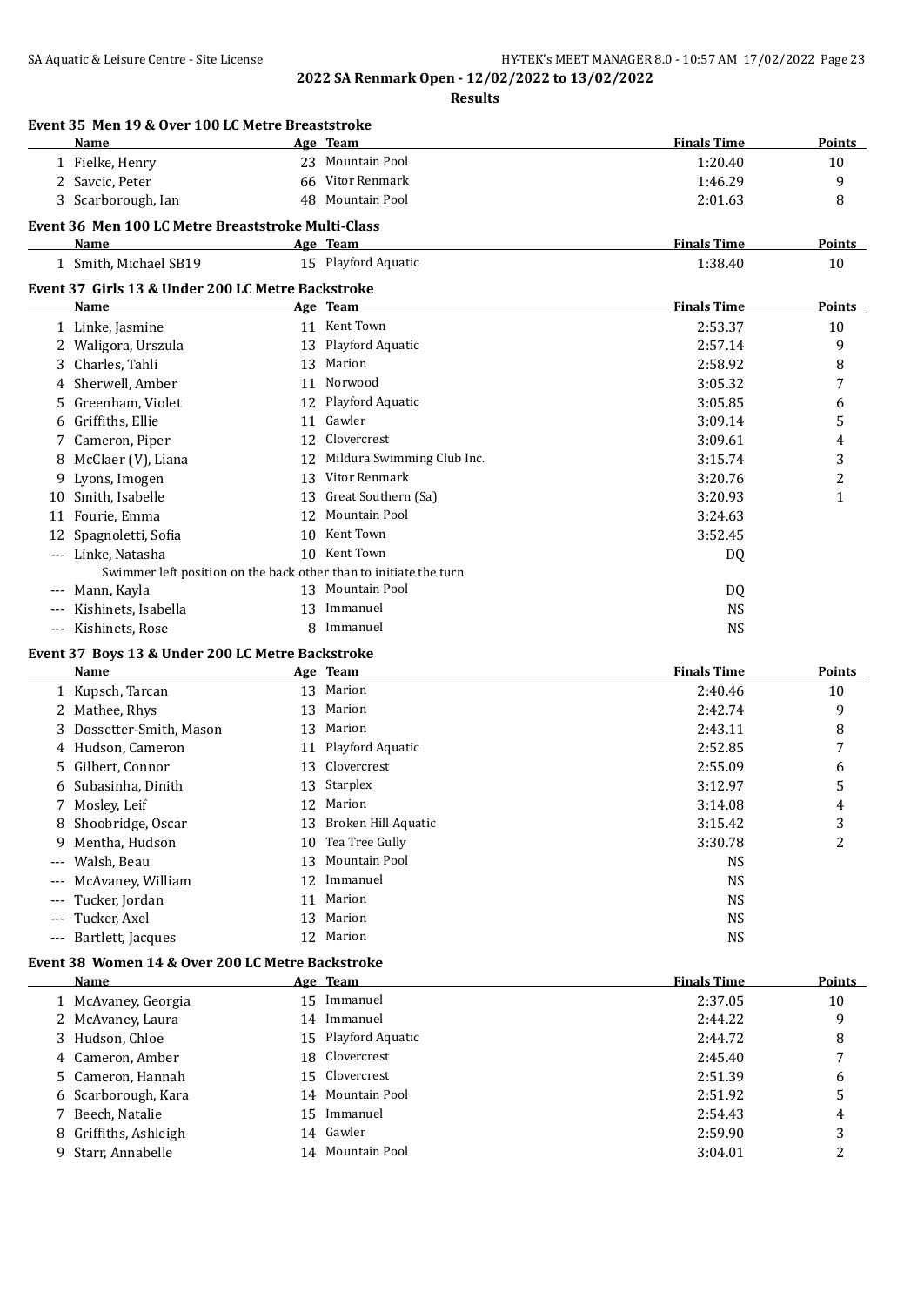2022 SA Renmark Open - 12/02/2022 to 13/02/2022

**Results**

### Event 35 Men 19 & Over 100 LC Metre Breaststroke

| | Name | Age | Team | Finals Time | Points |
|---|---|---|---|---|---|
| 1 | Fielke, Henry | 23 | Mountain Pool | 1:20.40 | 10 |
| 2 | Savcic, Peter | 66 | Vitor Renmark | 1:46.29 | 9 |
| 3 | Scarborough, Ian | 48 | Mountain Pool | 2:01.63 | 8 |

### Event 36 Men 100 LC Metre Breaststroke Multi-Class

| | Name | Age | Team | Finals Time | Points |
|---|---|---|---|---|---|
| 1 | Smith, Michael SB19 | 15 | Playford Aquatic | 1:38.40 | 10 |

### Event 37 Girls 13 & Under 200 LC Metre Backstroke

| | Name | Age | Team | Finals Time | Points |
|---|---|---|---|---|---|
| 1 | Linke, Jasmine | 11 | Kent Town | 2:53.37 | 10 |
| 2 | Waligora, Urszula | 13 | Playford Aquatic | 2:57.14 | 9 |
| 3 | Charles, Tahli | 13 | Marion | 2:58.92 | 8 |
| 4 | Sherwell, Amber | 11 | Norwood | 3:05.32 | 7 |
| 5 | Greenham, Violet | 12 | Playford Aquatic | 3:05.85 | 6 |
| 6 | Griffiths, Ellie | 11 | Gawler | 3:09.14 | 5 |
| 7 | Cameron, Piper | 12 | Clovercrest | 3:09.61 | 4 |
| 8 | McClaer (V), Liana | 12 | Mildura Swimming Club Inc. | 3:15.74 | 3 |
| 9 | Lyons, Imogen | 13 | Vitor Renmark | 3:20.76 | 2 |
| 10 | Smith, Isabelle | 13 | Great Southern (Sa) | 3:20.93 | 1 |
| 11 | Fourie, Emma | 12 | Mountain Pool | 3:24.63 | |
| 12 | Spagnoletti, Sofia | 10 | Kent Town | 3:52.45 | |
| --- | Linke, Natasha | 10 | Kent Town | DQ | |
| | Swimmer left position on the back other than to initiate the turn | | | | |
| --- | Mann, Kayla | 13 | Mountain Pool | DQ | |
| --- | Kishinets, Isabella | 13 | Immanuel | NS | |
| --- | Kishinets, Rose | 8 | Immanuel | NS | |

### Event 37 Boys 13 & Under 200 LC Metre Backstroke

| | Name | Age | Team | Finals Time | Points |
|---|---|---|---|---|---|
| 1 | Kupsch, Tarcan | 13 | Marion | 2:40.46 | 10 |
| 2 | Mathee, Rhys | 13 | Marion | 2:42.74 | 9 |
| 3 | Dossetter-Smith, Mason | 13 | Marion | 2:43.11 | 8 |
| 4 | Hudson, Cameron | 11 | Playford Aquatic | 2:52.85 | 7 |
| 5 | Gilbert, Connor | 13 | Clovercrest | 2:55.09 | 6 |
| 6 | Subasinha, Dinith | 13 | Starplex | 3:12.97 | 5 |
| 7 | Mosley, Leif | 12 | Marion | 3:14.08 | 4 |
| 8 | Shoobridge, Oscar | 13 | Broken Hill Aquatic | 3:15.42 | 3 |
| 9 | Mentha, Hudson | 10 | Tea Tree Gully | 3:30.78 | 2 |
| --- | Walsh, Beau | 13 | Mountain Pool | NS | |
| --- | McAvaney, William | 12 | Immanuel | NS | |
| --- | Tucker, Jordan | 11 | Marion | NS | |
| --- | Tucker, Axel | 13 | Marion | NS | |
| --- | Bartlett, Jacques | 12 | Marion | NS | |

### Event 38 Women 14 & Over 200 LC Metre Backstroke

| | Name | Age | Team | Finals Time | Points |
|---|---|---|---|---|---|
| 1 | McAvaney, Georgia | 15 | Immanuel | 2:37.05 | 10 |
| 2 | McAvaney, Laura | 14 | Immanuel | 2:44.22 | 9 |
| 3 | Hudson, Chloe | 15 | Playford Aquatic | 2:44.72 | 8 |
| 4 | Cameron, Amber | 18 | Clovercrest | 2:45.40 | 7 |
| 5 | Cameron, Hannah | 15 | Clovercrest | 2:51.39 | 6 |
| 6 | Scarborough, Kara | 14 | Mountain Pool | 2:51.92 | 5 |
| 7 | Beech, Natalie | 15 | Immanuel | 2:54.43 | 4 |
| 8 | Griffiths, Ashleigh | 14 | Gawler | 2:59.90 | 3 |
| 9 | Starr, Annabelle | 14 | Mountain Pool | 3:04.01 | 2 |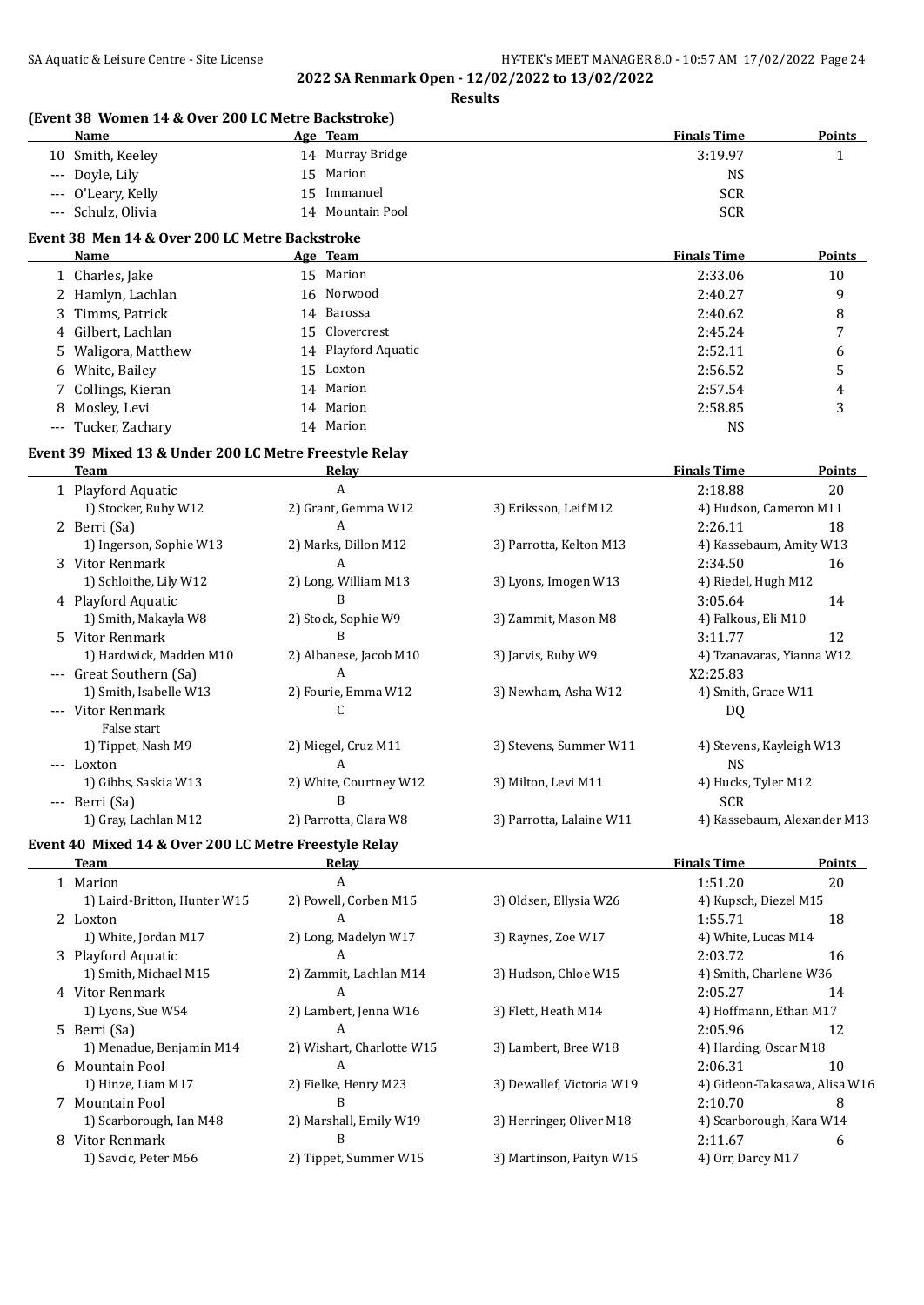**2022 SA Renmark Open - 12/02/2022 to 13/02/2022**

**Results**

### (Event 38 Women 14 & Over 200 LC Metre Backstroke)

| | Name | Age | Team | Finals Time | Points |
|---|---|---|---|---|---|
| 10 | Smith, Keeley | 14 | Murray Bridge | 3:19.97 | 1 |
| --- | Doyle, Lily | 15 | Marion | NS | |
| --- | O'Leary, Kelly | 15 | Immanuel | SCR | |
| --- | Schulz, Olivia | 14 | Mountain Pool | SCR | |

### Event 38 Men 14 & Over 200 LC Metre Backstroke

| | Name | Age | Team | Finals Time | Points |
|---|---|---|---|---|---|
| 1 | Charles, Jake | 15 | Marion | 2:33.06 | 10 |
| 2 | Hamlyn, Lachlan | 16 | Norwood | 2:40.27 | 9 |
| 3 | Timms, Patrick | 14 | Barossa | 2:40.62 | 8 |
| 4 | Gilbert, Lachlan | 15 | Clovercrest | 2:45.24 | 7 |
| 5 | Waligora, Matthew | 14 | Playford Aquatic | 2:52.11 | 6 |
| 6 | White, Bailey | 15 | Loxton | 2:56.52 | 5 |
| 7 | Collings, Kieran | 14 | Marion | 2:57.54 | 4 |
| 8 | Mosley, Levi | 14 | Marion | 2:58.85 | 3 |
| --- | Tucker, Zachary | 14 | Marion | NS | |

### Event 39 Mixed 13 & Under 200 LC Metre Freestyle Relay

| | Team | Relay | | Finals Time | Points |
|---|---|---|---|---|---|
| 1 | Playford Aquatic | A | | 2:18.88 | 20 |
| | 1) Stocker, Ruby W12 | 2) Grant, Gemma W12 | 3) Eriksson, Leif M12 | 4) Hudson, Cameron M11 | |
| 2 | Berri (Sa) | A | | 2:26.11 | 18 |
| | 1) Ingerson, Sophie W13 | 2) Marks, Dillon M12 | 3) Parrotta, Kelton M13 | 4) Kassebaum, Amity W13 | |
| 3 | Vitor Renmark | A | | 2:34.50 | 16 |
| | 1) Schloithe, Lily W12 | 2) Long, William M13 | 3) Lyons, Imogen W13 | 4) Riedel, Hugh M12 | |
| 4 | Playford Aquatic | B | | 3:05.64 | 14 |
| | 1) Smith, Makayla W8 | 2) Stock, Sophie W9 | 3) Zammit, Mason M8 | 4) Falkous, Eli M10 | |
| 5 | Vitor Renmark | B | | 3:11.77 | 12 |
| | 1) Hardwick, Madden M10 | 2) Albanese, Jacob M10 | 3) Jarvis, Ruby W9 | 4) Tzanavaras, Yianna W12 | |
| --- | Great Southern (Sa) | A | | X2:25.83 | |
| | 1) Smith, Isabelle W13 | 2) Fourie, Emma W12 | 3) Newham, Asha W12 | 4) Smith, Grace W11 | |
| --- | Vitor Renmark | C | | DQ | |
| | False start | | | | |
| | 1) Tippet, Nash M9 | 2) Miegel, Cruz M11 | 3) Stevens, Summer W11 | 4) Stevens, Kayleigh W13 | |
| --- | Loxton | A | | NS | |
| | 1) Gibbs, Saskia W13 | 2) White, Courtney W12 | 3) Milton, Levi M11 | 4) Hucks, Tyler M12 | |
| --- | Berri (Sa) | B | | SCR | |
| | 1) Gray, Lachlan M12 | 2) Parrotta, Clara W8 | 3) Parrotta, Lalaine W11 | 4) Kassebaum, Alexander M13 | |

### Event 40 Mixed 14 & Over 200 LC Metre Freestyle Relay

| | Team | Relay | | Finals Time | Points |
|---|---|---|---|---|---|
| 1 | Marion | A | | 1:51.20 | 20 |
| | 1) Laird-Britton, Hunter W15 | 2) Powell, Corben M15 | 3) Oldsen, Ellysia W26 | 4) Kupsch, Diezel M15 | |
| 2 | Loxton | A | | 1:55.71 | 18 |
| | 1) White, Jordan M17 | 2) Long, Madelyn W17 | 3) Raynes, Zoe W17 | 4) White, Lucas M14 | |
| 3 | Playford Aquatic | A | | 2:03.72 | 16 |
| | 1) Smith, Michael M15 | 2) Zammit, Lachlan M14 | 3) Hudson, Chloe W15 | 4) Smith, Charlene W36 | |
| 4 | Vitor Renmark | A | | 2:05.27 | 14 |
| | 1) Lyons, Sue W54 | 2) Lambert, Jenna W16 | 3) Flett, Heath M14 | 4) Hoffmann, Ethan M17 | |
| 5 | Berri (Sa) | A | | 2:05.96 | 12 |
| | 1) Menadue, Benjamin M14 | 2) Wishart, Charlotte W15 | 3) Lambert, Bree W18 | 4) Harding, Oscar M18 | |
| 6 | Mountain Pool | A | | 2:06.31 | 10 |
| | 1) Hinze, Liam M17 | 2) Fielke, Henry M23 | 3) Dewallef, Victoria W19 | 4) Gideon-Takasawa, Alisa W16 | |
| 7 | Mountain Pool | B | | 2:10.70 | 8 |
| | 1) Scarborough, Ian M48 | 2) Marshall, Emily W19 | 3) Herringer, Oliver M18 | 4) Scarborough, Kara W14 | |
| 8 | Vitor Renmark | B | | 2:11.67 | 6 |
| | 1) Savcic, Peter M66 | 2) Tippet, Summer W15 | 3) Martinson, Paityn W15 | 4) Orr, Darcy M17 | |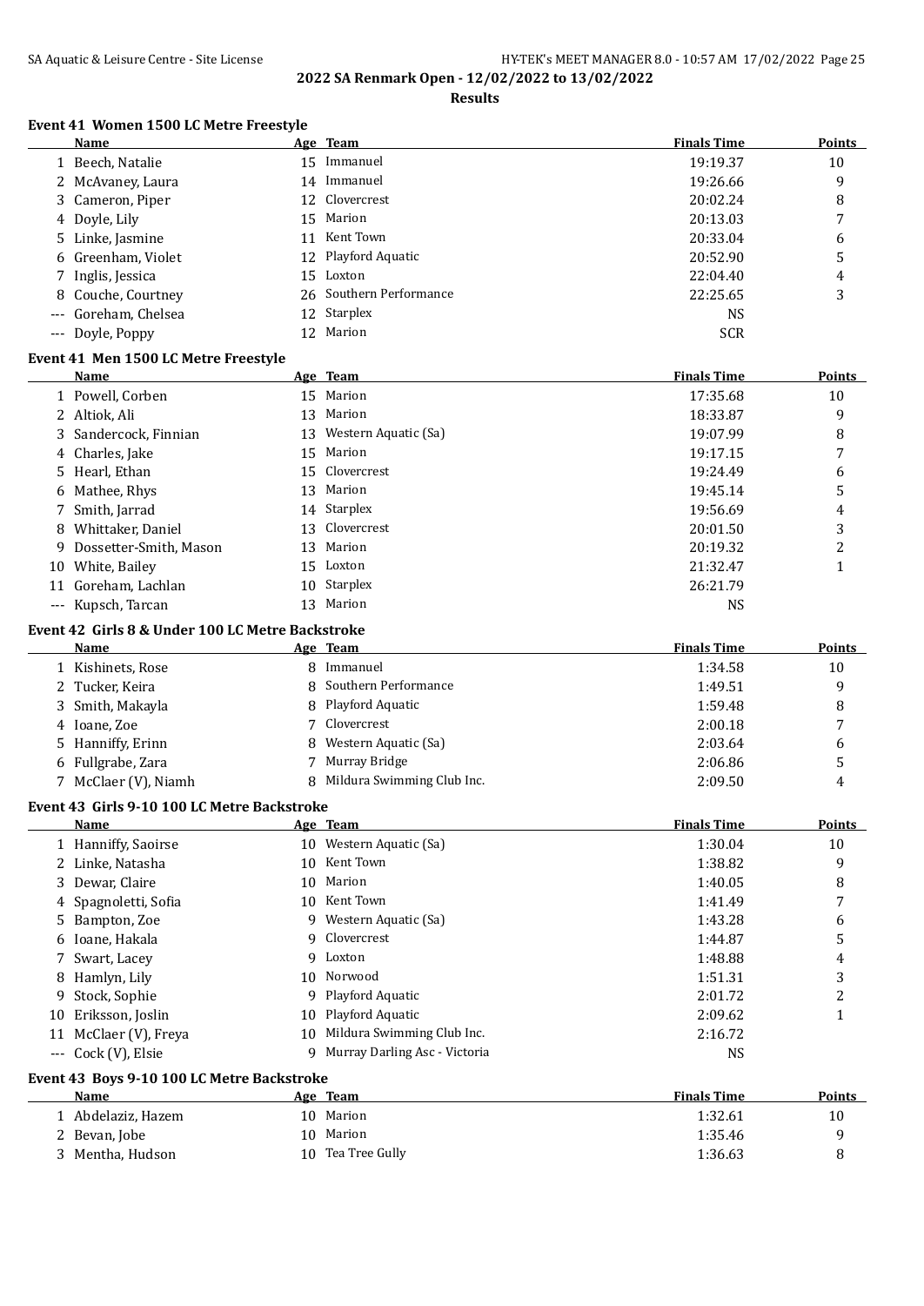## 2022 SA Renmark Open - 12/02/2022 to 13/02/2022

### Results

#### Event 41 Women 1500 LC Metre Freestyle

| | Name | Age | Team | Finals Time | Points |
|---|---|---|---|---|---|
| 1 | Beech, Natalie | 15 | Immanuel | 19:19.37 | 10 |
| 2 | McAvaney, Laura | 14 | Immanuel | 19:26.66 | 9 |
| 3 | Cameron, Piper | 12 | Clovercrest | 20:02.24 | 8 |
| 4 | Doyle, Lily | 15 | Marion | 20:13.03 | 7 |
| 5 | Linke, Jasmine | 11 | Kent Town | 20:33.04 | 6 |
| 6 | Greenham, Violet | 12 | Playford Aquatic | 20:52.90 | 5 |
| 7 | Inglis, Jessica | 15 | Loxton | 22:04.40 | 4 |
| 8 | Couche, Courtney | 26 | Southern Performance | 22:25.65 | 3 |
| --- | Goreham, Chelsea | 12 | Starplex | NS | |
| --- | Doyle, Poppy | 12 | Marion | SCR | |

#### Event 41 Men 1500 LC Metre Freestyle

| | Name | Age | Team | Finals Time | Points |
|---|---|---|---|---|---|
| 1 | Powell, Corben | 15 | Marion | 17:35.68 | 10 |
| 2 | Altiok, Ali | 13 | Marion | 18:33.87 | 9 |
| 3 | Sandercock, Finnian | 13 | Western Aquatic (Sa) | 19:07.99 | 8 |
| 4 | Charles, Jake | 15 | Marion | 19:17.15 | 7 |
| 5 | Hearl, Ethan | 15 | Clovercrest | 19:24.49 | 6 |
| 6 | Mathee, Rhys | 13 | Marion | 19:45.14 | 5 |
| 7 | Smith, Jarrad | 14 | Starplex | 19:56.69 | 4 |
| 8 | Whittaker, Daniel | 13 | Clovercrest | 20:01.50 | 3 |
| 9 | Dossetter-Smith, Mason | 13 | Marion | 20:19.32 | 2 |
| 10 | White, Bailey | 15 | Loxton | 21:32.47 | 1 |
| 11 | Goreham, Lachlan | 10 | Starplex | 26:21.79 | |
| --- | Kupsch, Tarcan | 13 | Marion | NS | |

#### Event 42 Girls 8 & Under 100 LC Metre Backstroke

| | Name | Age | Team | Finals Time | Points |
|---|---|---|---|---|---|
| 1 | Kishinets, Rose | 8 | Immanuel | 1:34.58 | 10 |
| 2 | Tucker, Keira | 8 | Southern Performance | 1:49.51 | 9 |
| 3 | Smith, Makayla | 8 | Playford Aquatic | 1:59.48 | 8 |
| 4 | Ioane, Zoe | 7 | Clovercrest | 2:00.18 | 7 |
| 5 | Hanniffy, Erinn | 8 | Western Aquatic (Sa) | 2:03.64 | 6 |
| 6 | Fullgrabe, Zara | 7 | Murray Bridge | 2:06.86 | 5 |
| 7 | McClaer (V), Niamh | 8 | Mildura Swimming Club Inc. | 2:09.50 | 4 |

#### Event 43 Girls 9-10 100 LC Metre Backstroke

| | Name | Age | Team | Finals Time | Points |
|---|---|---|---|---|---|
| 1 | Hanniffy, Saoirse | 10 | Western Aquatic (Sa) | 1:30.04 | 10 |
| 2 | Linke, Natasha | 10 | Kent Town | 1:38.82 | 9 |
| 3 | Dewar, Claire | 10 | Marion | 1:40.05 | 8 |
| 4 | Spagnoletti, Sofia | 10 | Kent Town | 1:41.49 | 7 |
| 5 | Bampton, Zoe | 9 | Western Aquatic (Sa) | 1:43.28 | 6 |
| 6 | Ioane, Hakala | 9 | Clovercrest | 1:44.87 | 5 |
| 7 | Swart, Lacey | 9 | Loxton | 1:48.88 | 4 |
| 8 | Hamlyn, Lily | 10 | Norwood | 1:51.31 | 3 |
| 9 | Stock, Sophie | 9 | Playford Aquatic | 2:01.72 | 2 |
| 10 | Eriksson, Joslin | 10 | Playford Aquatic | 2:09.62 | 1 |
| 11 | McClaer (V), Freya | 10 | Mildura Swimming Club Inc. | 2:16.72 | |
| --- | Cock (V), Elsie | 9 | Murray Darling Asc - Victoria | NS | |

#### Event 43 Boys 9-10 100 LC Metre Backstroke

| | Name | Age | Team | Finals Time | Points |
|---|---|---|---|---|---|
| 1 | Abdelaziz, Hazem | 10 | Marion | 1:32.61 | 10 |
| 2 | Bevan, Jobe | 10 | Marion | 1:35.46 | 9 |
| 3 | Mentha, Hudson | 10 | Tea Tree Gully | 1:36.63 | 8 |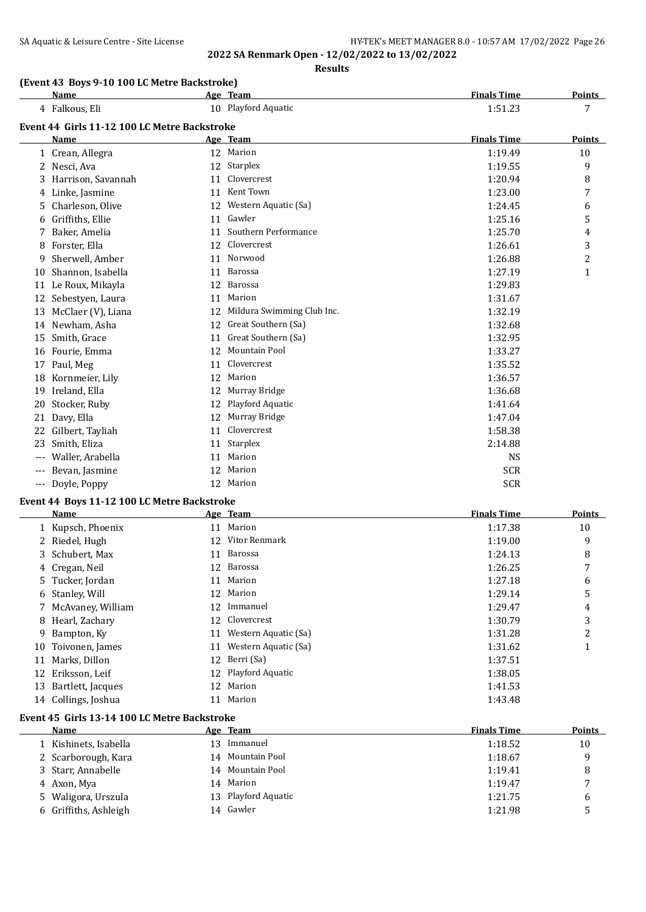**2022 SA Renmark Open - 12/02/2022 to 13/02/2022**

**Results**

### (Event 43 Boys 9-10 100 LC Metre Backstroke)

| | Name | Age | Team | Finals Time | Points |
|---|---|---|---|---|---|
| 4 | Falkous, Eli | 10 | Playford Aquatic | 1:51.23 | 7 |

### Event 44 Girls 11-12 100 LC Metre Backstroke

| | Name | Age | Team | Finals Time | Points |
|---|---|---|---|---|---|
| 1 | Crean, Allegra | 12 | Marion | 1:19.49 | 10 |
| 2 | Nesci, Ava | 12 | Starplex | 1:19.55 | 9 |
| 3 | Harrison, Savannah | 11 | Clovercrest | 1:20.94 | 8 |
| 4 | Linke, Jasmine | 11 | Kent Town | 1:23.00 | 7 |
| 5 | Charleson, Olive | 12 | Western Aquatic (Sa) | 1:24.45 | 6 |
| 6 | Griffiths, Ellie | 11 | Gawler | 1:25.16 | 5 |
| 7 | Baker, Amelia | 11 | Southern Performance | 1:25.70 | 4 |
| 8 | Forster, Ella | 12 | Clovercrest | 1:26.61 | 3 |
| 9 | Sherwell, Amber | 11 | Norwood | 1:26.88 | 2 |
| 10 | Shannon, Isabella | 11 | Barossa | 1:27.19 | 1 |
| 11 | Le Roux, Mikayla | 12 | Barossa | 1:29.83 | |
| 12 | Sebestyen, Laura | 11 | Marion | 1:31.67 | |
| 13 | McClaer (V), Liana | 12 | Mildura Swimming Club Inc. | 1:32.19 | |
| 14 | Newham, Asha | 12 | Great Southern (Sa) | 1:32.68 | |
| 15 | Smith, Grace | 11 | Great Southern (Sa) | 1:32.95 | |
| 16 | Fourie, Emma | 12 | Mountain Pool | 1:33.27 | |
| 17 | Paul, Meg | 11 | Clovercrest | 1:35.52 | |
| 18 | Kornmeier, Lily | 12 | Marion | 1:36.57 | |
| 19 | Ireland, Ella | 12 | Murray Bridge | 1:36.68 | |
| 20 | Stocker, Ruby | 12 | Playford Aquatic | 1:41.64 | |
| 21 | Davy, Ella | 12 | Murray Bridge | 1:47.04 | |
| 22 | Gilbert, Tayliah | 11 | Clovercrest | 1:58.38 | |
| 23 | Smith, Eliza | 11 | Starplex | 2:14.88 | |
| --- | Waller, Arabella | 11 | Marion | NS | |
| --- | Bevan, Jasmine | 12 | Marion | SCR | |
| --- | Doyle, Poppy | 12 | Marion | SCR | |

### Event 44 Boys 11-12 100 LC Metre Backstroke

| | Name | Age | Team | Finals Time | Points |
|---|---|---|---|---|---|
| 1 | Kupsch, Phoenix | 11 | Marion | 1:17.38 | 10 |
| 2 | Riedel, Hugh | 12 | Vitor Renmark | 1:19.00 | 9 |
| 3 | Schubert, Max | 11 | Barossa | 1:24.13 | 8 |
| 4 | Cregan, Neil | 12 | Barossa | 1:26.25 | 7 |
| 5 | Tucker, Jordan | 11 | Marion | 1:27.18 | 6 |
| 6 | Stanley, Will | 12 | Marion | 1:29.14 | 5 |
| 7 | McAvaney, William | 12 | Immanuel | 1:29.47 | 4 |
| 8 | Hearl, Zachary | 12 | Clovercrest | 1:30.79 | 3 |
| 9 | Bampton, Ky | 11 | Western Aquatic (Sa) | 1:31.28 | 2 |
| 10 | Toivonen, James | 11 | Western Aquatic (Sa) | 1:31.62 | 1 |
| 11 | Marks, Dillon | 12 | Berri (Sa) | 1:37.51 | |
| 12 | Eriksson, Leif | 12 | Playford Aquatic | 1:38.05 | |
| 13 | Bartlett, Jacques | 12 | Marion | 1:41.53 | |
| 14 | Collings, Joshua | 11 | Marion | 1:43.48 | |

### Event 45 Girls 13-14 100 LC Metre Backstroke

| | Name | Age | Team | Finals Time | Points |
|---|---|---|---|---|---|
| 1 | Kishinets, Isabella | 13 | Immanuel | 1:18.52 | 10 |
| 2 | Scarborough, Kara | 14 | Mountain Pool | 1:18.67 | 9 |
| 3 | Starr, Annabelle | 14 | Mountain Pool | 1:19.41 | 8 |
| 4 | Axon, Mya | 14 | Marion | 1:19.47 | 7 |
| 5 | Waligora, Urszula | 13 | Playford Aquatic | 1:21.75 | 6 |
| 6 | Griffiths, Ashleigh | 14 | Gawler | 1:21.98 | 5 |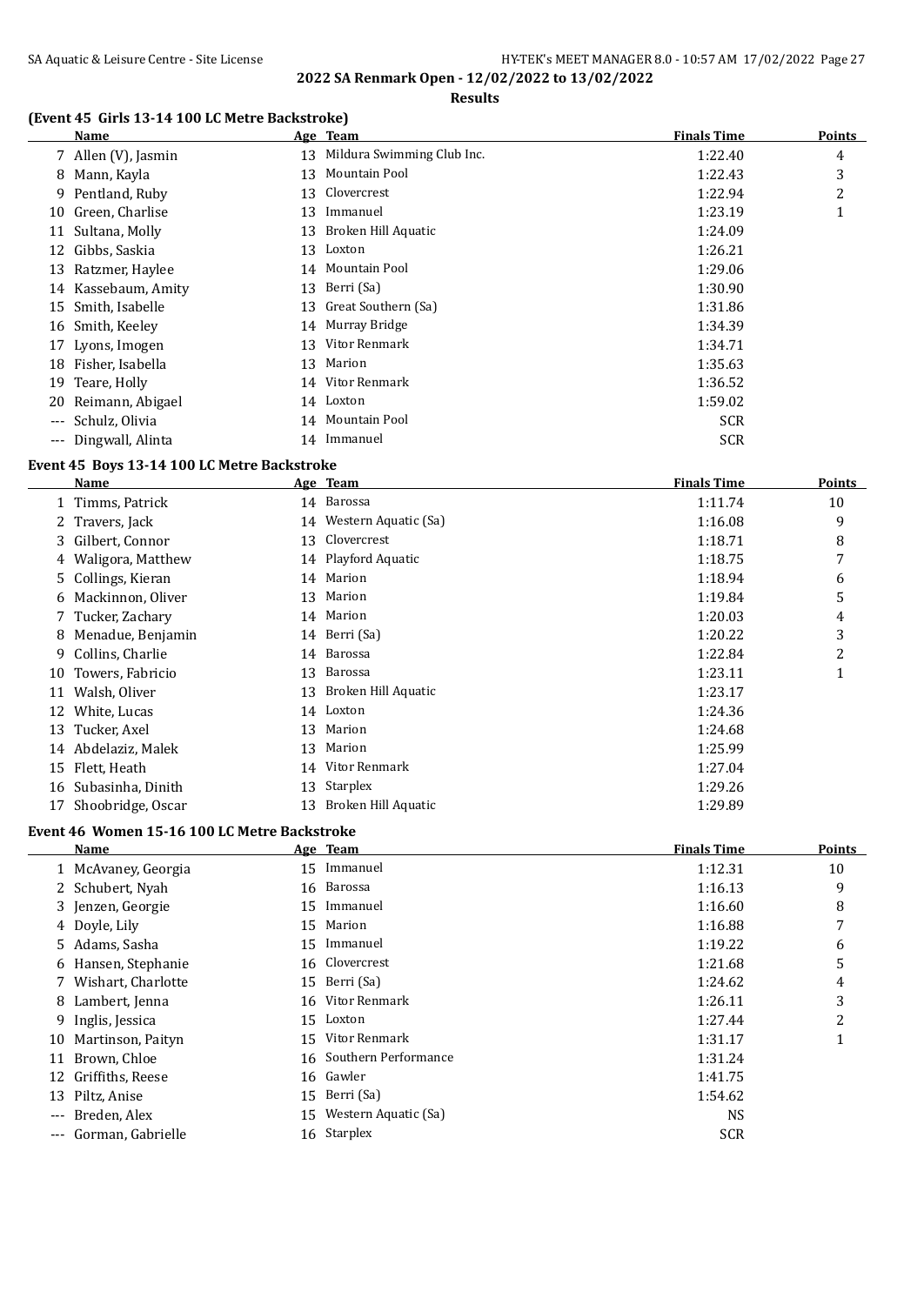**2022 SA Renmark Open - 12/02/2022 to 13/02/2022**

**Results**

### (Event 45 Girls 13-14 100 LC Metre Backstroke)

| | Name | Age | Team | Finals Time | Points |
|---|---|---|---|---|---|
| 7 | Allen (V), Jasmin | 13 | Mildura Swimming Club Inc. | 1:22.40 | 4 |
| 8 | Mann, Kayla | 13 | Mountain Pool | 1:22.43 | 3 |
| 9 | Pentland, Ruby | 13 | Clovercrest | 1:22.94 | 2 |
| 10 | Green, Charlise | 13 | Immanuel | 1:23.19 | 1 |
| 11 | Sultana, Molly | 13 | Broken Hill Aquatic | 1:24.09 | |
| 12 | Gibbs, Saskia | 13 | Loxton | 1:26.21 | |
| 13 | Ratzmer, Haylee | 14 | Mountain Pool | 1:29.06 | |
| 14 | Kassebaum, Amity | 13 | Berri (Sa) | 1:30.90 | |
| 15 | Smith, Isabelle | 13 | Great Southern (Sa) | 1:31.86 | |
| 16 | Smith, Keeley | 14 | Murray Bridge | 1:34.39 | |
| 17 | Lyons, Imogen | 13 | Vitor Renmark | 1:34.71 | |
| 18 | Fisher, Isabella | 13 | Marion | 1:35.63 | |
| 19 | Teare, Holly | 14 | Vitor Renmark | 1:36.52 | |
| 20 | Reimann, Abigael | 14 | Loxton | 1:59.02 | |
| --- | Schulz, Olivia | 14 | Mountain Pool | SCR | |
| --- | Dingwall, Alinta | 14 | Immanuel | SCR | |

### Event 45 Boys 13-14 100 LC Metre Backstroke

| | Name | Age | Team | Finals Time | Points |
|---|---|---|---|---|---|
| 1 | Timms, Patrick | 14 | Barossa | 1:11.74 | 10 |
| 2 | Travers, Jack | 14 | Western Aquatic (Sa) | 1:16.08 | 9 |
| 3 | Gilbert, Connor | 13 | Clovercrest | 1:18.71 | 8 |
| 4 | Waligora, Matthew | 14 | Playford Aquatic | 1:18.75 | 7 |
| 5 | Collings, Kieran | 14 | Marion | 1:18.94 | 6 |
| 6 | Mackinnon, Oliver | 13 | Marion | 1:19.84 | 5 |
| 7 | Tucker, Zachary | 14 | Marion | 1:20.03 | 4 |
| 8 | Menadue, Benjamin | 14 | Berri (Sa) | 1:20.22 | 3 |
| 9 | Collins, Charlie | 14 | Barossa | 1:22.84 | 2 |
| 10 | Towers, Fabricio | 13 | Barossa | 1:23.11 | 1 |
| 11 | Walsh, Oliver | 13 | Broken Hill Aquatic | 1:23.17 | |
| 12 | White, Lucas | 14 | Loxton | 1:24.36 | |
| 13 | Tucker, Axel | 13 | Marion | 1:24.68 | |
| 14 | Abdelaziz, Malek | 13 | Marion | 1:25.99 | |
| 15 | Flett, Heath | 14 | Vitor Renmark | 1:27.04 | |
| 16 | Subasinha, Dinith | 13 | Starplex | 1:29.26 | |
| 17 | Shoobridge, Oscar | 13 | Broken Hill Aquatic | 1:29.89 | |

### Event 46 Women 15-16 100 LC Metre Backstroke

| | Name | Age | Team | Finals Time | Points |
|---|---|---|---|---|---|
| 1 | McAvaney, Georgia | 15 | Immanuel | 1:12.31 | 10 |
| 2 | Schubert, Nyah | 16 | Barossa | 1:16.13 | 9 |
| 3 | Jenzen, Georgie | 15 | Immanuel | 1:16.60 | 8 |
| 4 | Doyle, Lily | 15 | Marion | 1:16.88 | 7 |
| 5 | Adams, Sasha | 15 | Immanuel | 1:19.22 | 6 |
| 6 | Hansen, Stephanie | 16 | Clovercrest | 1:21.68 | 5 |
| 7 | Wishart, Charlotte | 15 | Berri (Sa) | 1:24.62 | 4 |
| 8 | Lambert, Jenna | 16 | Vitor Renmark | 1:26.11 | 3 |
| 9 | Inglis, Jessica | 15 | Loxton | 1:27.44 | 2 |
| 10 | Martinson, Paityn | 15 | Vitor Renmark | 1:31.17 | 1 |
| 11 | Brown, Chloe | 16 | Southern Performance | 1:31.24 | |
| 12 | Griffiths, Reese | 16 | Gawler | 1:41.75 | |
| 13 | Piltz, Anise | 15 | Berri (Sa) | 1:54.62 | |
| --- | Breden, Alex | 15 | Western Aquatic (Sa) | NS | |
| --- | Gorman, Gabrielle | 16 | Starplex | SCR | |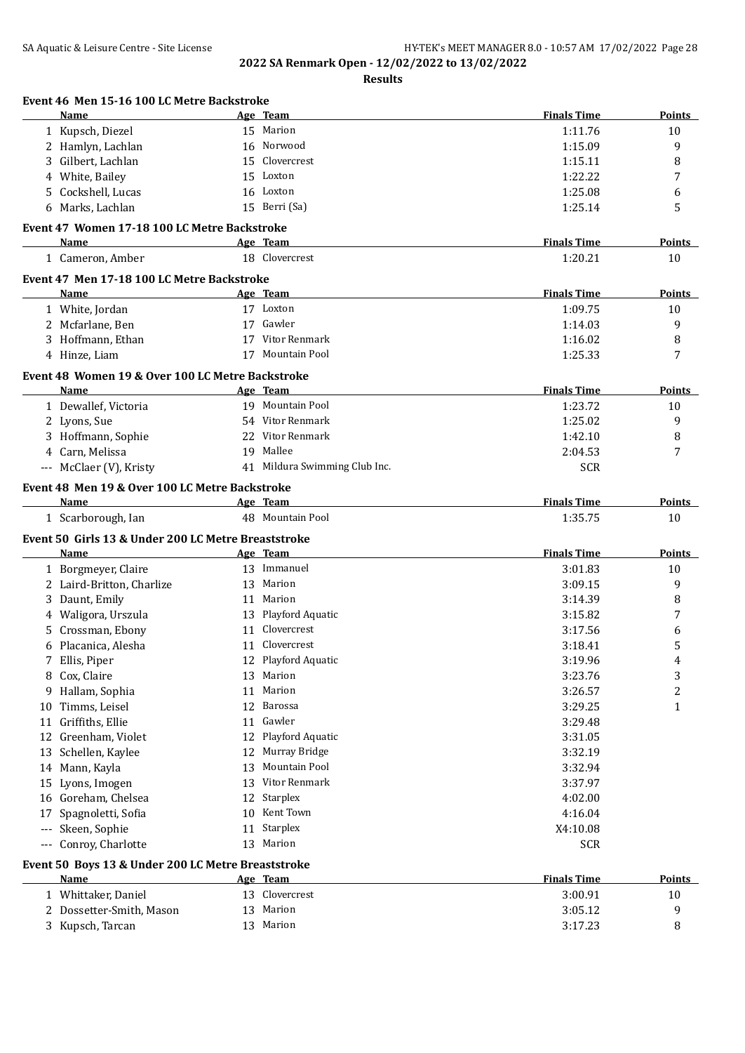**2022 SA Renmark Open - 12/02/2022 to 13/02/2022**

**Results**

### Event 46 Men 15-16 100 LC Metre Backstroke

| | Name | Age | Team | Finals Time | Points |
|---|---|---|---|---|---|
| 1 | Kupsch, Diezel | 15 | Marion | 1:11.76 | 10 |
| 2 | Hamlyn, Lachlan | 16 | Norwood | 1:15.09 | 9 |
| 3 | Gilbert, Lachlan | 15 | Clovercrest | 1:15.11 | 8 |
| 4 | White, Bailey | 15 | Loxton | 1:22.22 | 7 |
| 5 | Cockshell, Lucas | 16 | Loxton | 1:25.08 | 6 |
| 6 | Marks, Lachlan | 15 | Berri (Sa) | 1:25.14 | 5 |

### Event 47 Women 17-18 100 LC Metre Backstroke

| | Name | Age | Team | Finals Time | Points |
|---|---|---|---|---|---|
| 1 | Cameron, Amber | 18 | Clovercrest | 1:20.21 | 10 |

### Event 47 Men 17-18 100 LC Metre Backstroke

| | Name | Age | Team | Finals Time | Points |
|---|---|---|---|---|---|
| 1 | White, Jordan | 17 | Loxton | 1:09.75 | 10 |
| 2 | Mcfarlane, Ben | 17 | Gawler | 1:14.03 | 9 |
| 3 | Hoffmann, Ethan | 17 | Vitor Renmark | 1:16.02 | 8 |
| 4 | Hinze, Liam | 17 | Mountain Pool | 1:25.33 | 7 |

### Event 48 Women 19 & Over 100 LC Metre Backstroke

| | Name | Age | Team | Finals Time | Points |
|---|---|---|---|---|---|
| 1 | Dewallef, Victoria | 19 | Mountain Pool | 1:23.72 | 10 |
| 2 | Lyons, Sue | 54 | Vitor Renmark | 1:25.02 | 9 |
| 3 | Hoffmann, Sophie | 22 | Vitor Renmark | 1:42.10 | 8 |
| 4 | Carn, Melissa | 19 | Mallee | 2:04.53 | 7 |
| --- | McClaer (V), Kristy | 41 | Mildura Swimming Club Inc. | SCR | |

### Event 48 Men 19 & Over 100 LC Metre Backstroke

| | Name | Age | Team | Finals Time | Points |
|---|---|---|---|---|---|
| 1 | Scarborough, Ian | 48 | Mountain Pool | 1:35.75 | 10 |

### Event 50 Girls 13 & Under 200 LC Metre Breaststroke

| | Name | Age | Team | Finals Time | Points |
|---|---|---|---|---|---|
| 1 | Borgmeyer, Claire | 13 | Immanuel | 3:01.83 | 10 |
| 2 | Laird-Britton, Charlize | 13 | Marion | 3:09.15 | 9 |
| 3 | Daunt, Emily | 11 | Marion | 3:14.39 | 8 |
| 4 | Waligora, Urszula | 13 | Playford Aquatic | 3:15.82 | 7 |
| 5 | Crossman, Ebony | 11 | Clovercrest | 3:17.56 | 6 |
| 6 | Placanica, Alesha | 11 | Clovercrest | 3:18.41 | 5 |
| 7 | Ellis, Piper | 12 | Playford Aquatic | 3:19.96 | 4 |
| 8 | Cox, Claire | 13 | Marion | 3:23.76 | 3 |
| 9 | Hallam, Sophia | 11 | Marion | 3:26.57 | 2 |
| 10 | Timms, Leisel | 12 | Barossa | 3:29.25 | 1 |
| 11 | Griffiths, Ellie | 11 | Gawler | 3:29.48 | |
| 12 | Greenham, Violet | 12 | Playford Aquatic | 3:31.05 | |
| 13 | Schellen, Kaylee | 12 | Murray Bridge | 3:32.19 | |
| 14 | Mann, Kayla | 13 | Mountain Pool | 3:32.94 | |
| 15 | Lyons, Imogen | 13 | Vitor Renmark | 3:37.97 | |
| 16 | Goreham, Chelsea | 12 | Starplex | 4:02.00 | |
| 17 | Spagnoletti, Sofia | 10 | Kent Town | 4:16.04 | |
| --- | Skeen, Sophie | 11 | Starplex | X4:10.08 | |
| --- | Conroy, Charlotte | 13 | Marion | SCR | |

### Event 50 Boys 13 & Under 200 LC Metre Breaststroke

| | Name | Age | Team | Finals Time | Points |
|---|---|---|---|---|---|
| 1 | Whittaker, Daniel | 13 | Clovercrest | 3:00.91 | 10 |
| 2 | Dossetter-Smith, Mason | 13 | Marion | 3:05.12 | 9 |
| 3 | Kupsch, Tarcan | 13 | Marion | 3:17.23 | 8 |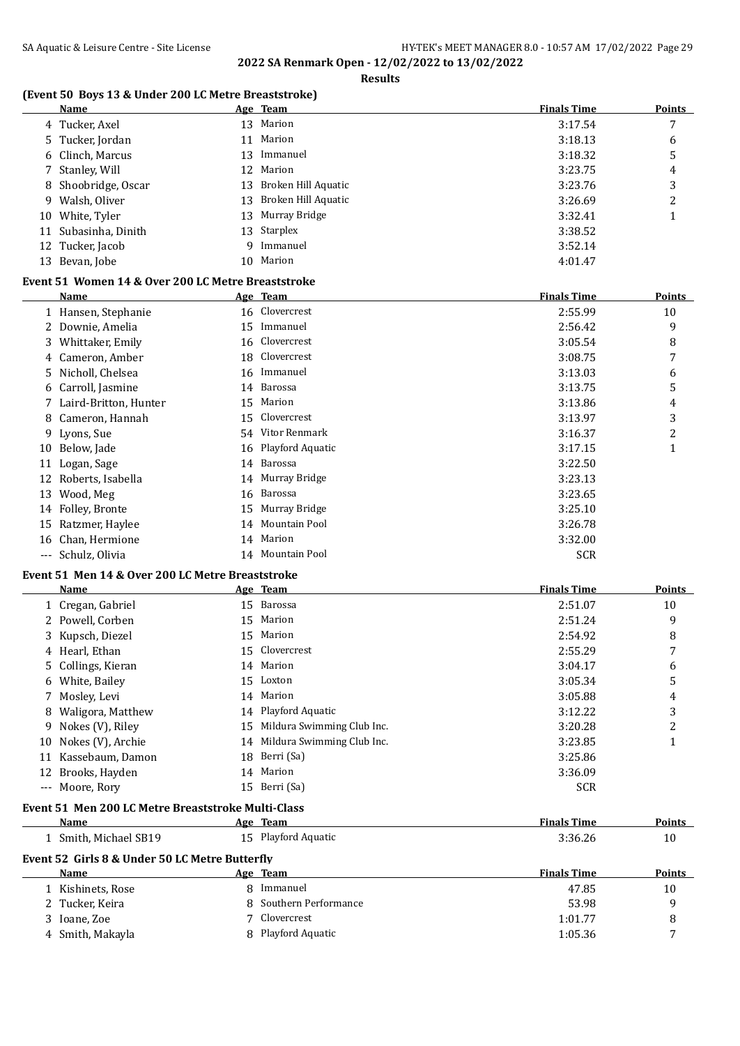**2022 SA Renmark Open - 12/02/2022 to 13/02/2022**

**Results**

### (Event 50 Boys 13 & Under 200 LC Metre Breaststroke)

| | Name | Age | Team | Finals Time | Points |
|---|---|---|---|---|---|
| 4 | Tucker, Axel | 13 | Marion | 3:17.54 | 7 |
| 5 | Tucker, Jordan | 11 | Marion | 3:18.13 | 6 |
| 6 | Clinch, Marcus | 13 | Immanuel | 3:18.32 | 5 |
| 7 | Stanley, Will | 12 | Marion | 3:23.75 | 4 |
| 8 | Shoobridge, Oscar | 13 | Broken Hill Aquatic | 3:23.76 | 3 |
| 9 | Walsh, Oliver | 13 | Broken Hill Aquatic | 3:26.69 | 2 |
| 10 | White, Tyler | 13 | Murray Bridge | 3:32.41 | 1 |
| 11 | Subasinha, Dinith | 13 | Starplex | 3:38.52 | |
| 12 | Tucker, Jacob | 9 | Immanuel | 3:52.14 | |
| 13 | Bevan, Jobe | 10 | Marion | 4:01.47 | |

### Event 51 Women 14 & Over 200 LC Metre Breaststroke

| | Name | Age | Team | Finals Time | Points |
|---|---|---|---|---|---|
| 1 | Hansen, Stephanie | 16 | Clovercrest | 2:55.99 | 10 |
| 2 | Downie, Amelia | 15 | Immanuel | 2:56.42 | 9 |
| 3 | Whittaker, Emily | 16 | Clovercrest | 3:05.54 | 8 |
| 4 | Cameron, Amber | 18 | Clovercrest | 3:08.75 | 7 |
| 5 | Nicholl, Chelsea | 16 | Immanuel | 3:13.03 | 6 |
| 6 | Carroll, Jasmine | 14 | Barossa | 3:13.75 | 5 |
| 7 | Laird-Britton, Hunter | 15 | Marion | 3:13.86 | 4 |
| 8 | Cameron, Hannah | 15 | Clovercrest | 3:13.97 | 3 |
| 9 | Lyons, Sue | 54 | Vitor Renmark | 3:16.37 | 2 |
| 10 | Below, Jade | 16 | Playford Aquatic | 3:17.15 | 1 |
| 11 | Logan, Sage | 14 | Barossa | 3:22.50 | |
| 12 | Roberts, Isabella | 14 | Murray Bridge | 3:23.13 | |
| 13 | Wood, Meg | 16 | Barossa | 3:23.65 | |
| 14 | Folley, Bronte | 15 | Murray Bridge | 3:25.10 | |
| 15 | Ratzmer, Haylee | 14 | Mountain Pool | 3:26.78 | |
| 16 | Chan, Hermione | 14 | Marion | 3:32.00 | |
| --- | Schulz, Olivia | 14 | Mountain Pool | SCR | |

### Event 51 Men 14 & Over 200 LC Metre Breaststroke

| | Name | Age | Team | Finals Time | Points |
|---|---|---|---|---|---|
| 1 | Cregan, Gabriel | 15 | Barossa | 2:51.07 | 10 |
| 2 | Powell, Corben | 15 | Marion | 2:51.24 | 9 |
| 3 | Kupsch, Diezel | 15 | Marion | 2:54.92 | 8 |
| 4 | Hearl, Ethan | 15 | Clovercrest | 2:55.29 | 7 |
| 5 | Collings, Kieran | 14 | Marion | 3:04.17 | 6 |
| 6 | White, Bailey | 15 | Loxton | 3:05.34 | 5 |
| 7 | Mosley, Levi | 14 | Marion | 3:05.88 | 4 |
| 8 | Waligora, Matthew | 14 | Playford Aquatic | 3:12.22 | 3 |
| 9 | Nokes (V), Riley | 15 | Mildura Swimming Club Inc. | 3:20.28 | 2 |
| 10 | Nokes (V), Archie | 14 | Mildura Swimming Club Inc. | 3:23.85 | 1 |
| 11 | Kassebaum, Damon | 18 | Berri (Sa) | 3:25.86 | |
| 12 | Brooks, Hayden | 14 | Marion | 3:36.09 | |
| --- | Moore, Rory | 15 | Berri (Sa) | SCR | |

### Event 51 Men 200 LC Metre Breaststroke Multi-Class

| | Name | Age | Team | Finals Time | Points |
|---|---|---|---|---|---|
| 1 | Smith, Michael SB19 | 15 | Playford Aquatic | 3:36.26 | 10 |

### Event 52 Girls 8 & Under 50 LC Metre Butterfly

| | Name | Age | Team | Finals Time | Points |
|---|---|---|---|---|---|
| 1 | Kishinets, Rose | 8 | Immanuel | 47.85 | 10 |
| 2 | Tucker, Keira | 8 | Southern Performance | 53.98 | 9 |
| 3 | Ioane, Zoe | 7 | Clovercrest | 1:01.77 | 8 |
| 4 | Smith, Makayla | 8 | Playford Aquatic | 1:05.36 | 7 |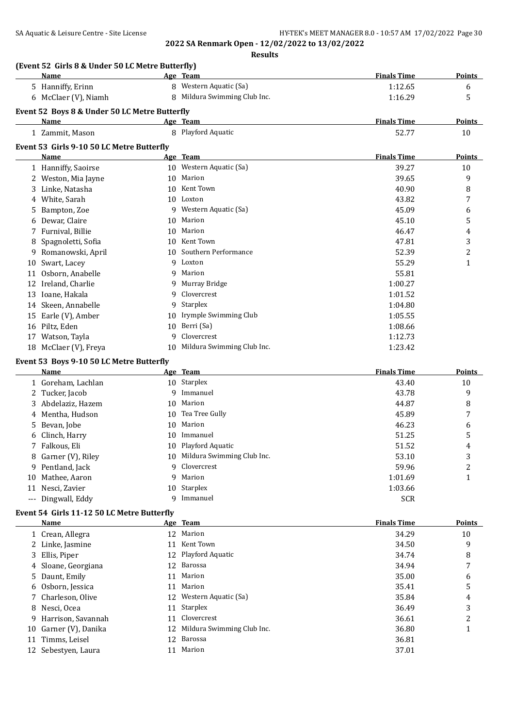**2022 SA Renmark Open - 12/02/2022 to 13/02/2022**

**Results**

### (Event 52 Girls 8 & Under 50 LC Metre Butterfly)

| | Name | Age | Team | Finals Time | Points |
|---|---|---|---|---|---|
| 5 | Hanniffy, Erinn | 8 | Western Aquatic (Sa) | 1:12.65 | 6 |
| 6 | McClaer (V), Niamh | 8 | Mildura Swimming Club Inc. | 1:16.29 | 5 |

### Event 52 Boys 8 & Under 50 LC Metre Butterfly

| | Name | Age | Team | Finals Time | Points |
|---|---|---|---|---|---|
| 1 | Zammit, Mason | 8 | Playford Aquatic | 52.77 | 10 |

### Event 53 Girls 9-10 50 LC Metre Butterfly

| | Name | Age | Team | Finals Time | Points |
|---|---|---|---|---|---|
| 1 | Hanniffy, Saoirse | 10 | Western Aquatic (Sa) | 39.27 | 10 |
| 2 | Weston, Mia Jayne | 10 | Marion | 39.65 | 9 |
| 3 | Linke, Natasha | 10 | Kent Town | 40.90 | 8 |
| 4 | White, Sarah | 10 | Loxton | 43.82 | 7 |
| 5 | Bampton, Zoe | 9 | Western Aquatic (Sa) | 45.09 | 6 |
| 6 | Dewar, Claire | 10 | Marion | 45.10 | 5 |
| 7 | Furnival, Billie | 10 | Marion | 46.47 | 4 |
| 8 | Spagnoletti, Sofia | 10 | Kent Town | 47.81 | 3 |
| 9 | Romanowski, April | 10 | Southern Performance | 52.39 | 2 |
| 10 | Swart, Lacey | 9 | Loxton | 55.29 | 1 |
| 11 | Osborn, Anabelle | 9 | Marion | 55.81 | |
| 12 | Ireland, Charlie | 9 | Murray Bridge | 1:00.27 | |
| 13 | Ioane, Hakala | 9 | Clovercrest | 1:01.52 | |
| 14 | Skeen, Annabelle | 9 | Starplex | 1:04.80 | |
| 15 | Earle (V), Amber | 10 | Irymple Swimming Club | 1:05.55 | |
| 16 | Piltz, Eden | 10 | Berri (Sa) | 1:08.66 | |
| 17 | Watson, Tayla | 9 | Clovercrest | 1:12.73 | |
| 18 | McClaer (V), Freya | 10 | Mildura Swimming Club Inc. | 1:23.42 | |

### Event 53 Boys 9-10 50 LC Metre Butterfly

| | Name | Age | Team | Finals Time | Points |
|---|---|---|---|---|---|
| 1 | Goreham, Lachlan | 10 | Starplex | 43.40 | 10 |
| 2 | Tucker, Jacob | 9 | Immanuel | 43.78 | 9 |
| 3 | Abdelaziz, Hazem | 10 | Marion | 44.87 | 8 |
| 4 | Mentha, Hudson | 10 | Tea Tree Gully | 45.89 | 7 |
| 5 | Bevan, Jobe | 10 | Marion | 46.23 | 6 |
| 6 | Clinch, Harry | 10 | Immanuel | 51.25 | 5 |
| 7 | Falkous, Eli | 10 | Playford Aquatic | 51.52 | 4 |
| 8 | Garner (V), Riley | 10 | Mildura Swimming Club Inc. | 53.10 | 3 |
| 9 | Pentland, Jack | 9 | Clovercrest | 59.96 | 2 |
| 10 | Mathee, Aaron | 9 | Marion | 1:01.69 | 1 |
| 11 | Nesci, Zavier | 10 | Starplex | 1:03.66 | |
| --- | Dingwall, Eddy | 9 | Immanuel | SCR | |

### Event 54 Girls 11-12 50 LC Metre Butterfly

| | Name | Age | Team | Finals Time | Points |
|---|---|---|---|---|---|
| 1 | Crean, Allegra | 12 | Marion | 34.29 | 10 |
| 2 | Linke, Jasmine | 11 | Kent Town | 34.50 | 9 |
| 3 | Ellis, Piper | 12 | Playford Aquatic | 34.74 | 8 |
| 4 | Sloane, Georgiana | 12 | Barossa | 34.94 | 7 |
| 5 | Daunt, Emily | 11 | Marion | 35.00 | 6 |
| 6 | Osborn, Jessica | 11 | Marion | 35.41 | 5 |
| 7 | Charleson, Olive | 12 | Western Aquatic (Sa) | 35.84 | 4 |
| 8 | Nesci, Ocea | 11 | Starplex | 36.49 | 3 |
| 9 | Harrison, Savannah | 11 | Clovercrest | 36.61 | 2 |
| 10 | Garner (V), Danika | 12 | Mildura Swimming Club Inc. | 36.80 | 1 |
| 11 | Timms, Leisel | 12 | Barossa | 36.81 | |
| 12 | Sebestyen, Laura | 11 | Marion | 37.01 | |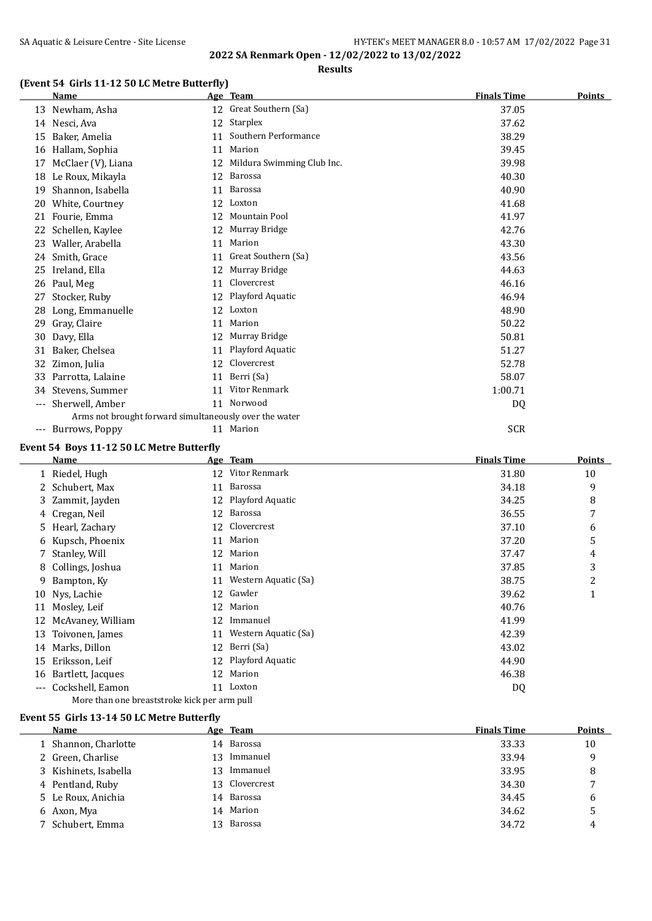**2022 SA Renmark Open - 12/02/2022 to 13/02/2022**

**Results**

### (Event 54 Girls 11-12 50 LC Metre Butterfly)

| | Name | Age | Team | Finals Time | Points |
|---|---|---|---|---|---|
| 13 | Newham, Asha | 12 | Great Southern (Sa) | 37.05 | |
| 14 | Nesci, Ava | 12 | Starplex | 37.62 | |
| 15 | Baker, Amelia | 11 | Southern Performance | 38.29 | |
| 16 | Hallam, Sophia | 11 | Marion | 39.45 | |
| 17 | McClaer (V), Liana | 12 | Mildura Swimming Club Inc. | 39.98 | |
| 18 | Le Roux, Mikayla | 12 | Barossa | 40.30 | |
| 19 | Shannon, Isabella | 11 | Barossa | 40.90 | |
| 20 | White, Courtney | 12 | Loxton | 41.68 | |
| 21 | Fourie, Emma | 12 | Mountain Pool | 41.97 | |
| 22 | Schellen, Kaylee | 12 | Murray Bridge | 42.76 | |
| 23 | Waller, Arabella | 11 | Marion | 43.30 | |
| 24 | Smith, Grace | 11 | Great Southern (Sa) | 43.56 | |
| 25 | Ireland, Ella | 12 | Murray Bridge | 44.63 | |
| 26 | Paul, Meg | 11 | Clovercrest | 46.16 | |
| 27 | Stocker, Ruby | 12 | Playford Aquatic | 46.94 | |
| 28 | Long, Emmanuelle | 12 | Loxton | 48.90 | |
| 29 | Gray, Claire | 11 | Marion | 50.22 | |
| 30 | Davy, Ella | 12 | Murray Bridge | 50.81 | |
| 31 | Baker, Chelsea | 11 | Playford Aquatic | 51.27 | |
| 32 | Zimon, Julia | 12 | Clovercrest | 52.78 | |
| 33 | Parrotta, Lalaine | 11 | Berri (Sa) | 58.07 | |
| 34 | Stevens, Summer | 11 | Vitor Renmark | 1:00.71 | |
| --- | Sherwell, Amber | 11 | Norwood | DQ | |
| | Arms not brought forward simultaneously over the water | | | | |
| --- | Burrows, Poppy | 11 | Marion | SCR | |

### Event 54 Boys 11-12 50 LC Metre Butterfly

| | Name | Age | Team | Finals Time | Points |
|---|---|---|---|---|---|
| 1 | Riedel, Hugh | 12 | Vitor Renmark | 31.80 | 10 |
| 2 | Schubert, Max | 11 | Barossa | 34.18 | 9 |
| 3 | Zammit, Jayden | 12 | Playford Aquatic | 34.25 | 8 |
| 4 | Cregan, Neil | 12 | Barossa | 36.55 | 7 |
| 5 | Hearl, Zachary | 12 | Clovercrest | 37.10 | 6 |
| 6 | Kupsch, Phoenix | 11 | Marion | 37.20 | 5 |
| 7 | Stanley, Will | 12 | Marion | 37.47 | 4 |
| 8 | Collings, Joshua | 11 | Marion | 37.85 | 3 |
| 9 | Bampton, Ky | 11 | Western Aquatic (Sa) | 38.75 | 2 |
| 10 | Nys, Lachie | 12 | Gawler | 39.62 | 1 |
| 11 | Mosley, Leif | 12 | Marion | 40.76 | |
| 12 | McAvaney, William | 12 | Immanuel | 41.99 | |
| 13 | Toivonen, James | 11 | Western Aquatic (Sa) | 42.39 | |
| 14 | Marks, Dillon | 12 | Berri (Sa) | 43.02 | |
| 15 | Eriksson, Leif | 12 | Playford Aquatic | 44.90 | |
| 16 | Bartlett, Jacques | 12 | Marion | 46.38 | |
| --- | Cockshell, Eamon | 11 | Loxton | DQ | |
| | More than one breaststroke kick per arm pull | | | | |

### Event 55 Girls 13-14 50 LC Metre Butterfly

| | Name | Age | Team | Finals Time | Points |
|---|---|---|---|---|---|
| 1 | Shannon, Charlotte | 14 | Barossa | 33.33 | 10 |
| 2 | Green, Charlise | 13 | Immanuel | 33.94 | 9 |
| 3 | Kishinets, Isabella | 13 | Immanuel | 33.95 | 8 |
| 4 | Pentland, Ruby | 13 | Clovercrest | 34.30 | 7 |
| 5 | Le Roux, Anichia | 14 | Barossa | 34.45 | 6 |
| 6 | Axon, Mya | 14 | Marion | 34.62 | 5 |
| 7 | Schubert, Emma | 13 | Barossa | 34.72 | 4 |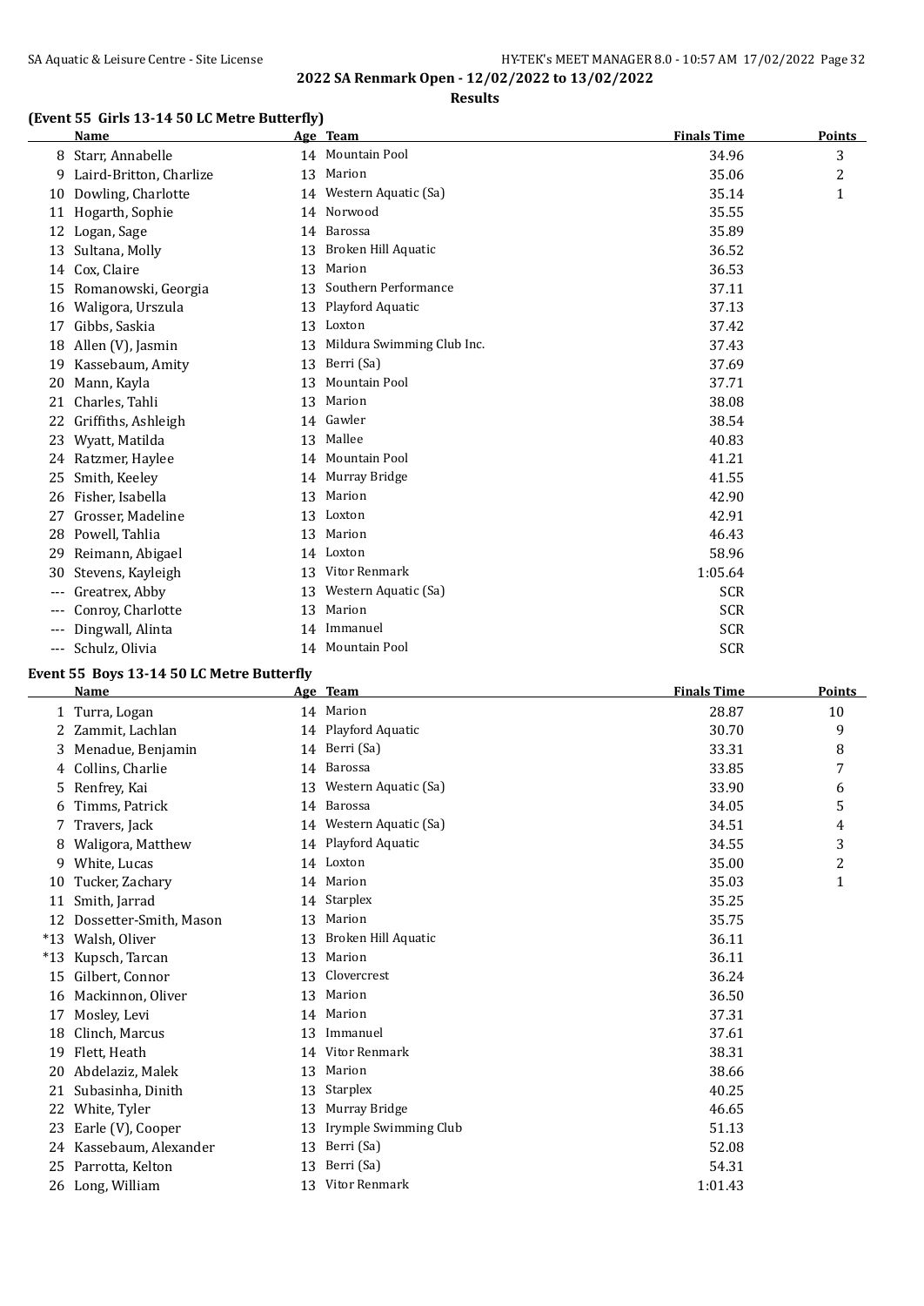**2022 SA Renmark Open - 12/02/2022 to 13/02/2022**

**Results**

### (Event 55 Girls 13-14 50 LC Metre Butterfly)

| | Name | Age | Team | Finals Time | Points |
|---|---|---|---|---|---|
| 8 | Starr, Annabelle | 14 | Mountain Pool | 34.96 | 3 |
| 9 | Laird-Britton, Charlize | 13 | Marion | 35.06 | 2 |
| 10 | Dowling, Charlotte | 14 | Western Aquatic (Sa) | 35.14 | 1 |
| 11 | Hogarth, Sophie | 14 | Norwood | 35.55 | |
| 12 | Logan, Sage | 14 | Barossa | 35.89 | |
| 13 | Sultana, Molly | 13 | Broken Hill Aquatic | 36.52 | |
| 14 | Cox, Claire | 13 | Marion | 36.53 | |
| 15 | Romanowski, Georgia | 13 | Southern Performance | 37.11 | |
| 16 | Waligora, Urszula | 13 | Playford Aquatic | 37.13 | |
| 17 | Gibbs, Saskia | 13 | Loxton | 37.42 | |
| 18 | Allen (V), Jasmin | 13 | Mildura Swimming Club Inc. | 37.43 | |
| 19 | Kassebaum, Amity | 13 | Berri (Sa) | 37.69 | |
| 20 | Mann, Kayla | 13 | Mountain Pool | 37.71 | |
| 21 | Charles, Tahli | 13 | Marion | 38.08 | |
| 22 | Griffiths, Ashleigh | 14 | Gawler | 38.54 | |
| 23 | Wyatt, Matilda | 13 | Mallee | 40.83 | |
| 24 | Ratzmer, Haylee | 14 | Mountain Pool | 41.21 | |
| 25 | Smith, Keeley | 14 | Murray Bridge | 41.55 | |
| 26 | Fisher, Isabella | 13 | Marion | 42.90 | |
| 27 | Grosser, Madeline | 13 | Loxton | 42.91 | |
| 28 | Powell, Tahlia | 13 | Marion | 46.43 | |
| 29 | Reimann, Abigael | 14 | Loxton | 58.96 | |
| 30 | Stevens, Kayleigh | 13 | Vitor Renmark | 1:05.64 | |
| --- | Greatrex, Abby | 13 | Western Aquatic (Sa) | SCR | |
| --- | Conroy, Charlotte | 13 | Marion | SCR | |
| --- | Dingwall, Alinta | 14 | Immanuel | SCR | |
| --- | Schulz, Olivia | 14 | Mountain Pool | SCR | |

### Event 55 Boys 13-14 50 LC Metre Butterfly

| | Name | Age | Team | Finals Time | Points |
|---|---|---|---|---|---|
| 1 | Turra, Logan | 14 | Marion | 28.87 | 10 |
| 2 | Zammit, Lachlan | 14 | Playford Aquatic | 30.70 | 9 |
| 3 | Menadue, Benjamin | 14 | Berri (Sa) | 33.31 | 8 |
| 4 | Collins, Charlie | 14 | Barossa | 33.85 | 7 |
| 5 | Renfrey, Kai | 13 | Western Aquatic (Sa) | 33.90 | 6 |
| 6 | Timms, Patrick | 14 | Barossa | 34.05 | 5 |
| 7 | Travers, Jack | 14 | Western Aquatic (Sa) | 34.51 | 4 |
| 8 | Waligora, Matthew | 14 | Playford Aquatic | 34.55 | 3 |
| 9 | White, Lucas | 14 | Loxton | 35.00 | 2 |
| 10 | Tucker, Zachary | 14 | Marion | 35.03 | 1 |
| 11 | Smith, Jarrad | 14 | Starplex | 35.25 | |
| 12 | Dossetter-Smith, Mason | 13 | Marion | 35.75 | |
| *13 | Walsh, Oliver | 13 | Broken Hill Aquatic | 36.11 | |
| *13 | Kupsch, Tarcan | 13 | Marion | 36.11 | |
| 15 | Gilbert, Connor | 13 | Clovercrest | 36.24 | |
| 16 | Mackinnon, Oliver | 13 | Marion | 36.50 | |
| 17 | Mosley, Levi | 14 | Marion | 37.31 | |
| 18 | Clinch, Marcus | 13 | Immanuel | 37.61 | |
| 19 | Flett, Heath | 14 | Vitor Renmark | 38.31 | |
| 20 | Abdelaziz, Malek | 13 | Marion | 38.66 | |
| 21 | Subasinha, Dinith | 13 | Starplex | 40.25 | |
| 22 | White, Tyler | 13 | Murray Bridge | 46.65 | |
| 23 | Earle (V), Cooper | 13 | Irymple Swimming Club | 51.13 | |
| 24 | Kassebaum, Alexander | 13 | Berri (Sa) | 52.08 | |
| 25 | Parrotta, Kelton | 13 | Berri (Sa) | 54.31 | |
| 26 | Long, William | 13 | Vitor Renmark | 1:01.43 | |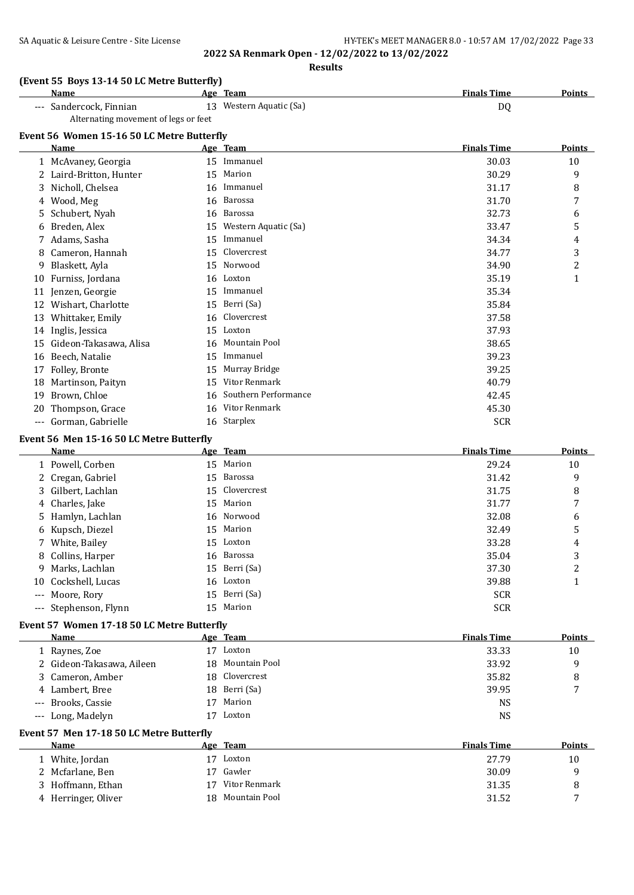**2022 SA Renmark Open - 12/02/2022 to 13/02/2022**

**Results**

### (Event 55 Boys 13-14 50 LC Metre Butterfly)

| | Name | Age | Team | Finals Time | Points |
|---|---|---|---|---|---|
| --- | Sandercock, Finnian | 13 | Western Aquatic (Sa) | DQ | |
| | Alternating movement of legs or feet | | | | |

### Event 56 Women 15-16 50 LC Metre Butterfly

| | Name | Age | Team | Finals Time | Points |
|---|---|---|---|---|---|
| 1 | McAvaney, Georgia | 15 | Immanuel | 30.03 | 10 |
| 2 | Laird-Britton, Hunter | 15 | Marion | 30.29 | 9 |
| 3 | Nicholl, Chelsea | 16 | Immanuel | 31.17 | 8 |
| 4 | Wood, Meg | 16 | Barossa | 31.70 | 7 |
| 5 | Schubert, Nyah | 16 | Barossa | 32.73 | 6 |
| 6 | Breden, Alex | 15 | Western Aquatic (Sa) | 33.47 | 5 |
| 7 | Adams, Sasha | 15 | Immanuel | 34.34 | 4 |
| 8 | Cameron, Hannah | 15 | Clovercrest | 34.77 | 3 |
| 9 | Blaskett, Ayla | 15 | Norwood | 34.90 | 2 |
| 10 | Furniss, Jordana | 16 | Loxton | 35.19 | 1 |
| 11 | Jenzen, Georgie | 15 | Immanuel | 35.34 | |
| 12 | Wishart, Charlotte | 15 | Berri (Sa) | 35.84 | |
| 13 | Whittaker, Emily | 16 | Clovercrest | 37.58 | |
| 14 | Inglis, Jessica | 15 | Loxton | 37.93 | |
| 15 | Gideon-Takasawa, Alisa | 16 | Mountain Pool | 38.65 | |
| 16 | Beech, Natalie | 15 | Immanuel | 39.23 | |
| 17 | Folley, Bronte | 15 | Murray Bridge | 39.25 | |
| 18 | Martinson, Paityn | 15 | Vitor Renmark | 40.79 | |
| 19 | Brown, Chloe | 16 | Southern Performance | 42.45 | |
| 20 | Thompson, Grace | 16 | Vitor Renmark | 45.30 | |
| --- | Gorman, Gabrielle | 16 | Starplex | SCR | |

### Event 56 Men 15-16 50 LC Metre Butterfly

| | Name | Age | Team | Finals Time | Points |
|---|---|---|---|---|---|
| 1 | Powell, Corben | 15 | Marion | 29.24 | 10 |
| 2 | Cregan, Gabriel | 15 | Barossa | 31.42 | 9 |
| 3 | Gilbert, Lachlan | 15 | Clovercrest | 31.75 | 8 |
| 4 | Charles, Jake | 15 | Marion | 31.77 | 7 |
| 5 | Hamlyn, Lachlan | 16 | Norwood | 32.08 | 6 |
| 6 | Kupsch, Diezel | 15 | Marion | 32.49 | 5 |
| 7 | White, Bailey | 15 | Loxton | 33.28 | 4 |
| 8 | Collins, Harper | 16 | Barossa | 35.04 | 3 |
| 9 | Marks, Lachlan | 15 | Berri (Sa) | 37.30 | 2 |
| 10 | Cockshell, Lucas | 16 | Loxton | 39.88 | 1 |
| --- | Moore, Rory | 15 | Berri (Sa) | SCR | |
| --- | Stephenson, Flynn | 15 | Marion | SCR | |

### Event 57 Women 17-18 50 LC Metre Butterfly

| | Name | Age | Team | Finals Time | Points |
|---|---|---|---|---|---|
| 1 | Raynes, Zoe | 17 | Loxton | 33.33 | 10 |
| 2 | Gideon-Takasawa, Aileen | 18 | Mountain Pool | 33.92 | 9 |
| 3 | Cameron, Amber | 18 | Clovercrest | 35.82 | 8 |
| 4 | Lambert, Bree | 18 | Berri (Sa) | 39.95 | 7 |
| --- | Brooks, Cassie | 17 | Marion | NS | |
| --- | Long, Madelyn | 17 | Loxton | NS | |

### Event 57 Men 17-18 50 LC Metre Butterfly

| | Name | Age | Team | Finals Time | Points |
|---|---|---|---|---|---|
| 1 | White, Jordan | 17 | Loxton | 27.79 | 10 |
| 2 | Mcfarlane, Ben | 17 | Gawler | 30.09 | 9 |
| 3 | Hoffmann, Ethan | 17 | Vitor Renmark | 31.35 | 8 |
| 4 | Herringer, Oliver | 18 | Mountain Pool | 31.52 | 7 |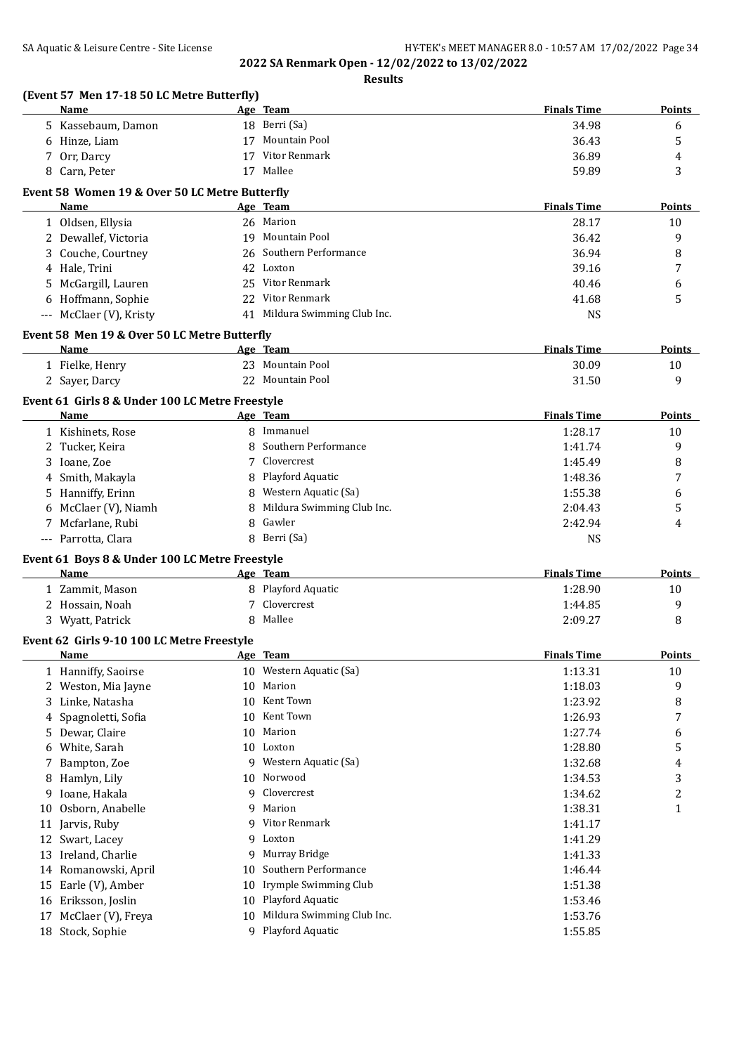## 2022 SA Renmark Open - 12/02/2022 to 13/02/2022

**Results**

### (Event 57 Men 17-18 50 LC Metre Butterfly)

| | Name | Age | Team | Finals Time | Points |
|---|---|---|---|---|---|
| 5 | Kassebaum, Damon | 18 | Berri (Sa) | 34.98 | 6 |
| 6 | Hinze, Liam | 17 | Mountain Pool | 36.43 | 5 |
| 7 | Orr, Darcy | 17 | Vitor Renmark | 36.89 | 4 |
| 8 | Carn, Peter | 17 | Mallee | 59.89 | 3 |

### Event 58 Women 19 & Over 50 LC Metre Butterfly

| | Name | Age | Team | Finals Time | Points |
|---|---|---|---|---|---|
| 1 | Oldsen, Ellysia | 26 | Marion | 28.17 | 10 |
| 2 | Dewallef, Victoria | 19 | Mountain Pool | 36.42 | 9 |
| 3 | Couche, Courtney | 26 | Southern Performance | 36.94 | 8 |
| 4 | Hale, Trini | 42 | Loxton | 39.16 | 7 |
| 5 | McGargill, Lauren | 25 | Vitor Renmark | 40.46 | 6 |
| 6 | Hoffmann, Sophie | 22 | Vitor Renmark | 41.68 | 5 |
| --- | McClaer (V), Kristy | 41 | Mildura Swimming Club Inc. | NS | |

### Event 58 Men 19 & Over 50 LC Metre Butterfly

| | Name | Age | Team | Finals Time | Points |
|---|---|---|---|---|---|
| 1 | Fielke, Henry | 23 | Mountain Pool | 30.09 | 10 |
| 2 | Sayer, Darcy | 22 | Mountain Pool | 31.50 | 9 |

### Event 61 Girls 8 & Under 100 LC Metre Freestyle

| | Name | Age | Team | Finals Time | Points |
|---|---|---|---|---|---|
| 1 | Kishinets, Rose | 8 | Immanuel | 1:28.17 | 10 |
| 2 | Tucker, Keira | 8 | Southern Performance | 1:41.74 | 9 |
| 3 | Ioane, Zoe | 7 | Clovercrest | 1:45.49 | 8 |
| 4 | Smith, Makayla | 8 | Playford Aquatic | 1:48.36 | 7 |
| 5 | Hanniffy, Erinn | 8 | Western Aquatic (Sa) | 1:55.38 | 6 |
| 6 | McClaer (V), Niamh | 8 | Mildura Swimming Club Inc. | 2:04.43 | 5 |
| 7 | Mcfarlane, Rubi | 8 | Gawler | 2:42.94 | 4 |
| --- | Parrotta, Clara | 8 | Berri (Sa) | NS | |

### Event 61 Boys 8 & Under 100 LC Metre Freestyle

| | Name | Age | Team | Finals Time | Points |
|---|---|---|---|---|---|
| 1 | Zammit, Mason | 8 | Playford Aquatic | 1:28.90 | 10 |
| 2 | Hossain, Noah | 7 | Clovercrest | 1:44.85 | 9 |
| 3 | Wyatt, Patrick | 8 | Mallee | 2:09.27 | 8 |

### Event 62 Girls 9-10 100 LC Metre Freestyle

| | Name | Age | Team | Finals Time | Points |
|---|---|---|---|---|---|
| 1 | Hanniffy, Saoirse | 10 | Western Aquatic (Sa) | 1:13.31 | 10 |
| 2 | Weston, Mia Jayne | 10 | Marion | 1:18.03 | 9 |
| 3 | Linke, Natasha | 10 | Kent Town | 1:23.92 | 8 |
| 4 | Spagnoletti, Sofia | 10 | Kent Town | 1:26.93 | 7 |
| 5 | Dewar, Claire | 10 | Marion | 1:27.74 | 6 |
| 6 | White, Sarah | 10 | Loxton | 1:28.80 | 5 |
| 7 | Bampton, Zoe | 9 | Western Aquatic (Sa) | 1:32.68 | 4 |
| 8 | Hamlyn, Lily | 10 | Norwood | 1:34.53 | 3 |
| 9 | Ioane, Hakala | 9 | Clovercrest | 1:34.62 | 2 |
| 10 | Osborn, Anabelle | 9 | Marion | 1:38.31 | 1 |
| 11 | Jarvis, Ruby | 9 | Vitor Renmark | 1:41.17 | |
| 12 | Swart, Lacey | 9 | Loxton | 1:41.29 | |
| 13 | Ireland, Charlie | 9 | Murray Bridge | 1:41.33 | |
| 14 | Romanowski, April | 10 | Southern Performance | 1:46.44 | |
| 15 | Earle (V), Amber | 10 | Irymple Swimming Club | 1:51.38 | |
| 16 | Eriksson, Joslin | 10 | Playford Aquatic | 1:53.46 | |
| 17 | McClaer (V), Freya | 10 | Mildura Swimming Club Inc. | 1:53.76 | |
| 18 | Stock, Sophie | 9 | Playford Aquatic | 1:55.85 | |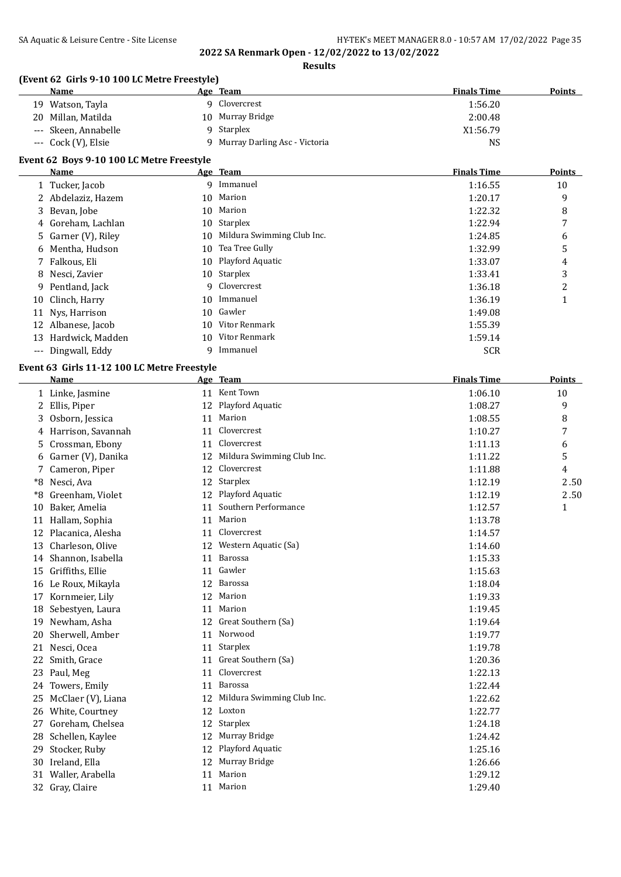**2022 SA Renmark Open - 12/02/2022 to 13/02/2022**

**Results**

### (Event 62 Girls 9-10 100 LC Metre Freestyle)

| | Name | Age | Team | Finals Time | Points |
|---|---|---|---|---|---|
| 19 | Watson, Tayla | 9 | Clovercrest | 1:56.20 | |
| 20 | Millan, Matilda | 10 | Murray Bridge | 2:00.48 | |
| --- | Skeen, Annabelle | 9 | Starplex | X1:56.79 | |
| --- | Cock (V), Elsie | 9 | Murray Darling Asc - Victoria | NS | |

### Event 62 Boys 9-10 100 LC Metre Freestyle

| | Name | Age | Team | Finals Time | Points |
|---|---|---|---|---|---|
| 1 | Tucker, Jacob | 9 | Immanuel | 1:16.55 | 10 |
| 2 | Abdelaziz, Hazem | 10 | Marion | 1:20.17 | 9 |
| 3 | Bevan, Jobe | 10 | Marion | 1:22.32 | 8 |
| 4 | Goreham, Lachlan | 10 | Starplex | 1:22.94 | 7 |
| 5 | Garner (V), Riley | 10 | Mildura Swimming Club Inc. | 1:24.85 | 6 |
| 6 | Mentha, Hudson | 10 | Tea Tree Gully | 1:32.99 | 5 |
| 7 | Falkous, Eli | 10 | Playford Aquatic | 1:33.07 | 4 |
| 8 | Nesci, Zavier | 10 | Starplex | 1:33.41 | 3 |
| 9 | Pentland, Jack | 9 | Clovercrest | 1:36.18 | 2 |
| 10 | Clinch, Harry | 10 | Immanuel | 1:36.19 | 1 |
| 11 | Nys, Harrison | 10 | Gawler | 1:49.08 | |
| 12 | Albanese, Jacob | 10 | Vitor Renmark | 1:55.39 | |
| 13 | Hardwick, Madden | 10 | Vitor Renmark | 1:59.14 | |
| --- | Dingwall, Eddy | 9 | Immanuel | SCR | |

### Event 63 Girls 11-12 100 LC Metre Freestyle

| | Name | Age | Team | Finals Time | Points |
|---|---|---|---|---|---|
| 1 | Linke, Jasmine | 11 | Kent Town | 1:06.10 | 10 |
| 2 | Ellis, Piper | 12 | Playford Aquatic | 1:08.27 | 9 |
| 3 | Osborn, Jessica | 11 | Marion | 1:08.55 | 8 |
| 4 | Harrison, Savannah | 11 | Clovercrest | 1:10.27 | 7 |
| 5 | Crossman, Ebony | 11 | Clovercrest | 1:11.13 | 6 |
| 6 | Garner (V), Danika | 12 | Mildura Swimming Club Inc. | 1:11.22 | 5 |
| 7 | Cameron, Piper | 12 | Clovercrest | 1:11.88 | 4 |
| *8 | Nesci, Ava | 12 | Starplex | 1:12.19 | 2.50 |
| *8 | Greenham, Violet | 12 | Playford Aquatic | 1:12.19 | 2.50 |
| 10 | Baker, Amelia | 11 | Southern Performance | 1:12.57 | 1 |
| 11 | Hallam, Sophia | 11 | Marion | 1:13.78 | |
| 12 | Placanica, Alesha | 11 | Clovercrest | 1:14.57 | |
| 13 | Charleson, Olive | 12 | Western Aquatic (Sa) | 1:14.60 | |
| 14 | Shannon, Isabella | 11 | Barossa | 1:15.33 | |
| 15 | Griffiths, Ellie | 11 | Gawler | 1:15.63 | |
| 16 | Le Roux, Mikayla | 12 | Barossa | 1:18.04 | |
| 17 | Kornmeier, Lily | 12 | Marion | 1:19.33 | |
| 18 | Sebestyen, Laura | 11 | Marion | 1:19.45 | |
| 19 | Newham, Asha | 12 | Great Southern (Sa) | 1:19.64 | |
| 20 | Sherwell, Amber | 11 | Norwood | 1:19.77 | |
| 21 | Nesci, Ocea | 11 | Starplex | 1:19.78 | |
| 22 | Smith, Grace | 11 | Great Southern (Sa) | 1:20.36 | |
| 23 | Paul, Meg | 11 | Clovercrest | 1:22.13 | |
| 24 | Towers, Emily | 11 | Barossa | 1:22.44 | |
| 25 | McClaer (V), Liana | 12 | Mildura Swimming Club Inc. | 1:22.62 | |
| 26 | White, Courtney | 12 | Loxton | 1:22.77 | |
| 27 | Goreham, Chelsea | 12 | Starplex | 1:24.18 | |
| 28 | Schellen, Kaylee | 12 | Murray Bridge | 1:24.42 | |
| 29 | Stocker, Ruby | 12 | Playford Aquatic | 1:25.16 | |
| 30 | Ireland, Ella | 12 | Murray Bridge | 1:26.66 | |
| 31 | Waller, Arabella | 11 | Marion | 1:29.12 | |
| 32 | Gray, Claire | 11 | Marion | 1:29.40 | |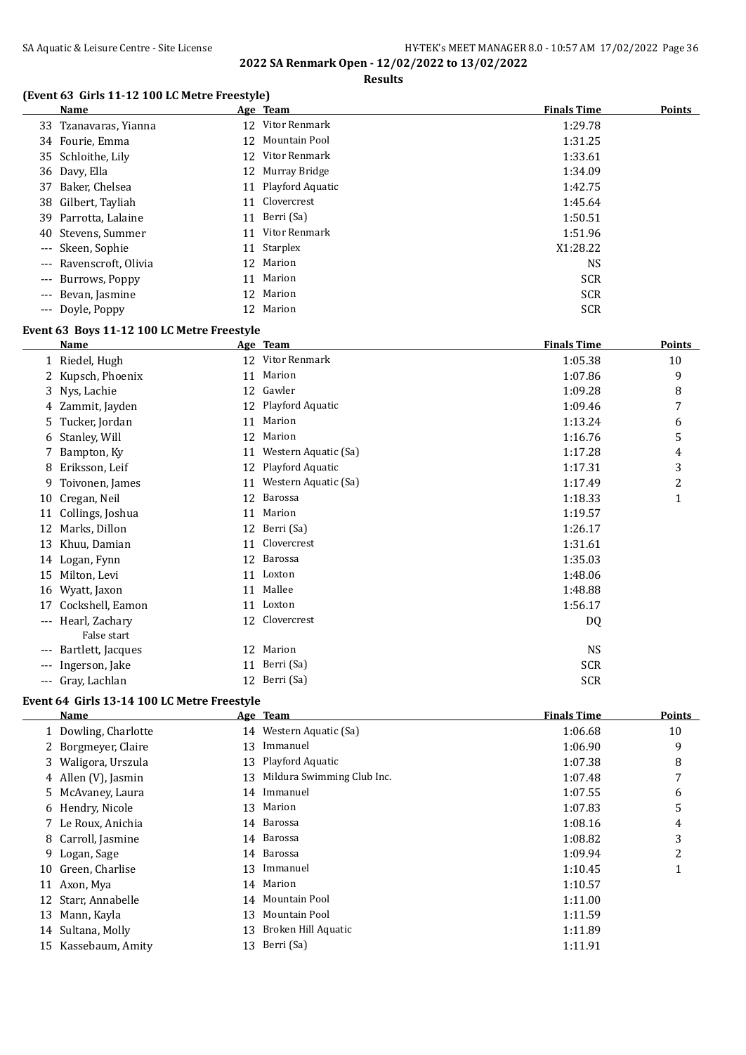## 2022 SA Renmark Open - 12/02/2022 to 13/02/2022

**Results**

### (Event 63 Girls 11-12 100 LC Metre Freestyle)

| | Name | Age | Team | Finals Time | Points |
|---|---|---|---|---|---|
| 33 | Tzanavaras, Yianna | 12 | Vitor Renmark | 1:29.78 | |
| 34 | Fourie, Emma | 12 | Mountain Pool | 1:31.25 | |
| 35 | Schloithe, Lily | 12 | Vitor Renmark | 1:33.61 | |
| 36 | Davy, Ella | 12 | Murray Bridge | 1:34.09 | |
| 37 | Baker, Chelsea | 11 | Playford Aquatic | 1:42.75 | |
| 38 | Gilbert, Tayliah | 11 | Clovercrest | 1:45.64 | |
| 39 | Parrotta, Lalaine | 11 | Berri (Sa) | 1:50.51 | |
| 40 | Stevens, Summer | 11 | Vitor Renmark | 1:51.96 | |
| --- | Skeen, Sophie | 11 | Starplex | X1:28.22 | |
| --- | Ravenscroft, Olivia | 12 | Marion | NS | |
| --- | Burrows, Poppy | 11 | Marion | SCR | |
| --- | Bevan, Jasmine | 12 | Marion | SCR | |
| --- | Doyle, Poppy | 12 | Marion | SCR | |

### Event 63 Boys 11-12 100 LC Metre Freestyle

| | Name | Age | Team | Finals Time | Points |
|---|---|---|---|---|---|
| 1 | Riedel, Hugh | 12 | Vitor Renmark | 1:05.38 | 10 |
| 2 | Kupsch, Phoenix | 11 | Marion | 1:07.86 | 9 |
| 3 | Nys, Lachie | 12 | Gawler | 1:09.28 | 8 |
| 4 | Zammit, Jayden | 12 | Playford Aquatic | 1:09.46 | 7 |
| 5 | Tucker, Jordan | 11 | Marion | 1:13.24 | 6 |
| 6 | Stanley, Will | 12 | Marion | 1:16.76 | 5 |
| 7 | Bampton, Ky | 11 | Western Aquatic (Sa) | 1:17.28 | 4 |
| 8 | Eriksson, Leif | 12 | Playford Aquatic | 1:17.31 | 3 |
| 9 | Toivonen, James | 11 | Western Aquatic (Sa) | 1:17.49 | 2 |
| 10 | Cregan, Neil | 12 | Barossa | 1:18.33 | 1 |
| 11 | Collings, Joshua | 11 | Marion | 1:19.57 | |
| 12 | Marks, Dillon | 12 | Berri (Sa) | 1:26.17 | |
| 13 | Khuu, Damian | 11 | Clovercrest | 1:31.61 | |
| 14 | Logan, Fynn | 12 | Barossa | 1:35.03 | |
| 15 | Milton, Levi | 11 | Loxton | 1:48.06 | |
| 16 | Wyatt, Jaxon | 11 | Mallee | 1:48.88 | |
| 17 | Cockshell, Eamon | 11 | Loxton | 1:56.17 | |
| --- | Hearl, Zachary<br>False start | 12 | Clovercrest | DQ | |
| --- | Bartlett, Jacques | 12 | Marion | NS | |
| --- | Ingerson, Jake | 11 | Berri (Sa) | SCR | |
| --- | Gray, Lachlan | 12 | Berri (Sa) | SCR | |

### Event 64 Girls 13-14 100 LC Metre Freestyle

| | Name | Age | Team | Finals Time | Points |
|---|---|---|---|---|---|
| 1 | Dowling, Charlotte | 14 | Western Aquatic (Sa) | 1:06.68 | 10 |
| 2 | Borgmeyer, Claire | 13 | Immanuel | 1:06.90 | 9 |
| 3 | Waligora, Urszula | 13 | Playford Aquatic | 1:07.38 | 8 |
| 4 | Allen (V), Jasmin | 13 | Mildura Swimming Club Inc. | 1:07.48 | 7 |
| 5 | McAvaney, Laura | 14 | Immanuel | 1:07.55 | 6 |
| 6 | Hendry, Nicole | 13 | Marion | 1:07.83 | 5 |
| 7 | Le Roux, Anichia | 14 | Barossa | 1:08.16 | 4 |
| 8 | Carroll, Jasmine | 14 | Barossa | 1:08.82 | 3 |
| 9 | Logan, Sage | 14 | Barossa | 1:09.94 | 2 |
| 10 | Green, Charlise | 13 | Immanuel | 1:10.45 | 1 |
| 11 | Axon, Mya | 14 | Marion | 1:10.57 | |
| 12 | Starr, Annabelle | 14 | Mountain Pool | 1:11.00 | |
| 13 | Mann, Kayla | 13 | Mountain Pool | 1:11.59 | |
| 14 | Sultana, Molly | 13 | Broken Hill Aquatic | 1:11.89 | |
| 15 | Kassebaum, Amity | 13 | Berri (Sa) | 1:11.91 | |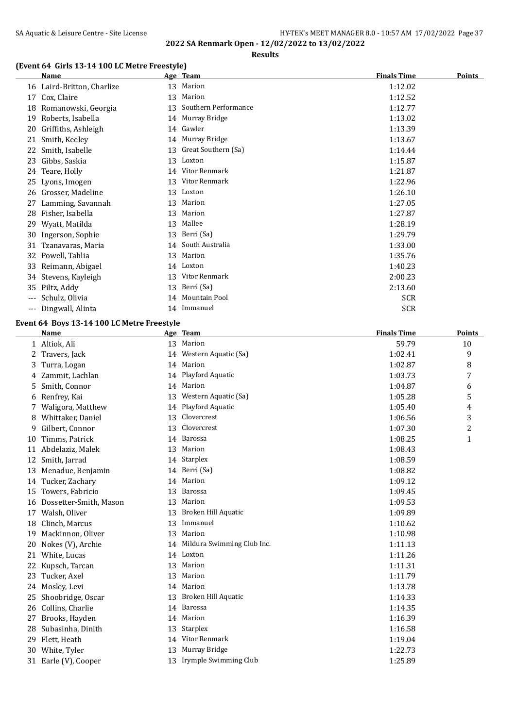**2022 SA Renmark Open - 12/02/2022 to 13/02/2022**

**Results**

### (Event 64 Girls 13-14 100 LC Metre Freestyle)

| | Name | Age | Team | Finals Time | Points |
|---|---|---|---|---|---|
| 16 | Laird-Britton, Charlize | 13 | Marion | 1:12.02 | |
| 17 | Cox, Claire | 13 | Marion | 1:12.52 | |
| 18 | Romanowski, Georgia | 13 | Southern Performance | 1:12.77 | |
| 19 | Roberts, Isabella | 14 | Murray Bridge | 1:13.02 | |
| 20 | Griffiths, Ashleigh | 14 | Gawler | 1:13.39 | |
| 21 | Smith, Keeley | 14 | Murray Bridge | 1:13.67 | |
| 22 | Smith, Isabelle | 13 | Great Southern (Sa) | 1:14.44 | |
| 23 | Gibbs, Saskia | 13 | Loxton | 1:15.87 | |
| 24 | Teare, Holly | 14 | Vitor Renmark | 1:21.87 | |
| 25 | Lyons, Imogen | 13 | Vitor Renmark | 1:22.96 | |
| 26 | Grosser, Madeline | 13 | Loxton | 1:26.10 | |
| 27 | Lamming, Savannah | 13 | Marion | 1:27.05 | |
| 28 | Fisher, Isabella | 13 | Marion | 1:27.87 | |
| 29 | Wyatt, Matilda | 13 | Mallee | 1:28.19 | |
| 30 | Ingerson, Sophie | 13 | Berri (Sa) | 1:29.79 | |
| 31 | Tzanavaras, Maria | 14 | South Australia | 1:33.00 | |
| 32 | Powell, Tahlia | 13 | Marion | 1:35.76 | |
| 33 | Reimann, Abigael | 14 | Loxton | 1:40.23 | |
| 34 | Stevens, Kayleigh | 13 | Vitor Renmark | 2:00.23 | |
| 35 | Piltz, Addy | 13 | Berri (Sa) | 2:13.60 | |
| --- | Schulz, Olivia | 14 | Mountain Pool | SCR | |
| --- | Dingwall, Alinta | 14 | Immanuel | SCR | |

### Event 64 Boys 13-14 100 LC Metre Freestyle

| | Name | Age | Team | Finals Time | Points |
|---|---|---|---|---|---|
| 1 | Altiok, Ali | 13 | Marion | 59.79 | 10 |
| 2 | Travers, Jack | 14 | Western Aquatic (Sa) | 1:02.41 | 9 |
| 3 | Turra, Logan | 14 | Marion | 1:02.87 | 8 |
| 4 | Zammit, Lachlan | 14 | Playford Aquatic | 1:03.73 | 7 |
| 5 | Smith, Connor | 14 | Marion | 1:04.87 | 6 |
| 6 | Renfrey, Kai | 13 | Western Aquatic (Sa) | 1:05.28 | 5 |
| 7 | Waligora, Matthew | 14 | Playford Aquatic | 1:05.40 | 4 |
| 8 | Whittaker, Daniel | 13 | Clovercrest | 1:06.56 | 3 |
| 9 | Gilbert, Connor | 13 | Clovercrest | 1:07.30 | 2 |
| 10 | Timms, Patrick | 14 | Barossa | 1:08.25 | 1 |
| 11 | Abdelaziz, Malek | 13 | Marion | 1:08.43 | |
| 12 | Smith, Jarrad | 14 | Starplex | 1:08.59 | |
| 13 | Menadue, Benjamin | 14 | Berri (Sa) | 1:08.82 | |
| 14 | Tucker, Zachary | 14 | Marion | 1:09.12 | |
| 15 | Towers, Fabricio | 13 | Barossa | 1:09.45 | |
| 16 | Dossetter-Smith, Mason | 13 | Marion | 1:09.53 | |
| 17 | Walsh, Oliver | 13 | Broken Hill Aquatic | 1:09.89 | |
| 18 | Clinch, Marcus | 13 | Immanuel | 1:10.62 | |
| 19 | Mackinnon, Oliver | 13 | Marion | 1:10.98 | |
| 20 | Nokes (V), Archie | 14 | Mildura Swimming Club Inc. | 1:11.13 | |
| 21 | White, Lucas | 14 | Loxton | 1:11.26 | |
| 22 | Kupsch, Tarcan | 13 | Marion | 1:11.31 | |
| 23 | Tucker, Axel | 13 | Marion | 1:11.79 | |
| 24 | Mosley, Levi | 14 | Marion | 1:13.78 | |
| 25 | Shoobridge, Oscar | 13 | Broken Hill Aquatic | 1:14.33 | |
| 26 | Collins, Charlie | 14 | Barossa | 1:14.35 | |
| 27 | Brooks, Hayden | 14 | Marion | 1:16.39 | |
| 28 | Subasinha, Dinith | 13 | Starplex | 1:16.58 | |
| 29 | Flett, Heath | 14 | Vitor Renmark | 1:19.04 | |
| 30 | White, Tyler | 13 | Murray Bridge | 1:22.73 | |
| 31 | Earle (V), Cooper | 13 | Irymple Swimming Club | 1:25.89 | |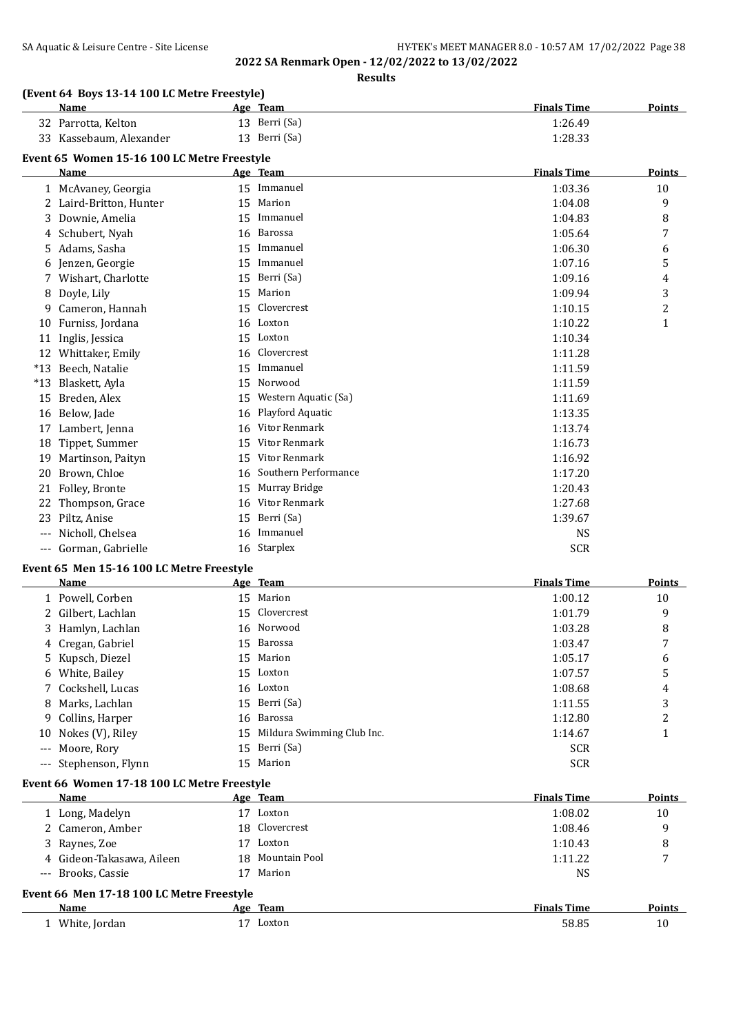## 2022 SA Renmark Open - 12/02/2022 to 13/02/2022

**Results**

### (Event 64 Boys 13-14 100 LC Metre Freestyle)

| | Name | Age | Team | Finals Time | Points |
|---|---|---|---|---|---|
| 32 | Parrotta, Kelton | 13 | Berri (Sa) | 1:26.49 | |
| 33 | Kassebaum, Alexander | 13 | Berri (Sa) | 1:28.33 | |

### Event 65 Women 15-16 100 LC Metre Freestyle

| | Name | Age | Team | Finals Time | Points |
|---|---|---|---|---|---|
| 1 | McAvaney, Georgia | 15 | Immanuel | 1:03.36 | 10 |
| 2 | Laird-Britton, Hunter | 15 | Marion | 1:04.08 | 9 |
| 3 | Downie, Amelia | 15 | Immanuel | 1:04.83 | 8 |
| 4 | Schubert, Nyah | 16 | Barossa | 1:05.64 | 7 |
| 5 | Adams, Sasha | 15 | Immanuel | 1:06.30 | 6 |
| 6 | Jenzen, Georgie | 15 | Immanuel | 1:07.16 | 5 |
| 7 | Wishart, Charlotte | 15 | Berri (Sa) | 1:09.16 | 4 |
| 8 | Doyle, Lily | 15 | Marion | 1:09.94 | 3 |
| 9 | Cameron, Hannah | 15 | Clovercrest | 1:10.15 | 2 |
| 10 | Furniss, Jordana | 16 | Loxton | 1:10.22 | 1 |
| 11 | Inglis, Jessica | 15 | Loxton | 1:10.34 | |
| 12 | Whittaker, Emily | 16 | Clovercrest | 1:11.28 | |
| *13 | Beech, Natalie | 15 | Immanuel | 1:11.59 | |
| *13 | Blaskett, Ayla | 15 | Norwood | 1:11.59 | |
| 15 | Breden, Alex | 15 | Western Aquatic (Sa) | 1:11.69 | |
| 16 | Below, Jade | 16 | Playford Aquatic | 1:13.35 | |
| 17 | Lambert, Jenna | 16 | Vitor Renmark | 1:13.74 | |
| 18 | Tippet, Summer | 15 | Vitor Renmark | 1:16.73 | |
| 19 | Martinson, Paityn | 15 | Vitor Renmark | 1:16.92 | |
| 20 | Brown, Chloe | 16 | Southern Performance | 1:17.20 | |
| 21 | Folley, Bronte | 15 | Murray Bridge | 1:20.43 | |
| 22 | Thompson, Grace | 16 | Vitor Renmark | 1:27.68 | |
| 23 | Piltz, Anise | 15 | Berri (Sa) | 1:39.67 | |
| --- | Nicholl, Chelsea | 16 | Immanuel | NS | |
| --- | Gorman, Gabrielle | 16 | Starplex | SCR | |

### Event 65 Men 15-16 100 LC Metre Freestyle

| | Name | Age | Team | Finals Time | Points |
|---|---|---|---|---|---|
| 1 | Powell, Corben | 15 | Marion | 1:00.12 | 10 |
| 2 | Gilbert, Lachlan | 15 | Clovercrest | 1:01.79 | 9 |
| 3 | Hamlyn, Lachlan | 16 | Norwood | 1:03.28 | 8 |
| 4 | Cregan, Gabriel | 15 | Barossa | 1:03.47 | 7 |
| 5 | Kupsch, Diezel | 15 | Marion | 1:05.17 | 6 |
| 6 | White, Bailey | 15 | Loxton | 1:07.57 | 5 |
| 7 | Cockshell, Lucas | 16 | Loxton | 1:08.68 | 4 |
| 8 | Marks, Lachlan | 15 | Berri (Sa) | 1:11.55 | 3 |
| 9 | Collins, Harper | 16 | Barossa | 1:12.80 | 2 |
| 10 | Nokes (V), Riley | 15 | Mildura Swimming Club Inc. | 1:14.67 | 1 |
| --- | Moore, Rory | 15 | Berri (Sa) | SCR | |
| --- | Stephenson, Flynn | 15 | Marion | SCR | |

### Event 66 Women 17-18 100 LC Metre Freestyle

| | Name | Age | Team | Finals Time | Points |
|---|---|---|---|---|---|
| 1 | Long, Madelyn | 17 | Loxton | 1:08.02 | 10 |
| 2 | Cameron, Amber | 18 | Clovercrest | 1:08.46 | 9 |
| 3 | Raynes, Zoe | 17 | Loxton | 1:10.43 | 8 |
| 4 | Gideon-Takasawa, Aileen | 18 | Mountain Pool | 1:11.22 | 7 |
| --- | Brooks, Cassie | 17 | Marion | NS | |

### Event 66 Men 17-18 100 LC Metre Freestyle

| | Name | Age | Team | Finals Time | Points |
|---|---|---|---|---|---|
| 1 | White, Jordan | 17 | Loxton | 58.85 | 10 |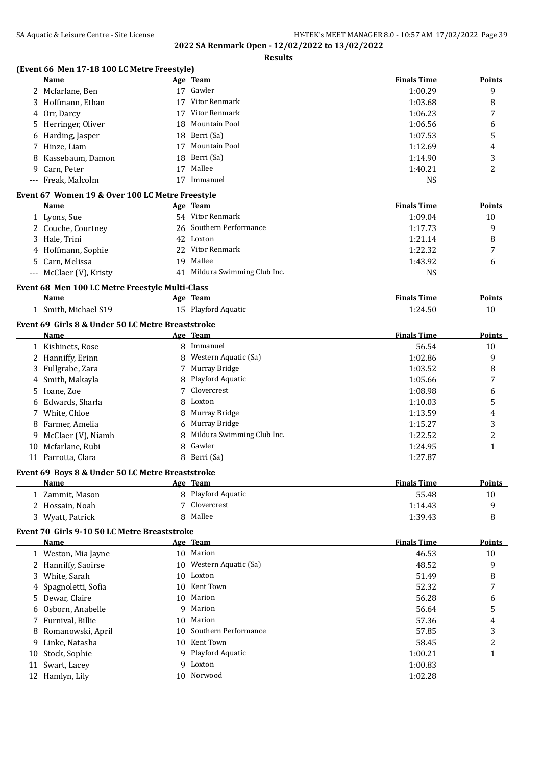**2022 SA Renmark Open - 12/02/2022 to 13/02/2022**

**Results**

### (Event 66 Men 17-18 100 LC Metre Freestyle)

| | Name | Age | Team | Finals Time | Points |
|---|---|---|---|---|---|
| 2 | Mcfarlane, Ben | 17 | Gawler | 1:00.29 | 9 |
| 3 | Hoffmann, Ethan | 17 | Vitor Renmark | 1:03.68 | 8 |
| 4 | Orr, Darcy | 17 | Vitor Renmark | 1:06.23 | 7 |
| 5 | Herringer, Oliver | 18 | Mountain Pool | 1:06.56 | 6 |
| 6 | Harding, Jasper | 18 | Berri (Sa) | 1:07.53 | 5 |
| 7 | Hinze, Liam | 17 | Mountain Pool | 1:12.69 | 4 |
| 8 | Kassebaum, Damon | 18 | Berri (Sa) | 1:14.90 | 3 |
| 9 | Carn, Peter | 17 | Mallee | 1:40.21 | 2 |
| --- | Freak, Malcolm | 17 | Immanuel | NS | |

### Event 67 Women 19 & Over 100 LC Metre Freestyle

| | Name | Age | Team | Finals Time | Points |
|---|---|---|---|---|---|
| 1 | Lyons, Sue | 54 | Vitor Renmark | 1:09.04 | 10 |
| 2 | Couche, Courtney | 26 | Southern Performance | 1:17.73 | 9 |
| 3 | Hale, Trini | 42 | Loxton | 1:21.14 | 8 |
| 4 | Hoffmann, Sophie | 22 | Vitor Renmark | 1:22.32 | 7 |
| 5 | Carn, Melissa | 19 | Mallee | 1:43.92 | 6 |
| --- | McClaer (V), Kristy | 41 | Mildura Swimming Club Inc. | NS | |

### Event 68 Men 100 LC Metre Freestyle Multi-Class

| | Name | Age | Team | Finals Time | Points |
|---|---|---|---|---|---|
| 1 | Smith, Michael S19 | 15 | Playford Aquatic | 1:24.50 | 10 |

### Event 69 Girls 8 & Under 50 LC Metre Breaststroke

| | Name | Age | Team | Finals Time | Points |
|---|---|---|---|---|---|
| 1 | Kishinets, Rose | 8 | Immanuel | 56.54 | 10 |
| 2 | Hanniffy, Erinn | 8 | Western Aquatic (Sa) | 1:02.86 | 9 |
| 3 | Fullgrabe, Zara | 7 | Murray Bridge | 1:03.52 | 8 |
| 4 | Smith, Makayla | 8 | Playford Aquatic | 1:05.66 | 7 |
| 5 | Ioane, Zoe | 7 | Clovercrest | 1:08.98 | 6 |
| 6 | Edwards, Sharla | 8 | Loxton | 1:10.03 | 5 |
| 7 | White, Chloe | 8 | Murray Bridge | 1:13.59 | 4 |
| 8 | Farmer, Amelia | 6 | Murray Bridge | 1:15.27 | 3 |
| 9 | McClaer (V), Niamh | 8 | Mildura Swimming Club Inc. | 1:22.52 | 2 |
| 10 | Mcfarlane, Rubi | 8 | Gawler | 1:24.95 | 1 |
| 11 | Parrotta, Clara | 8 | Berri (Sa) | 1:27.87 | |

### Event 69 Boys 8 & Under 50 LC Metre Breaststroke

| | Name | Age | Team | Finals Time | Points |
|---|---|---|---|---|---|
| 1 | Zammit, Mason | 8 | Playford Aquatic | 55.48 | 10 |
| 2 | Hossain, Noah | 7 | Clovercrest | 1:14.43 | 9 |
| 3 | Wyatt, Patrick | 8 | Mallee | 1:39.43 | 8 |

### Event 70 Girls 9-10 50 LC Metre Breaststroke

| | Name | Age | Team | Finals Time | Points |
|---|---|---|---|---|---|
| 1 | Weston, Mia Jayne | 10 | Marion | 46.53 | 10 |
| 2 | Hanniffy, Saoirse | 10 | Western Aquatic (Sa) | 48.52 | 9 |
| 3 | White, Sarah | 10 | Loxton | 51.49 | 8 |
| 4 | Spagnoletti, Sofia | 10 | Kent Town | 52.32 | 7 |
| 5 | Dewar, Claire | 10 | Marion | 56.28 | 6 |
| 6 | Osborn, Anabelle | 9 | Marion | 56.64 | 5 |
| 7 | Furnival, Billie | 10 | Marion | 57.36 | 4 |
| 8 | Romanowski, April | 10 | Southern Performance | 57.85 | 3 |
| 9 | Linke, Natasha | 10 | Kent Town | 58.45 | 2 |
| 10 | Stock, Sophie | 9 | Playford Aquatic | 1:00.21 | 1 |
| 11 | Swart, Lacey | 9 | Loxton | 1:00.83 | |
| 12 | Hamlyn, Lily | 10 | Norwood | 1:02.28 | |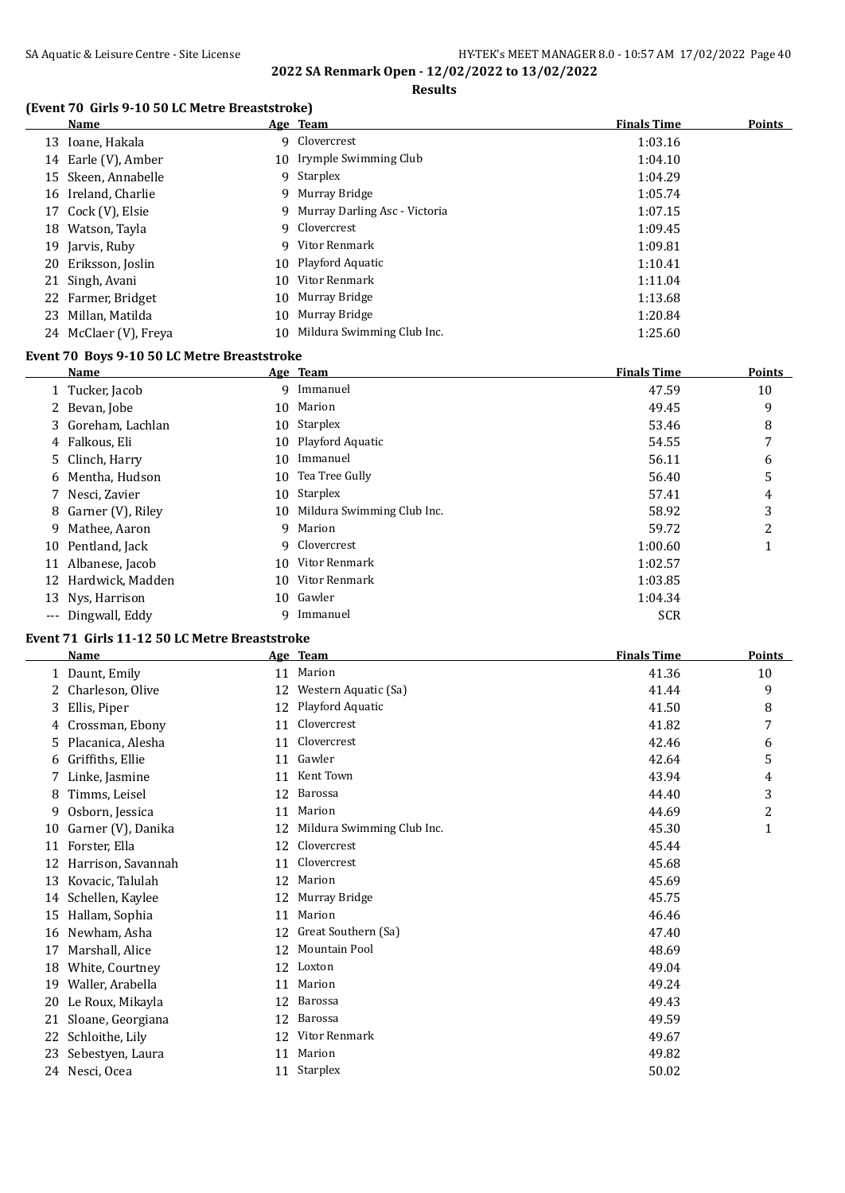**2022 SA Renmark Open - 12/02/2022 to 13/02/2022**

**Results**

### (Event 70 Girls 9-10 50 LC Metre Breaststroke)

| | Name | Age | Team | Finals Time | Points |
|---|---|---|---|---|---|
| 13 | Ioane, Hakala | 9 | Clovercrest | 1:03.16 | |
| 14 | Earle (V), Amber | 10 | Irymple Swimming Club | 1:04.10 | |
| 15 | Skeen, Annabelle | 9 | Starplex | 1:04.29 | |
| 16 | Ireland, Charlie | 9 | Murray Bridge | 1:05.74 | |
| 17 | Cock (V), Elsie | 9 | Murray Darling Asc - Victoria | 1:07.15 | |
| 18 | Watson, Tayla | 9 | Clovercrest | 1:09.45 | |
| 19 | Jarvis, Ruby | 9 | Vitor Renmark | 1:09.81 | |
| 20 | Eriksson, Joslin | 10 | Playford Aquatic | 1:10.41 | |
| 21 | Singh, Avani | 10 | Vitor Renmark | 1:11.04 | |
| 22 | Farmer, Bridget | 10 | Murray Bridge | 1:13.68 | |
| 23 | Millan, Matilda | 10 | Murray Bridge | 1:20.84 | |
| 24 | McClaer (V), Freya | 10 | Mildura Swimming Club Inc. | 1:25.60 | |

### Event 70 Boys 9-10 50 LC Metre Breaststroke

| | Name | Age | Team | Finals Time | Points |
|---|---|---|---|---|---|
| 1 | Tucker, Jacob | 9 | Immanuel | 47.59 | 10 |
| 2 | Bevan, Jobe | 10 | Marion | 49.45 | 9 |
| 3 | Goreham, Lachlan | 10 | Starplex | 53.46 | 8 |
| 4 | Falkous, Eli | 10 | Playford Aquatic | 54.55 | 7 |
| 5 | Clinch, Harry | 10 | Immanuel | 56.11 | 6 |
| 6 | Mentha, Hudson | 10 | Tea Tree Gully | 56.40 | 5 |
| 7 | Nesci, Zavier | 10 | Starplex | 57.41 | 4 |
| 8 | Garner (V), Riley | 10 | Mildura Swimming Club Inc. | 58.92 | 3 |
| 9 | Mathee, Aaron | 9 | Marion | 59.72 | 2 |
| 10 | Pentland, Jack | 9 | Clovercrest | 1:00.60 | 1 |
| 11 | Albanese, Jacob | 10 | Vitor Renmark | 1:02.57 | |
| 12 | Hardwick, Madden | 10 | Vitor Renmark | 1:03.85 | |
| 13 | Nys, Harrison | 10 | Gawler | 1:04.34 | |
| --- | Dingwall, Eddy | 9 | Immanuel | SCR | |

### Event 71 Girls 11-12 50 LC Metre Breaststroke

| | Name | Age | Team | Finals Time | Points |
|---|---|---|---|---|---|
| 1 | Daunt, Emily | 11 | Marion | 41.36 | 10 |
| 2 | Charleson, Olive | 12 | Western Aquatic (Sa) | 41.44 | 9 |
| 3 | Ellis, Piper | 12 | Playford Aquatic | 41.50 | 8 |
| 4 | Crossman, Ebony | 11 | Clovercrest | 41.82 | 7 |
| 5 | Placanica, Alesha | 11 | Clovercrest | 42.46 | 6 |
| 6 | Griffiths, Ellie | 11 | Gawler | 42.64 | 5 |
| 7 | Linke, Jasmine | 11 | Kent Town | 43.94 | 4 |
| 8 | Timms, Leisel | 12 | Barossa | 44.40 | 3 |
| 9 | Osborn, Jessica | 11 | Marion | 44.69 | 2 |
| 10 | Garner (V), Danika | 12 | Mildura Swimming Club Inc. | 45.30 | 1 |
| 11 | Forster, Ella | 12 | Clovercrest | 45.44 | |
| 12 | Harrison, Savannah | 11 | Clovercrest | 45.68 | |
| 13 | Kovacic, Talulah | 12 | Marion | 45.69 | |
| 14 | Schellen, Kaylee | 12 | Murray Bridge | 45.75 | |
| 15 | Hallam, Sophia | 11 | Marion | 46.46 | |
| 16 | Newham, Asha | 12 | Great Southern (Sa) | 47.40 | |
| 17 | Marshall, Alice | 12 | Mountain Pool | 48.69 | |
| 18 | White, Courtney | 12 | Loxton | 49.04 | |
| 19 | Waller, Arabella | 11 | Marion | 49.24 | |
| 20 | Le Roux, Mikayla | 12 | Barossa | 49.43 | |
| 21 | Sloane, Georgiana | 12 | Barossa | 49.59 | |
| 22 | Schloithe, Lily | 12 | Vitor Renmark | 49.67 | |
| 23 | Sebestyen, Laura | 11 | Marion | 49.82 | |
| 24 | Nesci, Ocea | 11 | Starplex | 50.02 | |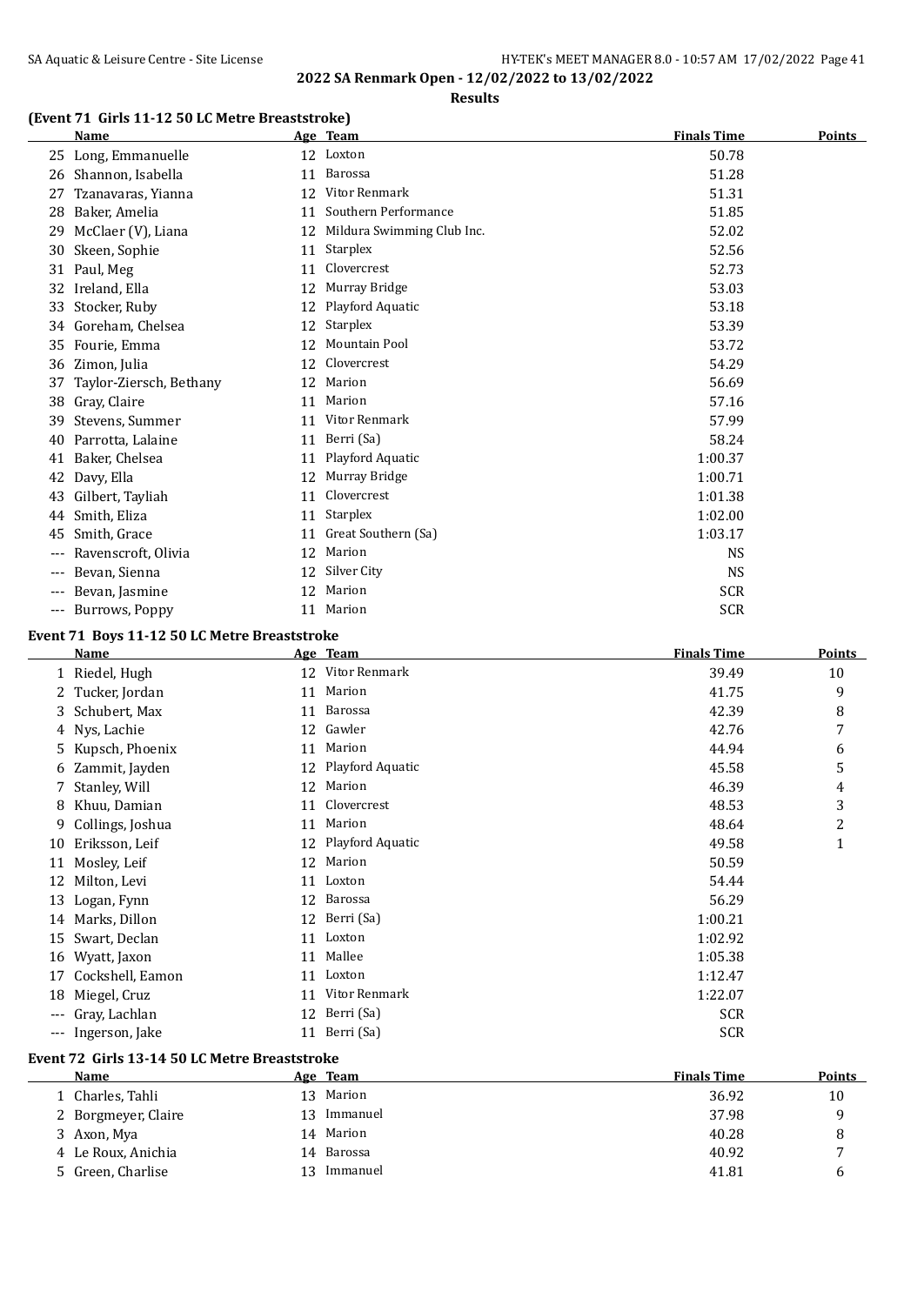## 2022 SA Renmark Open - 12/02/2022 to 13/02/2022

**Results**

### (Event 71 Girls 11-12 50 LC Metre Breaststroke)

| | Name | Age | Team | Finals Time | Points |
|---|---|---|---|---|---|
| 25 | Long, Emmanuelle | 12 | Loxton | 50.78 | |
| 26 | Shannon, Isabella | 11 | Barossa | 51.28 | |
| 27 | Tzanavaras, Yianna | 12 | Vitor Renmark | 51.31 | |
| 28 | Baker, Amelia | 11 | Southern Performance | 51.85 | |
| 29 | McClaer (V), Liana | 12 | Mildura Swimming Club Inc. | 52.02 | |
| 30 | Skeen, Sophie | 11 | Starplex | 52.56 | |
| 31 | Paul, Meg | 11 | Clovercrest | 52.73 | |
| 32 | Ireland, Ella | 12 | Murray Bridge | 53.03 | |
| 33 | Stocker, Ruby | 12 | Playford Aquatic | 53.18 | |
| 34 | Goreham, Chelsea | 12 | Starplex | 53.39 | |
| 35 | Fourie, Emma | 12 | Mountain Pool | 53.72 | |
| 36 | Zimon, Julia | 12 | Clovercrest | 54.29 | |
| 37 | Taylor-Ziersch, Bethany | 12 | Marion | 56.69 | |
| 38 | Gray, Claire | 11 | Marion | 57.16 | |
| 39 | Stevens, Summer | 11 | Vitor Renmark | 57.99 | |
| 40 | Parrotta, Lalaine | 11 | Berri (Sa) | 58.24 | |
| 41 | Baker, Chelsea | 11 | Playford Aquatic | 1:00.37 | |
| 42 | Davy, Ella | 12 | Murray Bridge | 1:00.71 | |
| 43 | Gilbert, Tayliah | 11 | Clovercrest | 1:01.38 | |
| 44 | Smith, Eliza | 11 | Starplex | 1:02.00 | |
| 45 | Smith, Grace | 11 | Great Southern (Sa) | 1:03.17 | |
| --- | Ravenscroft, Olivia | 12 | Marion | NS | |
| --- | Bevan, Sienna | 12 | Silver City | NS | |
| --- | Bevan, Jasmine | 12 | Marion | SCR | |
| --- | Burrows, Poppy | 11 | Marion | SCR | |

### Event 71 Boys 11-12 50 LC Metre Breaststroke

| | Name | Age | Team | Finals Time | Points |
|---|---|---|---|---|---|
| 1 | Riedel, Hugh | 12 | Vitor Renmark | 39.49 | 10 |
| 2 | Tucker, Jordan | 11 | Marion | 41.75 | 9 |
| 3 | Schubert, Max | 11 | Barossa | 42.39 | 8 |
| 4 | Nys, Lachie | 12 | Gawler | 42.76 | 7 |
| 5 | Kupsch, Phoenix | 11 | Marion | 44.94 | 6 |
| 6 | Zammit, Jayden | 12 | Playford Aquatic | 45.58 | 5 |
| 7 | Stanley, Will | 12 | Marion | 46.39 | 4 |
| 8 | Khuu, Damian | 11 | Clovercrest | 48.53 | 3 |
| 9 | Collings, Joshua | 11 | Marion | 48.64 | 2 |
| 10 | Eriksson, Leif | 12 | Playford Aquatic | 49.58 | 1 |
| 11 | Mosley, Leif | 12 | Marion | 50.59 | |
| 12 | Milton, Levi | 11 | Loxton | 54.44 | |
| 13 | Logan, Fynn | 12 | Barossa | 56.29 | |
| 14 | Marks, Dillon | 12 | Berri (Sa) | 1:00.21 | |
| 15 | Swart, Declan | 11 | Loxton | 1:02.92 | |
| 16 | Wyatt, Jaxon | 11 | Mallee | 1:05.38 | |
| 17 | Cockshell, Eamon | 11 | Loxton | 1:12.47 | |
| 18 | Miegel, Cruz | 11 | Vitor Renmark | 1:22.07 | |
| --- | Gray, Lachlan | 12 | Berri (Sa) | SCR | |
| --- | Ingerson, Jake | 11 | Berri (Sa) | SCR | |

### Event 72 Girls 13-14 50 LC Metre Breaststroke

| | Name | Age | Team | Finals Time | Points |
|---|---|---|---|---|---|
| 1 | Charles, Tahli | 13 | Marion | 36.92 | 10 |
| 2 | Borgmeyer, Claire | 13 | Immanuel | 37.98 | 9 |
| 3 | Axon, Mya | 14 | Marion | 40.28 | 8 |
| 4 | Le Roux, Anichia | 14 | Barossa | 40.92 | 7 |
| 5 | Green, Charlise | 13 | Immanuel | 41.81 | 6 |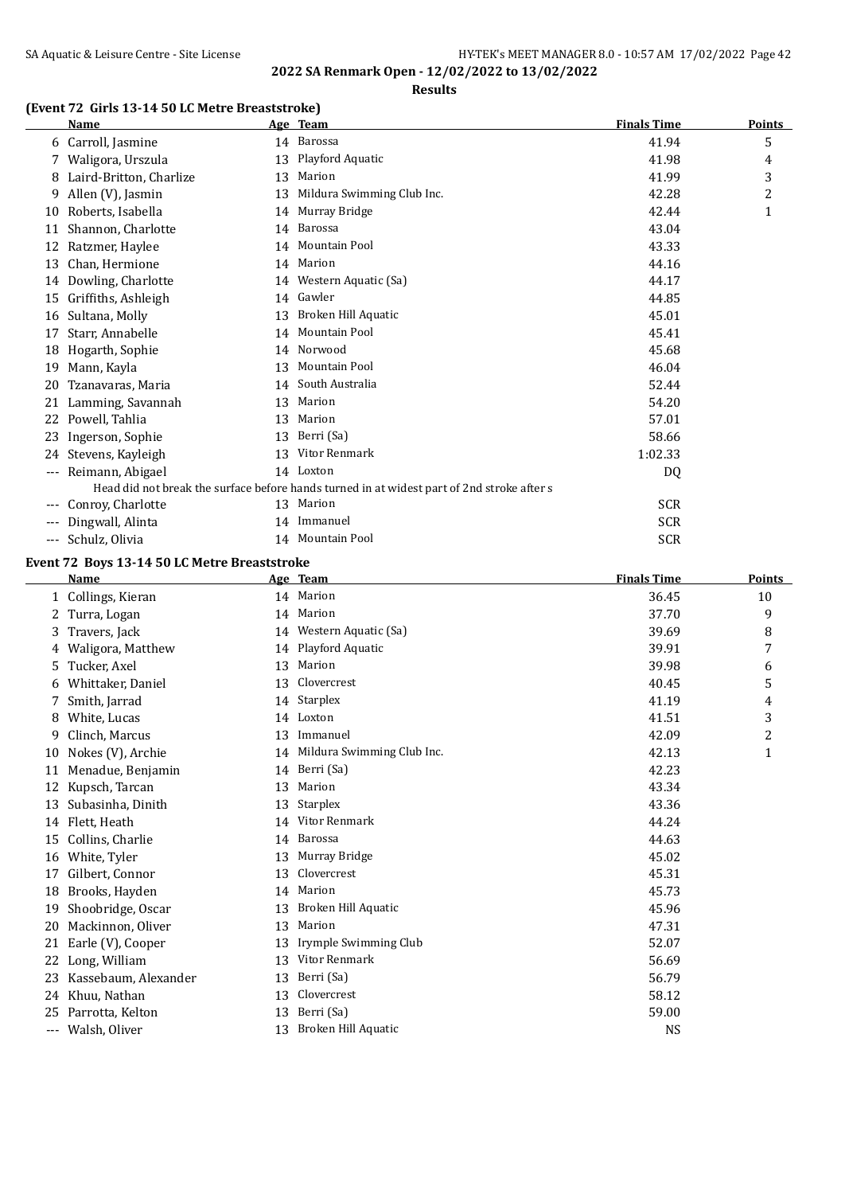**2022 SA Renmark Open - 12/02/2022 to 13/02/2022**

**Results**

### (Event 72 Girls 13-14 50 LC Metre Breaststroke)

| | Name | Age | Team | Finals Time | Points |
|---|---|---|---|---|---|
| 6 | Carroll, Jasmine | 14 | Barossa | 41.94 | 5 |
| 7 | Waligora, Urszula | 13 | Playford Aquatic | 41.98 | 4 |
| 8 | Laird-Britton, Charlize | 13 | Marion | 41.99 | 3 |
| 9 | Allen (V), Jasmin | 13 | Mildura Swimming Club Inc. | 42.28 | 2 |
| 10 | Roberts, Isabella | 14 | Murray Bridge | 42.44 | 1 |
| 11 | Shannon, Charlotte | 14 | Barossa | 43.04 | |
| 12 | Ratzmer, Haylee | 14 | Mountain Pool | 43.33 | |
| 13 | Chan, Hermione | 14 | Marion | 44.16 | |
| 14 | Dowling, Charlotte | 14 | Western Aquatic (Sa) | 44.17 | |
| 15 | Griffiths, Ashleigh | 14 | Gawler | 44.85 | |
| 16 | Sultana, Molly | 13 | Broken Hill Aquatic | 45.01 | |
| 17 | Starr, Annabelle | 14 | Mountain Pool | 45.41 | |
| 18 | Hogarth, Sophie | 14 | Norwood | 45.68 | |
| 19 | Mann, Kayla | 13 | Mountain Pool | 46.04 | |
| 20 | Tzanavaras, Maria | 14 | South Australia | 52.44 | |
| 21 | Lamming, Savannah | 13 | Marion | 54.20 | |
| 22 | Powell, Tahlia | 13 | Marion | 57.01 | |
| 23 | Ingerson, Sophie | 13 | Berri (Sa) | 58.66 | |
| 24 | Stevens, Kayleigh | 13 | Vitor Renmark | 1:02.33 | |
| --- | Reimann, Abigael | 14 | Loxton | DQ | |
| | Head did not break the surface before hands turned in at widest part of 2nd stroke after s | | | | |
| --- | Conroy, Charlotte | 13 | Marion | SCR | |
| --- | Dingwall, Alinta | 14 | Immanuel | SCR | |
| --- | Schulz, Olivia | 14 | Mountain Pool | SCR | |

### Event 72 Boys 13-14 50 LC Metre Breaststroke

| | Name | Age | Team | Finals Time | Points |
|---|---|---|---|---|---|
| 1 | Collings, Kieran | 14 | Marion | 36.45 | 10 |
| 2 | Turra, Logan | 14 | Marion | 37.70 | 9 |
| 3 | Travers, Jack | 14 | Western Aquatic (Sa) | 39.69 | 8 |
| 4 | Waligora, Matthew | 14 | Playford Aquatic | 39.91 | 7 |
| 5 | Tucker, Axel | 13 | Marion | 39.98 | 6 |
| 6 | Whittaker, Daniel | 13 | Clovercrest | 40.45 | 5 |
| 7 | Smith, Jarrad | 14 | Starplex | 41.19 | 4 |
| 8 | White, Lucas | 14 | Loxton | 41.51 | 3 |
| 9 | Clinch, Marcus | 13 | Immanuel | 42.09 | 2 |
| 10 | Nokes (V), Archie | 14 | Mildura Swimming Club Inc. | 42.13 | 1 |
| 11 | Menadue, Benjamin | 14 | Berri (Sa) | 42.23 | |
| 12 | Kupsch, Tarcan | 13 | Marion | 43.34 | |
| 13 | Subasinha, Dinith | 13 | Starplex | 43.36 | |
| 14 | Flett, Heath | 14 | Vitor Renmark | 44.24 | |
| 15 | Collins, Charlie | 14 | Barossa | 44.63 | |
| 16 | White, Tyler | 13 | Murray Bridge | 45.02 | |
| 17 | Gilbert, Connor | 13 | Clovercrest | 45.31 | |
| 18 | Brooks, Hayden | 14 | Marion | 45.73 | |
| 19 | Shoobridge, Oscar | 13 | Broken Hill Aquatic | 45.96 | |
| 20 | Mackinnon, Oliver | 13 | Marion | 47.31 | |
| 21 | Earle (V), Cooper | 13 | Irymple Swimming Club | 52.07 | |
| 22 | Long, William | 13 | Vitor Renmark | 56.69 | |
| 23 | Kassebaum, Alexander | 13 | Berri (Sa) | 56.79 | |
| 24 | Khuu, Nathan | 13 | Clovercrest | 58.12 | |
| 25 | Parrotta, Kelton | 13 | Berri (Sa) | 59.00 | |
| --- | Walsh, Oliver | 13 | Broken Hill Aquatic | NS | |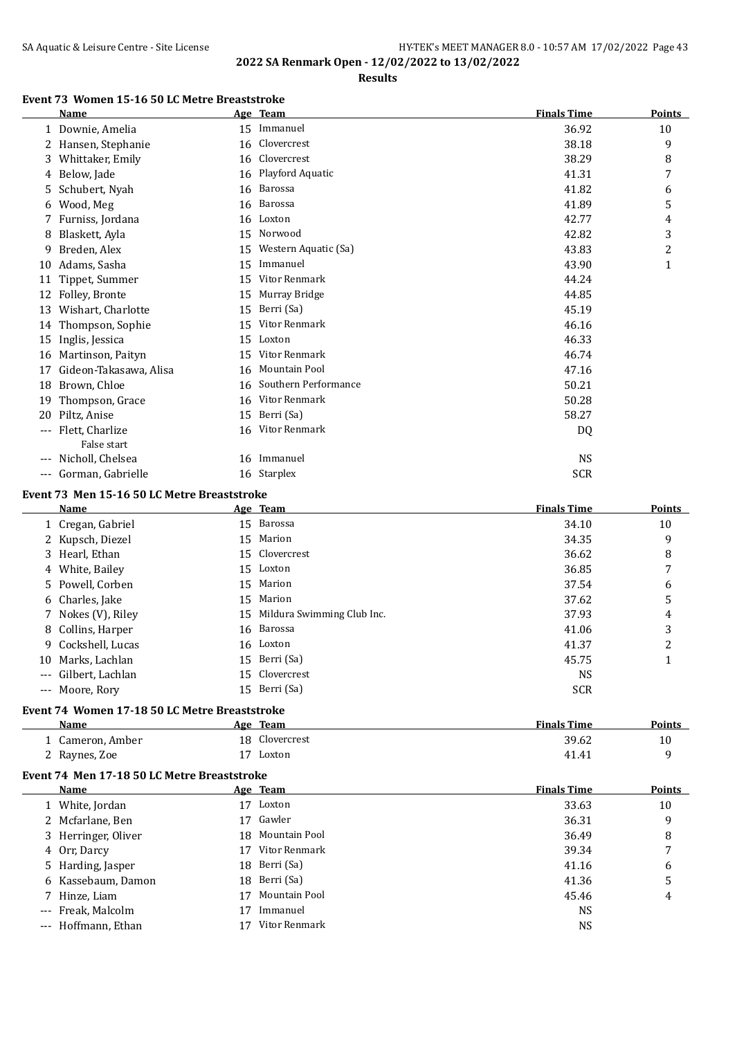**2022 SA Renmark Open - 12/02/2022 to 13/02/2022**

**Results**

### Event 73 Women 15-16 50 LC Metre Breaststroke

| | Name | Age | Team | Finals Time | Points |
|---|---|---|---|---|---|
| 1 | Downie, Amelia | 15 | Immanuel | 36.92 | 10 |
| 2 | Hansen, Stephanie | 16 | Clovercrest | 38.18 | 9 |
| 3 | Whittaker, Emily | 16 | Clovercrest | 38.29 | 8 |
| 4 | Below, Jade | 16 | Playford Aquatic | 41.31 | 7 |
| 5 | Schubert, Nyah | 16 | Barossa | 41.82 | 6 |
| 6 | Wood, Meg | 16 | Barossa | 41.89 | 5 |
| 7 | Furniss, Jordana | 16 | Loxton | 42.77 | 4 |
| 8 | Blaskett, Ayla | 15 | Norwood | 42.82 | 3 |
| 9 | Breden, Alex | 15 | Western Aquatic (Sa) | 43.83 | 2 |
| 10 | Adams, Sasha | 15 | Immanuel | 43.90 | 1 |
| 11 | Tippet, Summer | 15 | Vitor Renmark | 44.24 | |
| 12 | Folley, Bronte | 15 | Murray Bridge | 44.85 | |
| 13 | Wishart, Charlotte | 15 | Berri (Sa) | 45.19 | |
| 14 | Thompson, Sophie | 15 | Vitor Renmark | 46.16 | |
| 15 | Inglis, Jessica | 15 | Loxton | 46.33 | |
| 16 | Martinson, Paityn | 15 | Vitor Renmark | 46.74 | |
| 17 | Gideon-Takasawa, Alisa | 16 | Mountain Pool | 47.16 | |
| 18 | Brown, Chloe | 16 | Southern Performance | 50.21 | |
| 19 | Thompson, Grace | 16 | Vitor Renmark | 50.28 | |
| 20 | Piltz, Anise | 15 | Berri (Sa) | 58.27 | |
| --- | Flett, Charlize<br>False start | 16 | Vitor Renmark | DQ | |
| --- | Nicholl, Chelsea | 16 | Immanuel | NS | |
| --- | Gorman, Gabrielle | 16 | Starplex | SCR | |

### Event 73 Men 15-16 50 LC Metre Breaststroke

| | Name | Age | Team | Finals Time | Points |
|---|---|---|---|---|---|
| 1 | Cregan, Gabriel | 15 | Barossa | 34.10 | 10 |
| 2 | Kupsch, Diezel | 15 | Marion | 34.35 | 9 |
| 3 | Hearl, Ethan | 15 | Clovercrest | 36.62 | 8 |
| 4 | White, Bailey | 15 | Loxton | 36.85 | 7 |
| 5 | Powell, Corben | 15 | Marion | 37.54 | 6 |
| 6 | Charles, Jake | 15 | Marion | 37.62 | 5 |
| 7 | Nokes (V), Riley | 15 | Mildura Swimming Club Inc. | 37.93 | 4 |
| 8 | Collins, Harper | 16 | Barossa | 41.06 | 3 |
| 9 | Cockshell, Lucas | 16 | Loxton | 41.37 | 2 |
| 10 | Marks, Lachlan | 15 | Berri (Sa) | 45.75 | 1 |
| --- | Gilbert, Lachlan | 15 | Clovercrest | NS | |
| --- | Moore, Rory | 15 | Berri (Sa) | SCR | |

### Event 74 Women 17-18 50 LC Metre Breaststroke

| | Name | Age | Team | Finals Time | Points |
|---|---|---|---|---|---|
| 1 | Cameron, Amber | 18 | Clovercrest | 39.62 | 10 |
| 2 | Raynes, Zoe | 17 | Loxton | 41.41 | 9 |

### Event 74 Men 17-18 50 LC Metre Breaststroke

| | Name | Age | Team | Finals Time | Points |
|---|---|---|---|---|---|
| 1 | White, Jordan | 17 | Loxton | 33.63 | 10 |
| 2 | Mcfarlane, Ben | 17 | Gawler | 36.31 | 9 |
| 3 | Herringer, Oliver | 18 | Mountain Pool | 36.49 | 8 |
| 4 | Orr, Darcy | 17 | Vitor Renmark | 39.34 | 7 |
| 5 | Harding, Jasper | 18 | Berri (Sa) | 41.16 | 6 |
| 6 | Kassebaum, Damon | 18 | Berri (Sa) | 41.36 | 5 |
| 7 | Hinze, Liam | 17 | Mountain Pool | 45.46 | 4 |
| --- | Freak, Malcolm | 17 | Immanuel | NS | |
| --- | Hoffmann, Ethan | 17 | Vitor Renmark | NS | |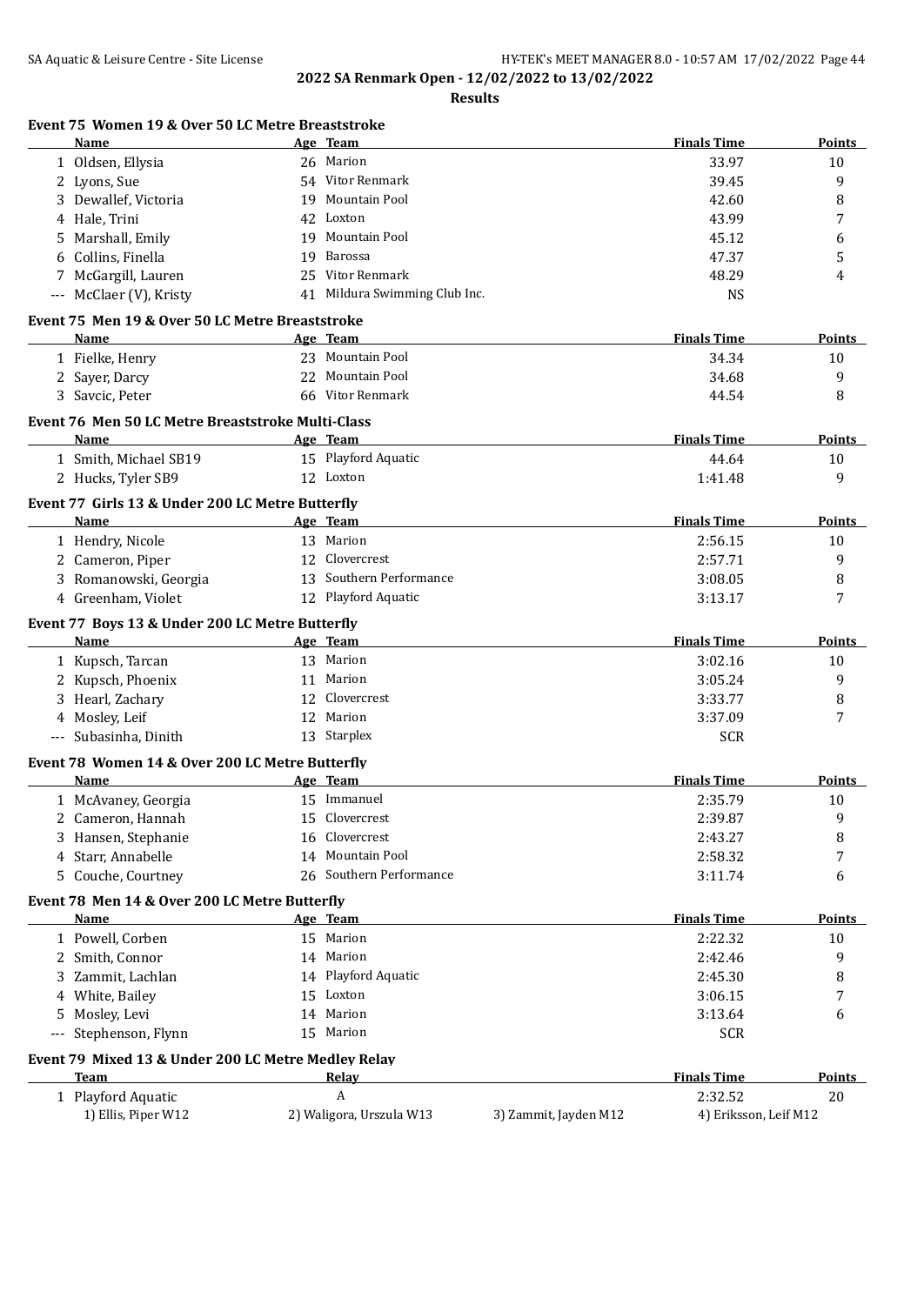**2022 SA Renmark Open - 12/02/2022 to 13/02/2022**

**Results**

### Event 75 Women 19 & Over 50 LC Metre Breaststroke

| | Name | Age | Team | Finals Time | Points |
|---|---|---|---|---|---|
| 1 | Oldsen, Ellysia | 26 | Marion | 33.97 | 10 |
| 2 | Lyons, Sue | 54 | Vitor Renmark | 39.45 | 9 |
| 3 | Dewallef, Victoria | 19 | Mountain Pool | 42.60 | 8 |
| 4 | Hale, Trini | 42 | Loxton | 43.99 | 7 |
| 5 | Marshall, Emily | 19 | Mountain Pool | 45.12 | 6 |
| 6 | Collins, Finella | 19 | Barossa | 47.37 | 5 |
| 7 | McGargill, Lauren | 25 | Vitor Renmark | 48.29 | 4 |
| --- | McClaer (V), Kristy | 41 | Mildura Swimming Club Inc. | NS | |

### Event 75 Men 19 & Over 50 LC Metre Breaststroke

| | Name | Age | Team | Finals Time | Points |
|---|---|---|---|---|---|
| 1 | Fielke, Henry | 23 | Mountain Pool | 34.34 | 10 |
| 2 | Sayer, Darcy | 22 | Mountain Pool | 34.68 | 9 |
| 3 | Savcic, Peter | 66 | Vitor Renmark | 44.54 | 8 |

### Event 76 Men 50 LC Metre Breaststroke Multi-Class

| | Name | Age | Team | Finals Time | Points |
|---|---|---|---|---|---|
| 1 | Smith, Michael SB19 | 15 | Playford Aquatic | 44.64 | 10 |
| 2 | Hucks, Tyler SB9 | 12 | Loxton | 1:41.48 | 9 |

### Event 77 Girls 13 & Under 200 LC Metre Butterfly

| | Name | Age | Team | Finals Time | Points |
|---|---|---|---|---|---|
| 1 | Hendry, Nicole | 13 | Marion | 2:56.15 | 10 |
| 2 | Cameron, Piper | 12 | Clovercrest | 2:57.71 | 9 |
| 3 | Romanowski, Georgia | 13 | Southern Performance | 3:08.05 | 8 |
| 4 | Greenham, Violet | 12 | Playford Aquatic | 3:13.17 | 7 |

### Event 77 Boys 13 & Under 200 LC Metre Butterfly

| | Name | Age | Team | Finals Time | Points |
|---|---|---|---|---|---|
| 1 | Kupsch, Tarcan | 13 | Marion | 3:02.16 | 10 |
| 2 | Kupsch, Phoenix | 11 | Marion | 3:05.24 | 9 |
| 3 | Hearl, Zachary | 12 | Clovercrest | 3:33.77 | 8 |
| 4 | Mosley, Leif | 12 | Marion | 3:37.09 | 7 |
| --- | Subasinha, Dinith | 13 | Starplex | SCR | |

### Event 78 Women 14 & Over 200 LC Metre Butterfly

| | Name | Age | Team | Finals Time | Points |
|---|---|---|---|---|---|
| 1 | McAvaney, Georgia | 15 | Immanuel | 2:35.79 | 10 |
| 2 | Cameron, Hannah | 15 | Clovercrest | 2:39.87 | 9 |
| 3 | Hansen, Stephanie | 16 | Clovercrest | 2:43.27 | 8 |
| 4 | Starr, Annabelle | 14 | Mountain Pool | 2:58.32 | 7 |
| 5 | Couche, Courtney | 26 | Southern Performance | 3:11.74 | 6 |

### Event 78 Men 14 & Over 200 LC Metre Butterfly

| | Name | Age | Team | Finals Time | Points |
|---|---|---|---|---|---|
| 1 | Powell, Corben | 15 | Marion | 2:22.32 | 10 |
| 2 | Smith, Connor | 14 | Marion | 2:42.46 | 9 |
| 3 | Zammit, Lachlan | 14 | Playford Aquatic | 2:45.30 | 8 |
| 4 | White, Bailey | 15 | Loxton | 3:06.15 | 7 |
| 5 | Mosley, Levi | 14 | Marion | 3:13.64 | 6 |
| --- | Stephenson, Flynn | 15 | Marion | SCR | |

### Event 79 Mixed 13 & Under 200 LC Metre Medley Relay

| | Team | Relay | Finals Time | Points |
|---|---|---|---|---|
| 1 | Playford Aquatic | A | 2:32.52 | 20 |

1) Ellis, Piper W12 2) Waligora, Urszula W13 3) Zammit, Jayden M12 4) Eriksson, Leif M12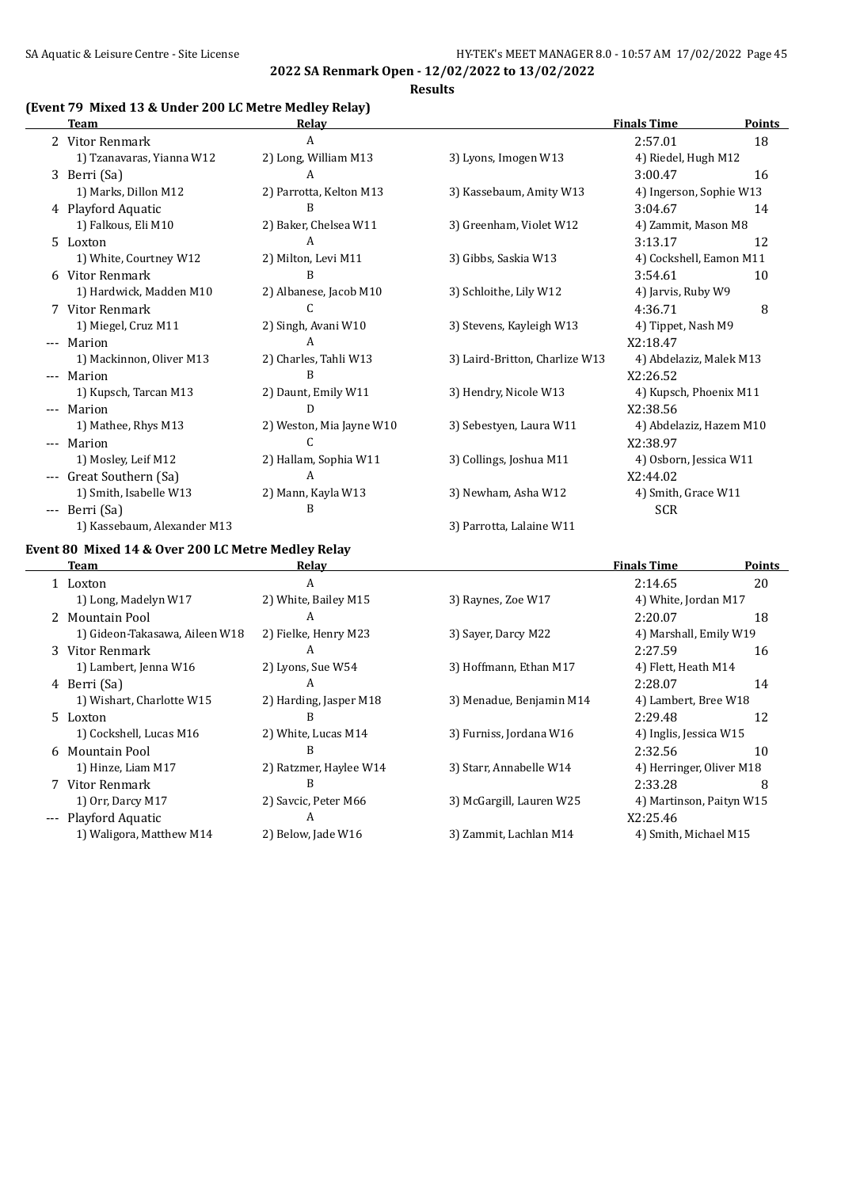**2022 SA Renmark Open - 12/02/2022 to 13/02/2022**

**Results**

### (Event 79 Mixed 13 & Under 200 LC Metre Medley Relay)

| Team | Relay | | Finals Time | Points |
|---|---|---|---|---|
| 2 Vitor Renmark | A | | 2:57.01 | 18 |
| 1) Tzanavaras, Yianna W12 | 2) Long, William M13 | 3) Lyons, Imogen W13 | 4) Riedel, Hugh M12 | |
| 3 Berri (Sa) | A | | 3:00.47 | 16 |
| 1) Marks, Dillon M12 | 2) Parrotta, Kelton M13 | 3) Kassebaum, Amity W13 | 4) Ingerson, Sophie W13 | |
| 4 Playford Aquatic | B | | 3:04.67 | 14 |
| 1) Falkous, Eli M10 | 2) Baker, Chelsea W11 | 3) Greenham, Violet W12 | 4) Zammit, Mason M8 | |
| 5 Loxton | A | | 3:13.17 | 12 |
| 1) White, Courtney W12 | 2) Milton, Levi M11 | 3) Gibbs, Saskia W13 | 4) Cockshell, Eamon M11 | |
| 6 Vitor Renmark | B | | 3:54.61 | 10 |
| 1) Hardwick, Madden M10 | 2) Albanese, Jacob M10 | 3) Schloithe, Lily W12 | 4) Jarvis, Ruby W9 | |
| 7 Vitor Renmark | C | | 4:36.71 | 8 |
| 1) Miegel, Cruz M11 | 2) Singh, Avani W10 | 3) Stevens, Kayleigh W13 | 4) Tippet, Nash M9 | |
| --- Marion | A | | X2:18.47 | |
| 1) Mackinnon, Oliver M13 | 2) Charles, Tahli W13 | 3) Laird-Britton, Charlize W13 | 4) Abdelaziz, Malek M13 | |
| --- Marion | B | | X2:26.52 | |
| 1) Kupsch, Tarcan M13 | 2) Daunt, Emily W11 | 3) Hendry, Nicole W13 | 4) Kupsch, Phoenix M11 | |
| --- Marion | D | | X2:38.56 | |
| 1) Mathee, Rhys M13 | 2) Weston, Mia Jayne W10 | 3) Sebestyen, Laura W11 | 4) Abdelaziz, Hazem M10 | |
| --- Marion | C | | X2:38.97 | |
| 1) Mosley, Leif M12 | 2) Hallam, Sophia W11 | 3) Collings, Joshua M11 | 4) Osborn, Jessica W11 | |
| --- Great Southern (Sa) | A | | X2:44.02 | |
| 1) Smith, Isabelle W13 | 2) Mann, Kayla W13 | 3) Newham, Asha W12 | 4) Smith, Grace W11 | |
| --- Berri (Sa) | B | | SCR | |
| 1) Kassebaum, Alexander M13 | | 3) Parrotta, Lalaine W11 | | |

### Event 80 Mixed 14 & Over 200 LC Metre Medley Relay

| Team | Relay | | Finals Time | Points |
|---|---|---|---|---|
| 1 Loxton | A | | 2:14.65 | 20 |
| 1) Long, Madelyn W17 | 2) White, Bailey M15 | 3) Raynes, Zoe W17 | 4) White, Jordan M17 | |
| 2 Mountain Pool | A | | 2:20.07 | 18 |
| 1) Gideon-Takasawa, Aileen W18 | 2) Fielke, Henry M23 | 3) Sayer, Darcy M22 | 4) Marshall, Emily W19 | |
| 3 Vitor Renmark | A | | 2:27.59 | 16 |
| 1) Lambert, Jenna W16 | 2) Lyons, Sue W54 | 3) Hoffmann, Ethan M17 | 4) Flett, Heath M14 | |
| 4 Berri (Sa) | A | | 2:28.07 | 14 |
| 1) Wishart, Charlotte W15 | 2) Harding, Jasper M18 | 3) Menadue, Benjamin M14 | 4) Lambert, Bree W18 | |
| 5 Loxton | B | | 2:29.48 | 12 |
| 1) Cockshell, Lucas M16 | 2) White, Lucas M14 | 3) Furniss, Jordana W16 | 4) Inglis, Jessica W15 | |
| 6 Mountain Pool | B | | 2:32.56 | 10 |
| 1) Hinze, Liam M17 | 2) Ratzmer, Haylee W14 | 3) Starr, Annabelle W14 | 4) Herringer, Oliver M18 | |
| 7 Vitor Renmark | B | | 2:33.28 | 8 |
| 1) Orr, Darcy M17 | 2) Savcic, Peter M66 | 3) McGargill, Lauren W25 | 4) Martinson, Paityn W15 | |
| --- Playford Aquatic | A | | X2:25.46 | |
| 1) Waligora, Matthew M14 | 2) Below, Jade W16 | 3) Zammit, Lachlan M14 | 4) Smith, Michael M15 | |